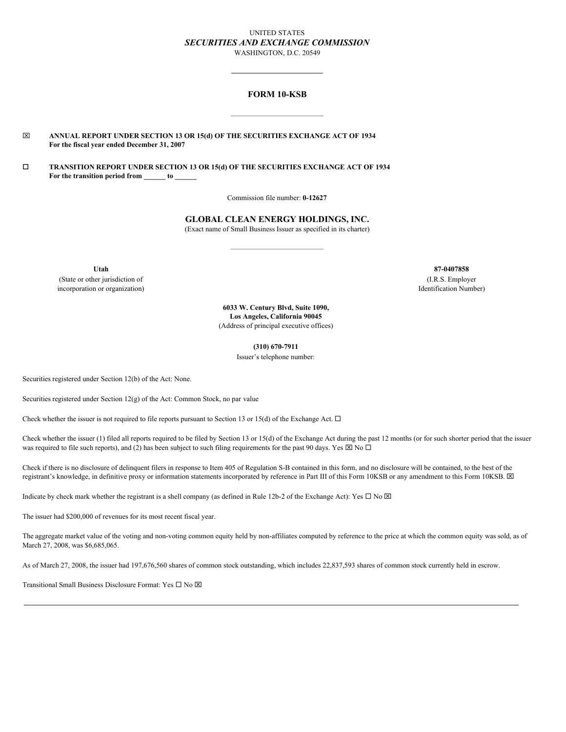UNITED STATES

*SECURITIES AND EXCHANGE COMMISSION*

WASHINGTON, D.C. 20549

# FORM 10-KSB

☒ **ANNUAL REPORT UNDER SECTION 13 OR 15(d) OF THE SECURITIES EXCHANGE ACT OF 1934**
**For the fiscal year ended December 31, 2007**

☐ **TRANSITION REPORT UNDER SECTION 13 OR 15(d) OF THE SECURITIES EXCHANGE ACT OF 1934**
**For the transition period from ______ to ______**

Commission file number: **0-12627**

## GLOBAL CLEAN ENERGY HOLDINGS, INC.

(Exact name of Small Business Issuer as specified in its charter)

| **Utah** | **87-0407858** |
|---|---|
| (State or other jurisdiction of incorporation or organization) | (I.R.S. Employer Identification Number) |

**6033 W. Century Blvd, Suite 1090,**
**Los Angeles, California 90045**
(Address of principal executive offices)

**(310) 670-7911**
Issuer's telephone number:

Securities registered under Section 12(b) of the Act: None.

Securities registered under Section 12(g) of the Act: Common Stock, no par value

Check whether the issuer is not required to file reports pursuant to Section 13 or 15(d) of the Exchange Act. ☐

Check whether the issuer (1) filed all reports required to be filed by Section 13 or 15(d) of the Exchange Act during the past 12 months (or for such shorter period that the issuer was required to file such reports), and (2) has been subject to such filing requirements for the past 90 days. Yes ☒ No ☐

Check if there is no disclosure of delinquent filers in response to Item 405 of Regulation S-B contained in this form, and no disclosure will be contained, to the best of the registrant's knowledge, in definitive proxy or information statements incorporated by reference in Part III of this Form 10KSB or any amendment to this Form 10KSB. ☒

Indicate by check mark whether the registrant is a shell company (as defined in Rule 12b-2 of the Exchange Act): Yes ☐ No ☒

The issuer had $200,000 of revenues for its most recent fiscal year.

The aggregate market value of the voting and non-voting common equity held by non-affiliates computed by reference to the price at which the common equity was sold, as of March 27, 2008, was $6,685,065.

As of March 27, 2008, the issuer had 197,676,560 shares of common stock outstanding, which includes 22,837,593 shares of common stock currently held in escrow.

Transitional Small Business Disclosure Format: Yes ☐ No ☒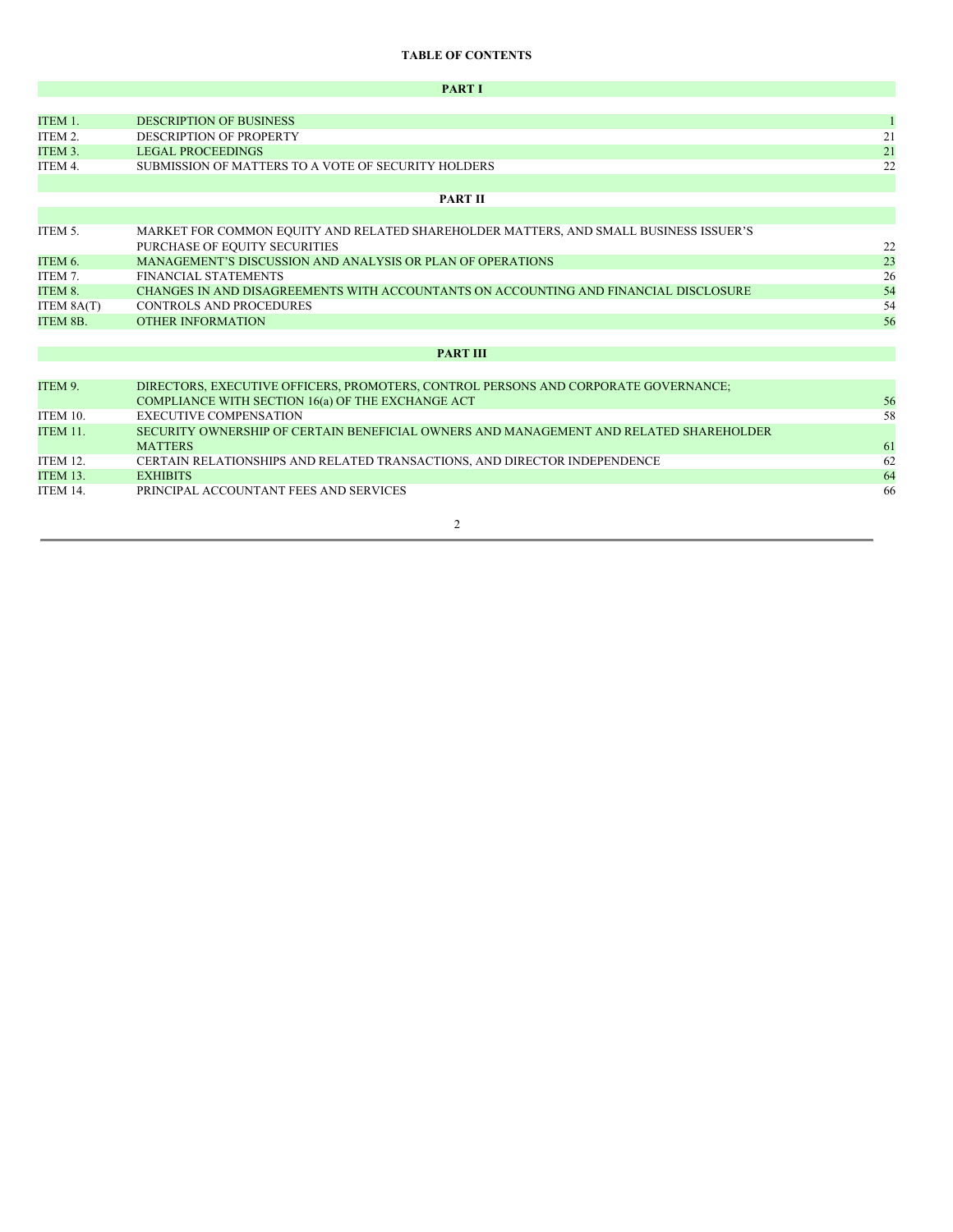# TABLE OF CONTENTS

| | | |
|---|---|---|
| | **PART I** | |
| ITEM 1. | DESCRIPTION OF BUSINESS | 1 |
| ITEM 2. | DESCRIPTION OF PROPERTY | 21 |
| ITEM 3. | LEGAL PROCEEDINGS | 21 |
| ITEM 4. | SUBMISSION OF MATTERS TO A VOTE OF SECURITY HOLDERS | 22 |
| | **PART II** | |
| ITEM 5. | MARKET FOR COMMON EQUITY AND RELATED SHAREHOLDER MATTERS, AND SMALL BUSINESS ISSUER'S PURCHASE OF EQUITY SECURITIES | 22 |
| ITEM 6. | MANAGEMENT'S DISCUSSION AND ANALYSIS OR PLAN OF OPERATIONS | 23 |
| ITEM 7. | FINANCIAL STATEMENTS | 26 |
| ITEM 8. | CHANGES IN AND DISAGREEMENTS WITH ACCOUNTANTS ON ACCOUNTING AND FINANCIAL DISCLOSURE | 54 |
| ITEM 8A(T) | CONTROLS AND PROCEDURES | 54 |
| ITEM 8B. | OTHER INFORMATION | 56 |
| | **PART III** | |
| ITEM 9. | DIRECTORS, EXECUTIVE OFFICERS, PROMOTERS, CONTROL PERSONS AND CORPORATE GOVERNANCE; COMPLIANCE WITH SECTION 16(a) OF THE EXCHANGE ACT | 56 |
| ITEM 10. | EXECUTIVE COMPENSATION | 58 |
| ITEM 11. | SECURITY OWNERSHIP OF CERTAIN BENEFICIAL OWNERS AND MANAGEMENT AND RELATED SHAREHOLDER MATTERS | 61 |
| ITEM 12. | CERTAIN RELATIONSHIPS AND RELATED TRANSACTIONS, AND DIRECTOR INDEPENDENCE | 62 |
| ITEM 13. | EXHIBITS | 64 |
| ITEM 14. | PRINCIPAL ACCOUNTANT FEES AND SERVICES | 66 |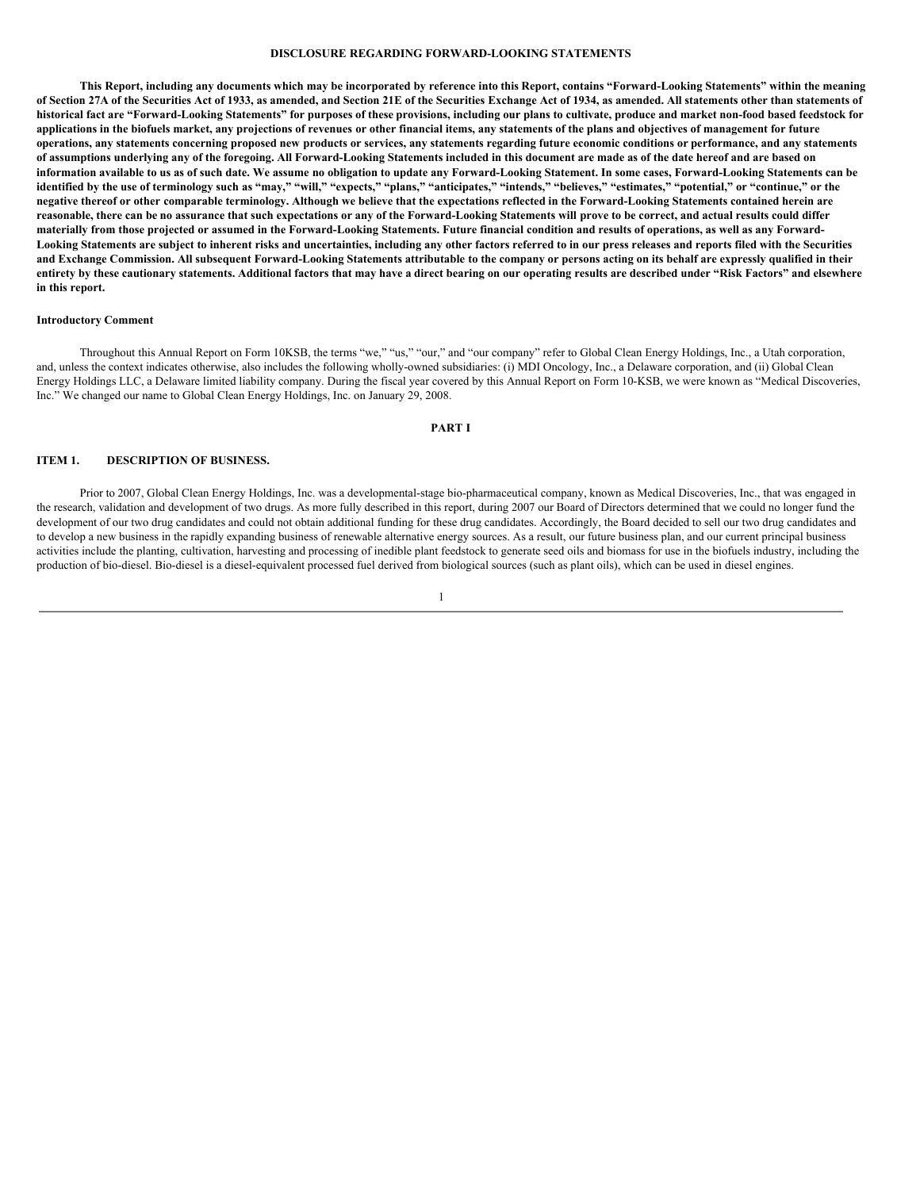## DISCLOSURE REGARDING FORWARD-LOOKING STATEMENTS

**This Report, including any documents which may be incorporated by reference into this Report, contains "Forward-Looking Statements" within the meaning of Section 27A of the Securities Act of 1933, as amended, and Section 21E of the Securities Exchange Act of 1934, as amended. All statements other than statements of historical fact are "Forward-Looking Statements" for purposes of these provisions, including our plans to cultivate, produce and market non-food based feedstock for applications in the biofuels market, any projections of revenues or other financial items, any statements of the plans and objectives of management for future operations, any statements concerning proposed new products or services, any statements regarding future economic conditions or performance, and any statements of assumptions underlying any of the foregoing. All Forward-Looking Statements included in this document are made as of the date hereof and are based on information available to us as of such date. We assume no obligation to update any Forward-Looking Statement. In some cases, Forward-Looking Statements can be identified by the use of terminology such as "may," "will," "expects," "plans," "anticipates," "intends," "believes," "estimates," "potential," or "continue," or the negative thereof or other comparable terminology. Although we believe that the expectations reflected in the Forward-Looking Statements contained herein are reasonable, there can be no assurance that such expectations or any of the Forward-Looking Statements will prove to be correct, and actual results could differ materially from those projected or assumed in the Forward-Looking Statements. Future financial condition and results of operations, as well as any Forward-Looking Statements are subject to inherent risks and uncertainties, including any other factors referred to in our press releases and reports filed with the Securities and Exchange Commission. All subsequent Forward-Looking Statements attributable to the company or persons acting on its behalf are expressly qualified in their entirety by these cautionary statements. Additional factors that may have a direct bearing on our operating results are described under "Risk Factors" and elsewhere in this report.**

**Introductory Comment**

Throughout this Annual Report on Form 10KSB, the terms "we," "us," "our," and "our company" refer to Global Clean Energy Holdings, Inc., a Utah corporation, and, unless the context indicates otherwise, also includes the following wholly-owned subsidiaries: (i) MDI Oncology, Inc., a Delaware corporation, and (ii) Global Clean Energy Holdings LLC, a Delaware limited liability company. During the fiscal year covered by this Annual Report on Form 10-KSB, we were known as "Medical Discoveries, Inc." We changed our name to Global Clean Energy Holdings, Inc. on January 29, 2008.

## PART I

### ITEM 1. DESCRIPTION OF BUSINESS.

Prior to 2007, Global Clean Energy Holdings, Inc. was a developmental-stage bio-pharmaceutical company, known as Medical Discoveries, Inc., that was engaged in the research, validation and development of two drugs. As more fully described in this report, during 2007 our Board of Directors determined that we could no longer fund the development of our two drug candidates and could not obtain additional funding for these drug candidates. Accordingly, the Board decided to sell our two drug candidates and to develop a new business in the rapidly expanding business of renewable alternative energy sources. As a result, our future business plan, and our current principal business activities include the planting, cultivation, harvesting and processing of inedible plant feedstock to generate seed oils and biomass for use in the biofuels industry, including the production of bio-diesel. Bio-diesel is a diesel-equivalent processed fuel derived from biological sources (such as plant oils), which can be used in diesel engines.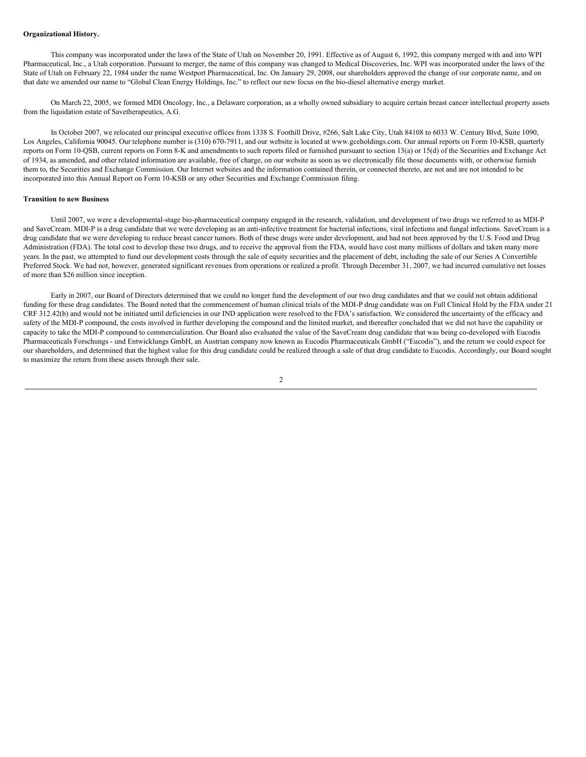**Organizational History.**

This company was incorporated under the laws of the State of Utah on November 20, 1991. Effective as of August 6, 1992, this company merged with and into WPI Pharmaceutical, Inc., a Utah corporation. Pursuant to merger, the name of this company was changed to Medical Discoveries, Inc. WPI was incorporated under the laws of the State of Utah on February 22, 1984 under the name Westport Pharmaceutical, Inc. On January 29, 2008, our shareholders approved the change of our corporate name, and on that date we amended our name to "Global Clean Energy Holdings, Inc." to reflect our new focus on the bio-diesel alternative energy market.

On March 22, 2005, we formed MDI Oncology, Inc., a Delaware corporation, as a wholly owned subsidiary to acquire certain breast cancer intellectual property assets from the liquidation estate of Savetherapeutics, A.G.

In October 2007, we relocated our principal executive offices from 1338 S. Foothill Drive, #266, Salt Lake City, Utah 84108 to 6033 W. Century Blvd, Suite 1090, Los Angeles, California 90045. Our telephone number is (310) 670-7911, and our website is located at www.gceholdings.com. Our annual reports on Form 10-KSB, quarterly reports on Form 10-QSB, current reports on Form 8-K and amendments to such reports filed or furnished pursuant to section 13(a) or 15(d) of the Securities and Exchange Act of 1934, as amended, and other related information are available, free of charge, on our website as soon as we electronically file those documents with, or otherwise furnish them to, the Securities and Exchange Commission. Our Internet websites and the information contained therein, or connected thereto, are not and are not intended to be incorporated into this Annual Report on Form 10-KSB or any other Securities and Exchange Commission filing.

**Transition to new Business**

Until 2007, we were a developmental-stage bio-pharmaceutical company engaged in the research, validation, and development of two drugs we referred to as MDI-P and SaveCream. MDI-P is a drug candidate that we were developing as an anti-infective treatment for bacterial infections, viral infections and fungal infections. SaveCream is a drug candidate that we were developing to reduce breast cancer tumors. Both of these drugs were under development, and had not been approved by the U.S. Food and Drug Administration (FDA). The total cost to develop these two drugs, and to receive the approval from the FDA, would have cost many millions of dollars and taken many more years. In the past, we attempted to fund our development costs through the sale of equity securities and the placement of debt, including the sale of our Series A Convertible Preferred Stock. We had not, however, generated significant revenues from operations or realized a profit. Through December 31, 2007, we had incurred cumulative net losses of more than $26 million since inception.

Early in 2007, our Board of Directors determined that we could no longer fund the development of our two drug candidates and that we could not obtain additional funding for these drug candidates. The Board noted that the commencement of human clinical trials of the MDI-P drug candidate was on Full Clinical Hold by the FDA under 21 CRF 312.42(b) and would not be initiated until deficiencies in our IND application were resolved to the FDA's satisfaction. We considered the uncertainty of the efficacy and safety of the MDI-P compound, the costs involved in further developing the compound and the limited market, and thereafter concluded that we did not have the capability or capacity to take the MDI-P compound to commercialization. Our Board also evaluated the value of the SaveCream drug candidate that was being co-developed with Eucodis Pharmaceuticals Forschungs - und Entwicklungs GmbH, an Austrian company now known as Eucodis Pharmaceuticals GmbH ("Eucodis"), and the return we could expect for our shareholders, and determined that the highest value for this drug candidate could be realized through a sale of that drug candidate to Eucodis. Accordingly, our Board sought to maximize the return from these assets through their sale.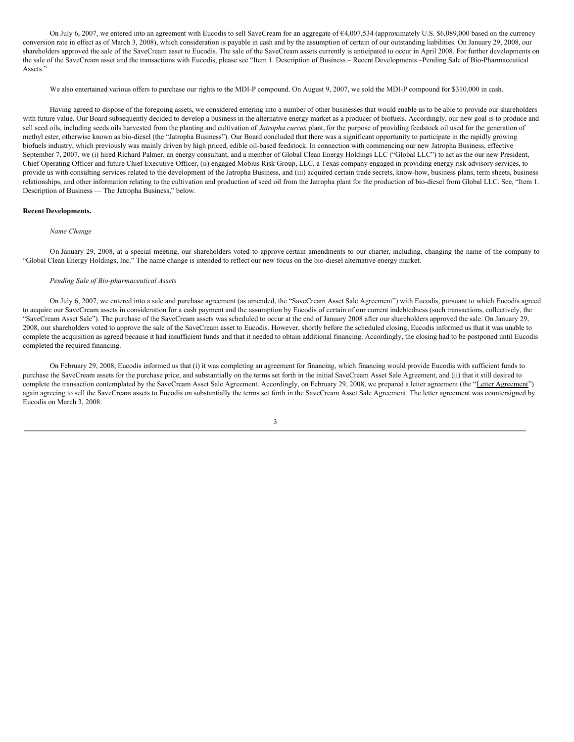On July 6, 2007, we entered into an agreement with Eucodis to sell SaveCream for an aggregate of €4,007,534 (approximately U.S. $6,089,000 based on the currency conversion rate in effect as of March 3, 2008), which consideration is payable in cash and by the assumption of certain of our outstanding liabilities. On January 29, 2008, our shareholders approved the sale of the SaveCream asset to Eucodis. The sale of the SaveCream assets currently is anticipated to occur in April 2008. For further developments on the sale of the SaveCream asset and the transactions with Eucodis, please see "Item 1. Description of Business – Recent Developments –Pending Sale of Bio-Pharmaceutical Assets."

We also entertained various offers to purchase our rights to the MDI-P compound. On August 9, 2007, we sold the MDI-P compound for $310,000 in cash.

Having agreed to dispose of the foregoing assets, we considered entering into a number of other businesses that would enable us to be able to provide our shareholders with future value. Our Board subsequently decided to develop a business in the alternative energy market as a producer of biofuels. Accordingly, our new goal is to produce and sell seed oils, including seeds oils harvested from the planting and cultivation of *Jatropha curcas* plant, for the purpose of providing feedstock oil used for the generation of methyl ester, otherwise known as bio-diesel (the "Jatropha Business"). Our Board concluded that there was a significant opportunity to participate in the rapidly growing biofuels industry, which previously was mainly driven by high priced, edible oil-based feedstock. In connection with commencing our new Jatropha Business, effective September 7, 2007, we (i) hired Richard Palmer, an energy consultant, and a member of Global Clean Energy Holdings LLC ("Global LLC") to act as the our new President, Chief Operating Officer and future Chief Executive Officer, (ii) engaged Mobius Risk Group, LLC, a Texas company engaged in providing energy risk advisory services, to provide us with consulting services related to the development of the Jatropha Business, and (iii) acquired certain trade secrets, know-how, business plans, term sheets, business relationships, and other information relating to the cultivation and production of seed oil from the Jatropha plant for the production of bio-diesel from Global LLC. See, "Item 1. Description of Business — The Jatropha Business," below.

**Recent Developments.**

*Name Change*

On January 29, 2008, at a special meeting, our shareholders voted to approve certain amendments to our charter, including, changing the name of the company to "Global Clean Energy Holdings, Inc." The name change is intended to reflect our new focus on the bio-diesel alternative energy market.

*Pending Sale of Bio-pharmaceutical Assets*

On July 6, 2007, we entered into a sale and purchase agreement (as amended, the "SaveCream Asset Sale Agreement") with Eucodis, pursuant to which Eucodis agreed to acquire our SaveCream assets in consideration for a cash payment and the assumption by Eucodis of certain of our current indebtedness (such transactions, collectively, the "SaveCream Asset Sale"). The purchase of the SaveCream assets was scheduled to occur at the end of January 2008 after our shareholders approved the sale. On January 29, 2008, our shareholders voted to approve the sale of the SaveCream asset to Eucodis. However, shortly before the scheduled closing, Eucodis informed us that it was unable to complete the acquisition as agreed because it had insufficient funds and that it needed to obtain additional financing. Accordingly, the closing had to be postponed until Eucodis completed the required financing.

On February 29, 2008, Eucodis informed us that (i) it was completing an agreement for financing, which financing would provide Eucodis with sufficient funds to purchase the SaveCream assets for the purchase price, and substantially on the terms set forth in the initial SaveCream Asset Sale Agreement, and (ii) that it still desired to complete the transaction contemplated by the SaveCream Asset Sale Agreement. Accordingly, on February 29, 2008, we prepared a letter agreement (the "Letter Agreement") again agreeing to sell the SaveCream assets to Eucodis on substantially the terms set forth in the SaveCream Asset Sale Agreement. The letter agreement was countersigned by Eucodis on March 3, 2008.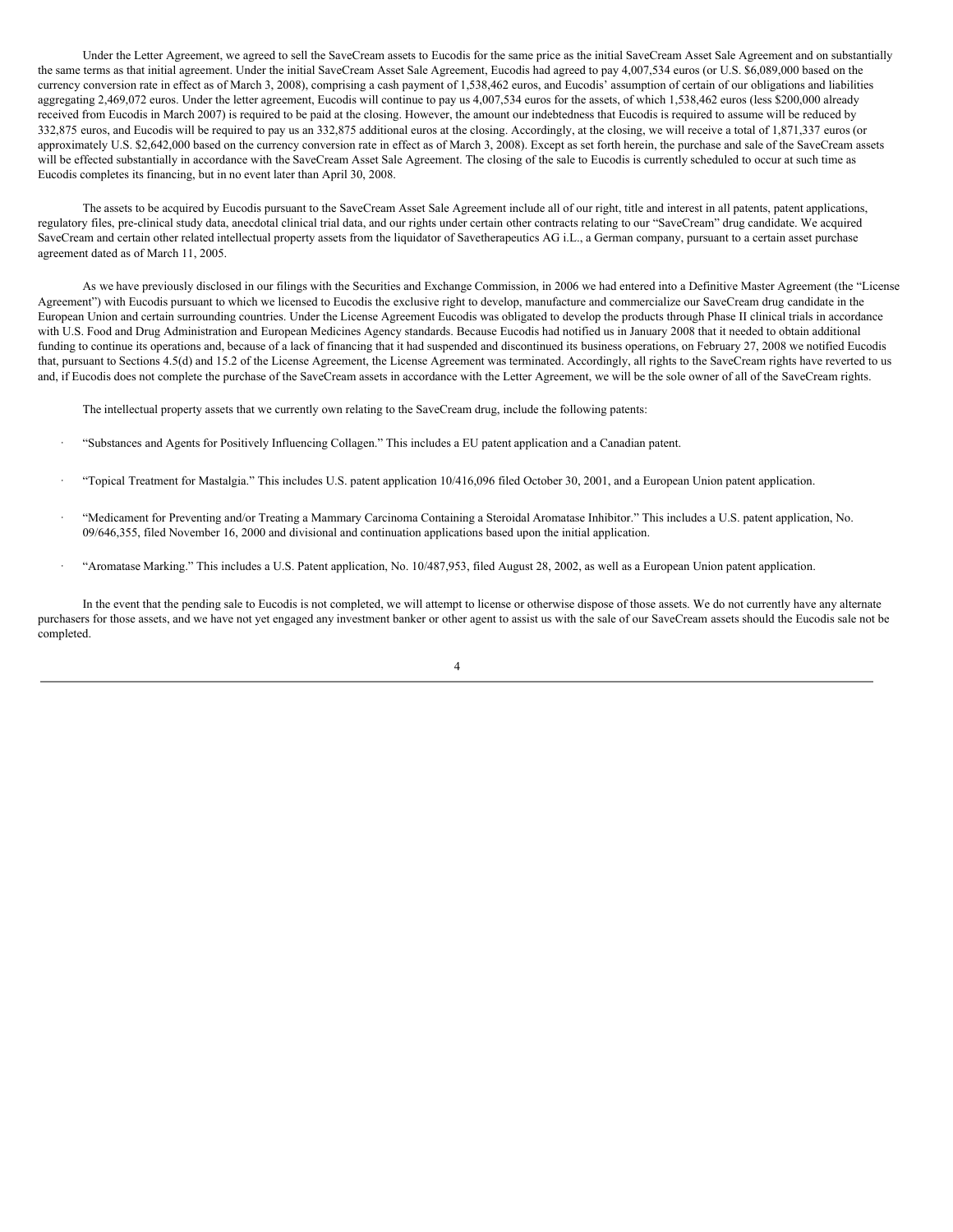Under the Letter Agreement, we agreed to sell the SaveCream assets to Eucodis for the same price as the initial SaveCream Asset Sale Agreement and on substantially the same terms as that initial agreement. Under the initial SaveCream Asset Sale Agreement, Eucodis had agreed to pay 4,007,534 euros (or U.S. $6,089,000 based on the currency conversion rate in effect as of March 3, 2008), comprising a cash payment of 1,538,462 euros, and Eucodis' assumption of certain of our obligations and liabilities aggregating 2,469,072 euros. Under the letter agreement, Eucodis will continue to pay us 4,007,534 euros for the assets, of which 1,538,462 euros (less $200,000 already received from Eucodis in March 2007) is required to be paid at the closing. However, the amount our indebtedness that Eucodis is required to assume will be reduced by 332,875 euros, and Eucodis will be required to pay us an 332,875 additional euros at the closing. Accordingly, at the closing, we will receive a total of 1,871,337 euros (or approximately U.S. $2,642,000 based on the currency conversion rate in effect as of March 3, 2008). Except as set forth herein, the purchase and sale of the SaveCream assets will be effected substantially in accordance with the SaveCream Asset Sale Agreement. The closing of the sale to Eucodis is currently scheduled to occur at such time as Eucodis completes its financing, but in no event later than April 30, 2008.

The assets to be acquired by Eucodis pursuant to the SaveCream Asset Sale Agreement include all of our right, title and interest in all patents, patent applications, regulatory files, pre-clinical study data, anecdotal clinical trial data, and our rights under certain other contracts relating to our "SaveCream" drug candidate. We acquired SaveCream and certain other related intellectual property assets from the liquidator of Savetherapeutics AG i.L., a German company, pursuant to a certain asset purchase agreement dated as of March 11, 2005.

As we have previously disclosed in our filings with the Securities and Exchange Commission, in 2006 we had entered into a Definitive Master Agreement (the "License Agreement") with Eucodis pursuant to which we licensed to Eucodis the exclusive right to develop, manufacture and commercialize our SaveCream drug candidate in the European Union and certain surrounding countries. Under the License Agreement Eucodis was obligated to develop the products through Phase II clinical trials in accordance with U.S. Food and Drug Administration and European Medicines Agency standards. Because Eucodis had notified us in January 2008 that it needed to obtain additional funding to continue its operations and, because of a lack of financing that it had suspended and discontinued its business operations, on February 27, 2008 we notified Eucodis that, pursuant to Sections 4.5(d) and 15.2 of the License Agreement, the License Agreement was terminated. Accordingly, all rights to the SaveCream rights have reverted to us and, if Eucodis does not complete the purchase of the SaveCream assets in accordance with the Letter Agreement, we will be the sole owner of all of the SaveCream rights.

The intellectual property assets that we currently own relating to the SaveCream drug, include the following patents:

- "Substances and Agents for Positively Influencing Collagen." This includes a EU patent application and a Canadian patent.
- "Topical Treatment for Mastalgia." This includes U.S. patent application 10/416,096 filed October 30, 2001, and a European Union patent application.
- "Medicament for Preventing and/or Treating a Mammary Carcinoma Containing a Steroidal Aromatase Inhibitor." This includes a U.S. patent application, No. 09/646,355, filed November 16, 2000 and divisional and continuation applications based upon the initial application.
- "Aromatase Marking." This includes a U.S. Patent application, No. 10/487,953, filed August 28, 2002, as well as a European Union patent application.

In the event that the pending sale to Eucodis is not completed, we will attempt to license or otherwise dispose of those assets. We do not currently have any alternate purchasers for those assets, and we have not yet engaged any investment banker or other agent to assist us with the sale of our SaveCream assets should the Eucodis sale not be completed.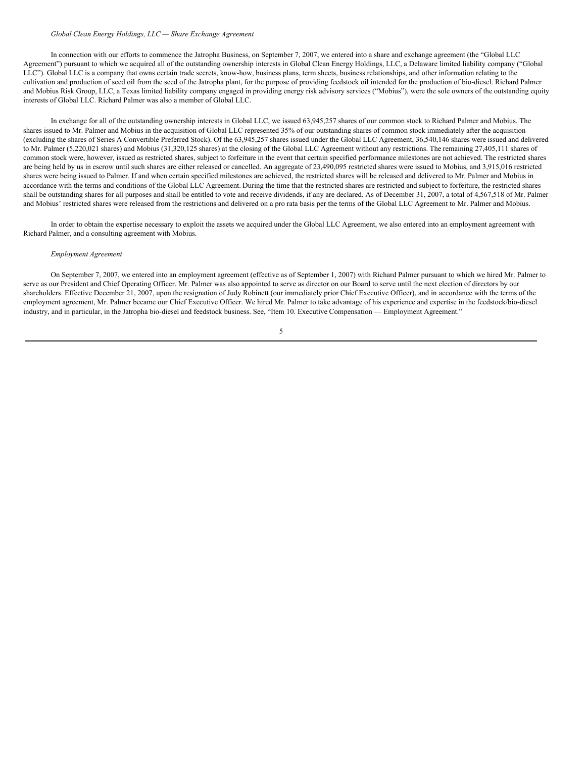*Global Clean Energy Holdings, LLC — Share Exchange Agreement*

In connection with our efforts to commence the Jatropha Business, on September 7, 2007, we entered into a share and exchange agreement (the "Global LLC Agreement") pursuant to which we acquired all of the outstanding ownership interests in Global Clean Energy Holdings, LLC, a Delaware limited liability company ("Global LLC"). Global LLC is a company that owns certain trade secrets, know-how, business plans, term sheets, business relationships, and other information relating to the cultivation and production of seed oil from the seed of the Jatropha plant, for the purpose of providing feedstock oil intended for the production of bio-diesel. Richard Palmer and Mobius Risk Group, LLC, a Texas limited liability company engaged in providing energy risk advisory services ("Mobius"), were the sole owners of the outstanding equity interests of Global LLC. Richard Palmer was also a member of Global LLC.

In exchange for all of the outstanding ownership interests in Global LLC, we issued 63,945,257 shares of our common stock to Richard Palmer and Mobius. The shares issued to Mr. Palmer and Mobius in the acquisition of Global LLC represented 35% of our outstanding shares of common stock immediately after the acquisition (excluding the shares of Series A Convertible Preferred Stock). Of the 63,945,257 shares issued under the Global LLC Agreement, 36,540,146 shares were issued and delivered to Mr. Palmer (5,220,021 shares) and Mobius (31,320,125 shares) at the closing of the Global LLC Agreement without any restrictions. The remaining 27,405,111 shares of common stock were, however, issued as restricted shares, subject to forfeiture in the event that certain specified performance milestones are not achieved. The restricted shares are being held by us in escrow until such shares are either released or cancelled. An aggregate of 23,490,095 restricted shares were issued to Mobius, and 3,915,016 restricted shares were being issued to Palmer. If and when certain specified milestones are achieved, the restricted shares will be released and delivered to Mr. Palmer and Mobius in accordance with the terms and conditions of the Global LLC Agreement. During the time that the restricted shares are restricted and subject to forfeiture, the restricted shares shall be outstanding shares for all purposes and shall be entitled to vote and receive dividends, if any are declared. As of December 31, 2007, a total of 4,567,518 of Mr. Palmer and Mobius' restricted shares were released from the restrictions and delivered on a pro rata basis per the terms of the Global LLC Agreement to Mr. Palmer and Mobius.

In order to obtain the expertise necessary to exploit the assets we acquired under the Global LLC Agreement, we also entered into an employment agreement with Richard Palmer, and a consulting agreement with Mobius.

*Employment Agreement*

On September 7, 2007, we entered into an employment agreement (effective as of September 1, 2007) with Richard Palmer pursuant to which we hired Mr. Palmer to serve as our President and Chief Operating Officer. Mr. Palmer was also appointed to serve as director on our Board to serve until the next election of directors by our shareholders. Effective December 21, 2007, upon the resignation of Judy Robinett (our immediately prior Chief Executive Officer), and in accordance with the terms of the employment agreement, Mr. Palmer became our Chief Executive Officer. We hired Mr. Palmer to take advantage of his experience and expertise in the feedstock/bio-diesel industry, and in particular, in the Jatropha bio-diesel and feedstock business. See, "Item 10. Executive Compensation — Employment Agreement."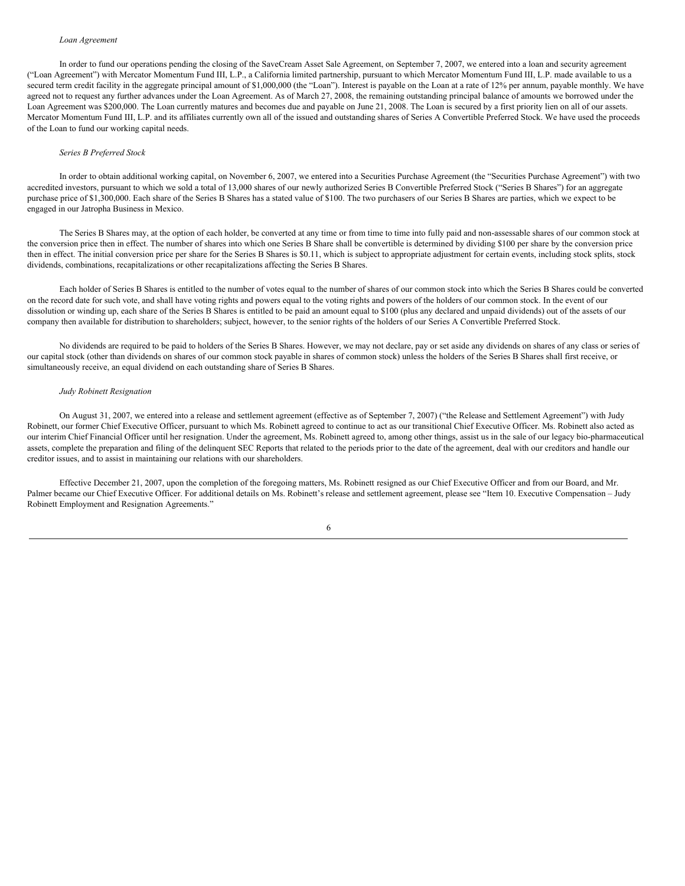*Loan Agreement*

In order to fund our operations pending the closing of the SaveCream Asset Sale Agreement, on September 7, 2007, we entered into a loan and security agreement ("Loan Agreement") with Mercator Momentum Fund III, L.P., a California limited partnership, pursuant to which Mercator Momentum Fund III, L.P. made available to us a secured term credit facility in the aggregate principal amount of $1,000,000 (the "Loan"). Interest is payable on the Loan at a rate of 12% per annum, payable monthly. We have agreed not to request any further advances under the Loan Agreement. As of March 27, 2008, the remaining outstanding principal balance of amounts we borrowed under the Loan Agreement was $200,000. The Loan currently matures and becomes due and payable on June 21, 2008. The Loan is secured by a first priority lien on all of our assets. Mercator Momentum Fund III, L.P. and its affiliates currently own all of the issued and outstanding shares of Series A Convertible Preferred Stock. We have used the proceeds of the Loan to fund our working capital needs.

*Series B Preferred Stock*

In order to obtain additional working capital, on November 6, 2007, we entered into a Securities Purchase Agreement (the "Securities Purchase Agreement") with two accredited investors, pursuant to which we sold a total of 13,000 shares of our newly authorized Series B Convertible Preferred Stock ("Series B Shares") for an aggregate purchase price of $1,300,000. Each share of the Series B Shares has a stated value of $100. The two purchasers of our Series B Shares are parties, which we expect to be engaged in our Jatropha Business in Mexico.

The Series B Shares may, at the option of each holder, be converted at any time or from time to time into fully paid and non-assessable shares of our common stock at the conversion price then in effect. The number of shares into which one Series B Share shall be convertible is determined by dividing $100 per share by the conversion price then in effect. The initial conversion price per share for the Series B Shares is $0.11, which is subject to appropriate adjustment for certain events, including stock splits, stock dividends, combinations, recapitalizations or other recapitalizations affecting the Series B Shares.

Each holder of Series B Shares is entitled to the number of votes equal to the number of shares of our common stock into which the Series B Shares could be converted on the record date for such vote, and shall have voting rights and powers equal to the voting rights and powers of the holders of our common stock. In the event of our dissolution or winding up, each share of the Series B Shares is entitled to be paid an amount equal to $100 (plus any declared and unpaid dividends) out of the assets of our company then available for distribution to shareholders; subject, however, to the senior rights of the holders of our Series A Convertible Preferred Stock.

No dividends are required to be paid to holders of the Series B Shares. However, we may not declare, pay or set aside any dividends on shares of any class or series of our capital stock (other than dividends on shares of our common stock payable in shares of common stock) unless the holders of the Series B Shares shall first receive, or simultaneously receive, an equal dividend on each outstanding share of Series B Shares.

*Judy Robinett Resignation*

On August 31, 2007, we entered into a release and settlement agreement (effective as of September 7, 2007) ("the Release and Settlement Agreement") with Judy Robinett, our former Chief Executive Officer, pursuant to which Ms. Robinett agreed to continue to act as our transitional Chief Executive Officer. Ms. Robinett also acted as our interim Chief Financial Officer until her resignation. Under the agreement, Ms. Robinett agreed to, among other things, assist us in the sale of our legacy bio-pharmaceutical assets, complete the preparation and filing of the delinquent SEC Reports that related to the periods prior to the date of the agreement, deal with our creditors and handle our creditor issues, and to assist in maintaining our relations with our shareholders.

Effective December 21, 2007, upon the completion of the foregoing matters, Ms. Robinett resigned as our Chief Executive Officer and from our Board, and Mr. Palmer became our Chief Executive Officer. For additional details on Ms. Robinett's release and settlement agreement, please see "Item 10. Executive Compensation – Judy Robinett Employment and Resignation Agreements."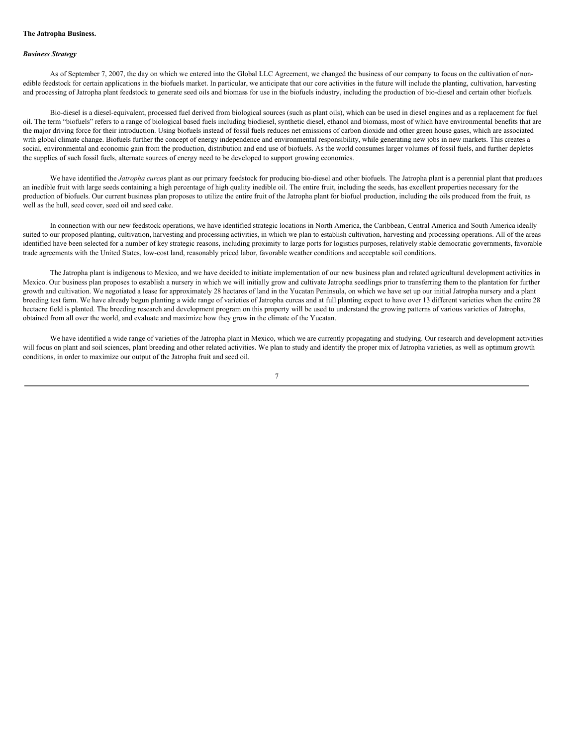**The Jatropha Business.**

***Business Strategy***

As of September 7, 2007, the day on which we entered into the Global LLC Agreement, we changed the business of our company to focus on the cultivation of non-edible feedstock for certain applications in the biofuels market. In particular, we anticipate that our core activities in the future will include the planting, cultivation, harvesting and processing of Jatropha plant feedstock to generate seed oils and biomass for use in the biofuels industry, including the production of bio-diesel and certain other biofuels.

Bio-diesel is a diesel-equivalent, processed fuel derived from biological sources (such as plant oils), which can be used in diesel engines and as a replacement for fuel oil. The term "biofuels" refers to a range of biological based fuels including biodiesel, synthetic diesel, ethanol and biomass, most of which have environmental benefits that are the major driving force for their introduction. Using biofuels instead of fossil fuels reduces net emissions of carbon dioxide and other green house gases, which are associated with global climate change. Biofuels further the concept of energy independence and environmental responsibility, while generating new jobs in new markets. This creates a social, environmental and economic gain from the production, distribution and end use of biofuels. As the world consumes larger volumes of fossil fuels, and further depletes the supplies of such fossil fuels, alternate sources of energy need to be developed to support growing economies.

We have identified the *Jatropha curca*s plant as our primary feedstock for producing bio-diesel and other biofuels. The Jatropha plant is a perennial plant that produces an inedible fruit with large seeds containing a high percentage of high quality inedible oil. The entire fruit, including the seeds, has excellent properties necessary for the production of biofuels. Our current business plan proposes to utilize the entire fruit of the Jatropha plant for biofuel production, including the oils produced from the fruit, as well as the hull, seed cover, seed oil and seed cake.

In connection with our new feedstock operations, we have identified strategic locations in North America, the Caribbean, Central America and South America ideally suited to our proposed planting, cultivation, harvesting and processing activities, in which we plan to establish cultivation, harvesting and processing operations. All of the areas identified have been selected for a number of key strategic reasons, including proximity to large ports for logistics purposes, relatively stable democratic governments, favorable trade agreements with the United States, low-cost land, reasonably priced labor, favorable weather conditions and acceptable soil conditions.

The Jatropha plant is indigenous to Mexico, and we have decided to initiate implementation of our new business plan and related agricultural development activities in Mexico. Our business plan proposes to establish a nursery in which we will initially grow and cultivate Jatropha seedlings prior to transferring them to the plantation for further growth and cultivation. We negotiated a lease for approximately 28 hectares of land in the Yucatan Peninsula, on which we have set up our initial Jatropha nursery and a plant breeding test farm. We have already begun planting a wide range of varieties of Jatropha curcas and at full planting expect to have over 13 different varieties when the entire 28 hectacre field is planted. The breeding research and development program on this property will be used to understand the growing patterns of various varieties of Jatropha, obtained from all over the world, and evaluate and maximize how they grow in the climate of the Yucatan.

We have identified a wide range of varieties of the Jatropha plant in Mexico, which we are currently propagating and studying. Our research and development activities will focus on plant and soil sciences, plant breeding and other related activities. We plan to study and identify the proper mix of Jatropha varieties, as well as optimum growth conditions, in order to maximize our output of the Jatropha fruit and seed oil.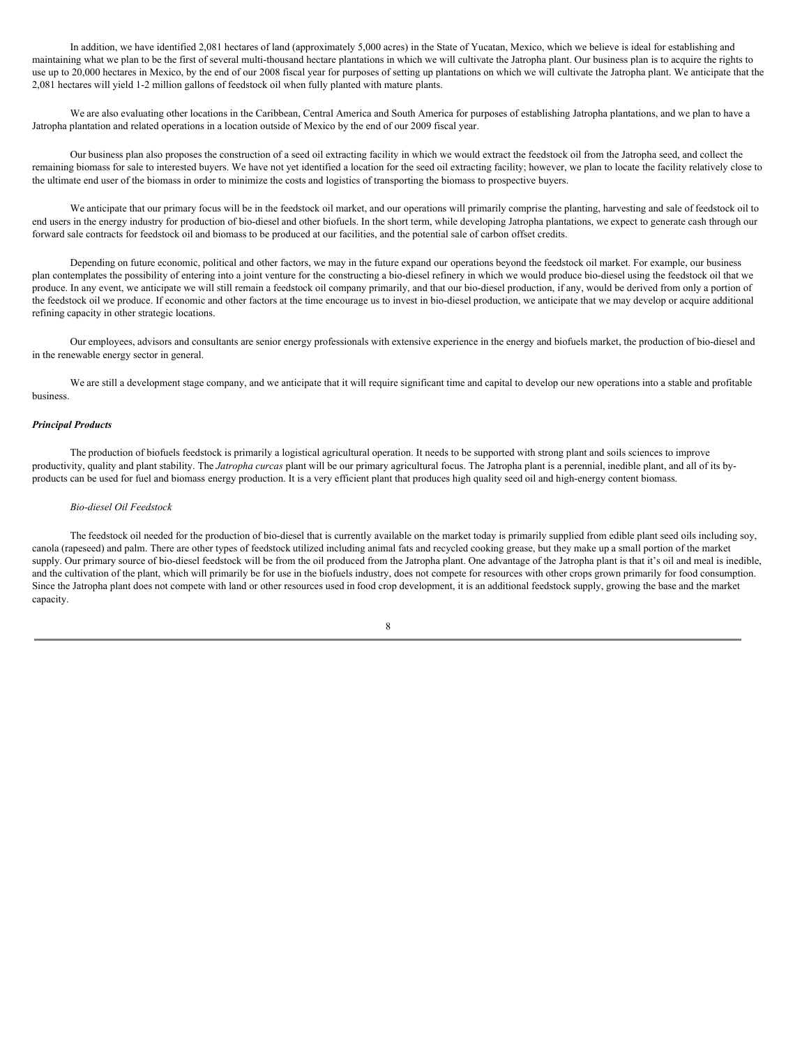In addition, we have identified 2,081 hectares of land (approximately 5,000 acres) in the State of Yucatan, Mexico, which we believe is ideal for establishing and maintaining what we plan to be the first of several multi-thousand hectare plantations in which we will cultivate the Jatropha plant. Our business plan is to acquire the rights to use up to 20,000 hectares in Mexico, by the end of our 2008 fiscal year for purposes of setting up plantations on which we will cultivate the Jatropha plant. We anticipate that the 2,081 hectares will yield 1-2 million gallons of feedstock oil when fully planted with mature plants.

We are also evaluating other locations in the Caribbean, Central America and South America for purposes of establishing Jatropha plantations, and we plan to have a Jatropha plantation and related operations in a location outside of Mexico by the end of our 2009 fiscal year.

Our business plan also proposes the construction of a seed oil extracting facility in which we would extract the feedstock oil from the Jatropha seed, and collect the remaining biomass for sale to interested buyers. We have not yet identified a location for the seed oil extracting facility; however, we plan to locate the facility relatively close to the ultimate end user of the biomass in order to minimize the costs and logistics of transporting the biomass to prospective buyers.

We anticipate that our primary focus will be in the feedstock oil market, and our operations will primarily comprise the planting, harvesting and sale of feedstock oil to end users in the energy industry for production of bio-diesel and other biofuels. In the short term, while developing Jatropha plantations, we expect to generate cash through our forward sale contracts for feedstock oil and biomass to be produced at our facilities, and the potential sale of carbon offset credits.

Depending on future economic, political and other factors, we may in the future expand our operations beyond the feedstock oil market. For example, our business plan contemplates the possibility of entering into a joint venture for the constructing a bio-diesel refinery in which we would produce bio-diesel using the feedstock oil that we produce. In any event, we anticipate we will still remain a feedstock oil company primarily, and that our bio-diesel production, if any, would be derived from only a portion of the feedstock oil we produce. If economic and other factors at the time encourage us to invest in bio-diesel production, we anticipate that we may develop or acquire additional refining capacity in other strategic locations.

Our employees, advisors and consultants are senior energy professionals with extensive experience in the energy and biofuels market, the production of bio-diesel and in the renewable energy sector in general.

We are still a development stage company, and we anticipate that it will require significant time and capital to develop our new operations into a stable and profitable business.

***Principal Products***

The production of biofuels feedstock is primarily a logistical agricultural operation. It needs to be supported with strong plant and soils sciences to improve productivity, quality and plant stability. The *Jatropha curcas* plant will be our primary agricultural focus. The Jatropha plant is a perennial, inedible plant, and all of its by-products can be used for fuel and biomass energy production. It is a very efficient plant that produces high quality seed oil and high-energy content biomass.

*Bio-diesel Oil Feedstock*

The feedstock oil needed for the production of bio-diesel that is currently available on the market today is primarily supplied from edible plant seed oils including soy, canola (rapeseed) and palm. There are other types of feedstock utilized including animal fats and recycled cooking grease, but they make up a small portion of the market supply. Our primary source of bio-diesel feedstock will be from the oil produced from the Jatropha plant. One advantage of the Jatropha plant is that it's oil and meal is inedible, and the cultivation of the plant, which will primarily be for use in the biofuels industry, does not compete for resources with other crops grown primarily for food consumption. Since the Jatropha plant does not compete with land or other resources used in food crop development, it is an additional feedstock supply, growing the base and the market capacity.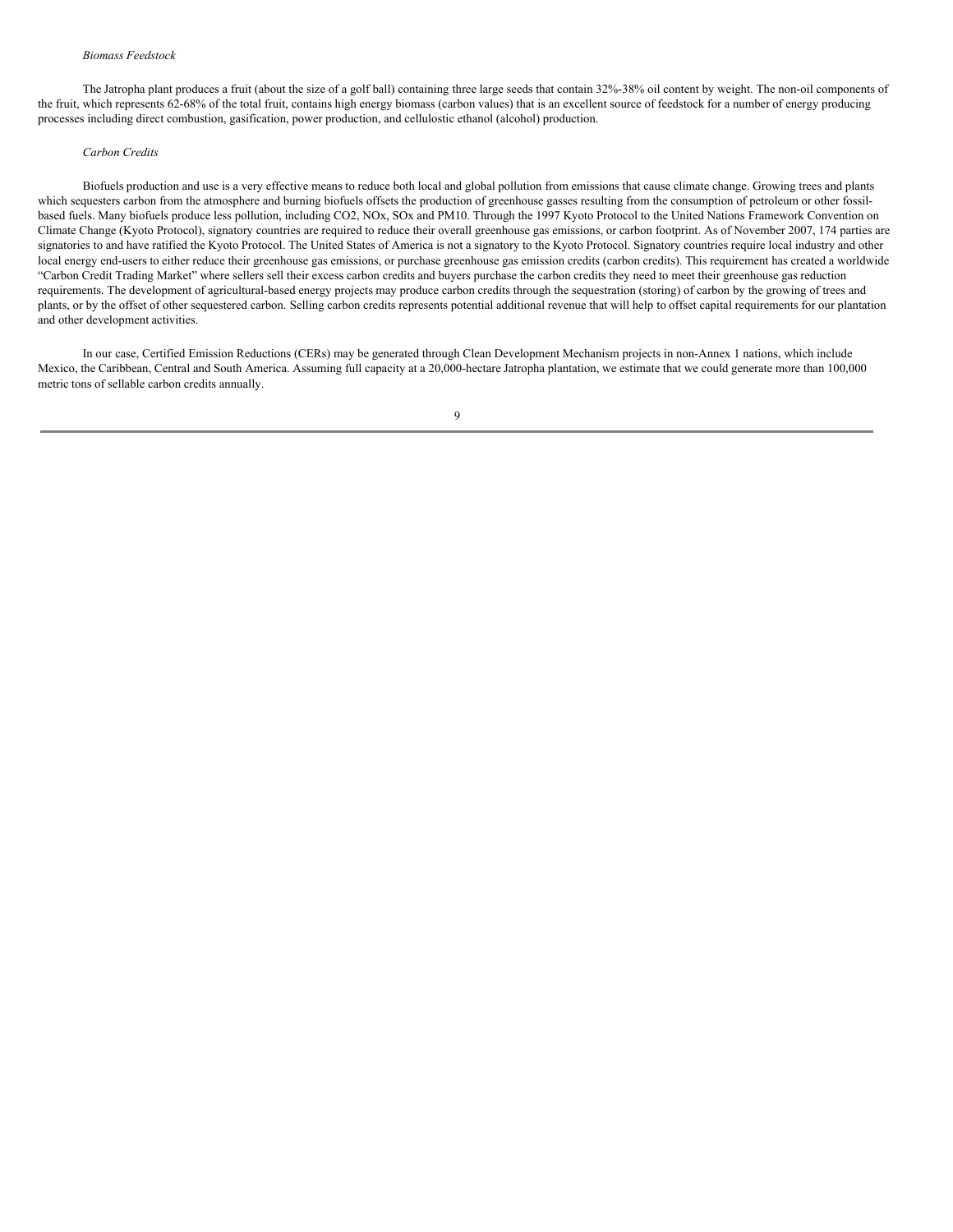*Biomass Feedstock*

The Jatropha plant produces a fruit (about the size of a golf ball) containing three large seeds that contain 32%-38% oil content by weight. The non-oil components of the fruit, which represents 62-68% of the total fruit, contains high energy biomass (carbon values) that is an excellent source of feedstock for a number of energy producing processes including direct combustion, gasification, power production, and cellulostic ethanol (alcohol) production.

*Carbon Credits*

Biofuels production and use is a very effective means to reduce both local and global pollution from emissions that cause climate change. Growing trees and plants which sequesters carbon from the atmosphere and burning biofuels offsets the production of greenhouse gasses resulting from the consumption of petroleum or other fossil-based fuels. Many biofuels produce less pollution, including $CO_2$, $NO_x$, $SO_x$ and $PM_{10}$. Through the 1997 Kyoto Protocol to the United Nations Framework Convention on Climate Change (Kyoto Protocol), signatory countries are required to reduce their overall greenhouse gas emissions, or carbon footprint. As of November 2007, 174 parties are signatories to and have ratified the Kyoto Protocol. The United States of America is not a signatory to the Kyoto Protocol. Signatory countries require local industry and other local energy end-users to either reduce their greenhouse gas emissions, or purchase greenhouse gas emission credits (carbon credits). This requirement has created a worldwide "Carbon Credit Trading Market" where sellers sell their excess carbon credits and buyers purchase the carbon credits they need to meet their greenhouse gas reduction requirements. The development of agricultural-based energy projects may produce carbon credits through the sequestration (storing) of carbon by the growing of trees and plants, or by the offset of other sequestered carbon. Selling carbon credits represents potential additional revenue that will help to offset capital requirements for our plantation and other development activities.

In our case, Certified Emission Reductions (CERs) may be generated through Clean Development Mechanism projects in non-Annex 1 nations, which include Mexico, the Caribbean, Central and South America. Assuming full capacity at a 20,000-hectare Jatropha plantation, we estimate that we could generate more than 100,000 metric tons of sellable carbon credits annually.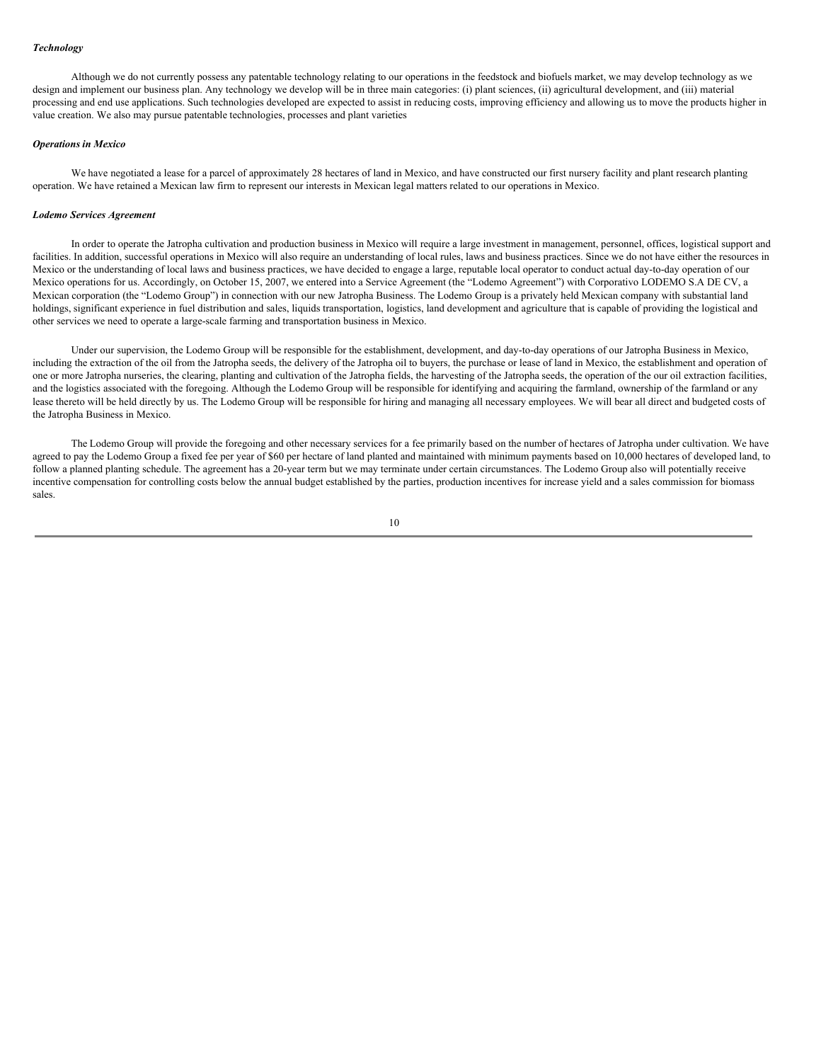### *Technology*

Although we do not currently possess any patentable technology relating to our operations in the feedstock and biofuels market, we may develop technology as we design and implement our business plan. Any technology we develop will be in three main categories: (i) plant sciences, (ii) agricultural development, and (iii) material processing and end use applications. Such technologies developed are expected to assist in reducing costs, improving efficiency and allowing us to move the products higher in value creation. We also may pursue patentable technologies, processes and plant varieties

### *Operations in Mexico*

We have negotiated a lease for a parcel of approximately 28 hectares of land in Mexico, and have constructed our first nursery facility and plant research planting operation. We have retained a Mexican law firm to represent our interests in Mexican legal matters related to our operations in Mexico.

### *Lodemo Services Agreement*

In order to operate the Jatropha cultivation and production business in Mexico will require a large investment in management, personnel, offices, logistical support and facilities. In addition, successful operations in Mexico will also require an understanding of local rules, laws and business practices. Since we do not have either the resources in Mexico or the understanding of local laws and business practices, we have decided to engage a large, reputable local operator to conduct actual day-to-day operation of our Mexico operations for us. Accordingly, on October 15, 2007, we entered into a Service Agreement (the "Lodemo Agreement") with Corporativo LODEMO S.A DE CV, a Mexican corporation (the "Lodemo Group") in connection with our new Jatropha Business. The Lodemo Group is a privately held Mexican company with substantial land holdings, significant experience in fuel distribution and sales, liquids transportation, logistics, land development and agriculture that is capable of providing the logistical and other services we need to operate a large-scale farming and transportation business in Mexico.

Under our supervision, the Lodemo Group will be responsible for the establishment, development, and day-to-day operations of our Jatropha Business in Mexico, including the extraction of the oil from the Jatropha seeds, the delivery of the Jatropha oil to buyers, the purchase or lease of land in Mexico, the establishment and operation of one or more Jatropha nurseries, the clearing, planting and cultivation of the Jatropha fields, the harvesting of the Jatropha seeds, the operation of the our oil extraction facilities, and the logistics associated with the foregoing. Although the Lodemo Group will be responsible for identifying and acquiring the farmland, ownership of the farmland or any lease thereto will be held directly by us. The Lodemo Group will be responsible for hiring and managing all necessary employees. We will bear all direct and budgeted costs of the Jatropha Business in Mexico.

The Lodemo Group will provide the foregoing and other necessary services for a fee primarily based on the number of hectares of Jatropha under cultivation. We have agreed to pay the Lodemo Group a fixed fee per year of $60 per hectare of land planted and maintained with minimum payments based on 10,000 hectares of developed land, to follow a planned planting schedule. The agreement has a 20-year term but we may terminate under certain circumstances. The Lodemo Group also will potentially receive incentive compensation for controlling costs below the annual budget established by the parties, production incentives for increase yield and a sales commission for biomass sales.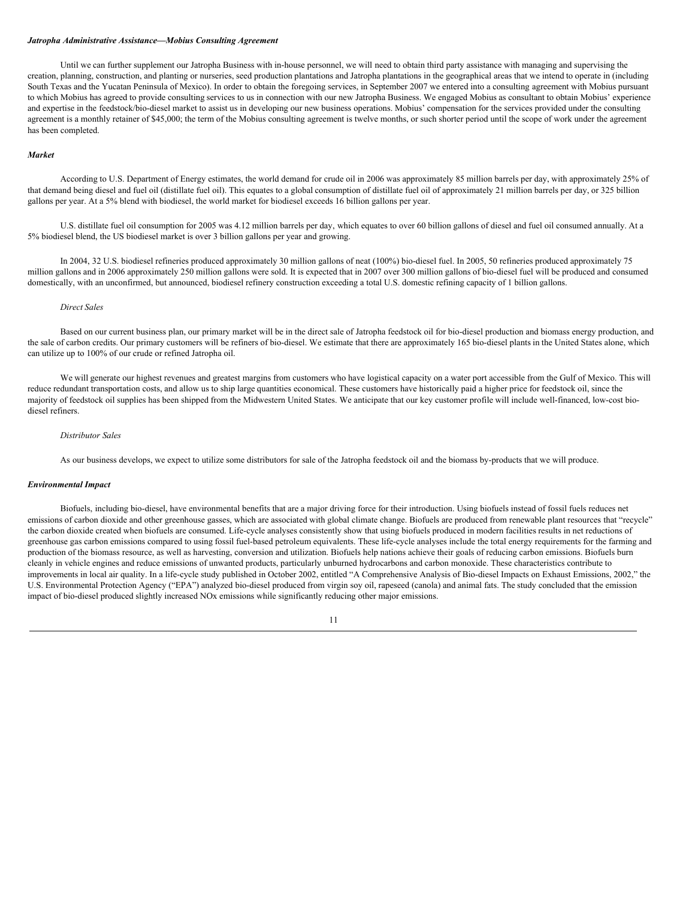***Jatropha Administrative Assistance—Mobius Consulting Agreement***

Until we can further supplement our Jatropha Business with in-house personnel, we will need to obtain third party assistance with managing and supervising the creation, planning, construction, and planting or nurseries, seed production plantations and Jatropha plantations in the geographical areas that we intend to operate in (including South Texas and the Yucatan Peninsula of Mexico). In order to obtain the foregoing services, in September 2007 we entered into a consulting agreement with Mobius pursuant to which Mobius has agreed to provide consulting services to us in connection with our new Jatropha Business. We engaged Mobius as consultant to obtain Mobius' experience and expertise in the feedstock/bio-diesel market to assist us in developing our new business operations. Mobius' compensation for the services provided under the consulting agreement is a monthly retainer of $45,000; the term of the Mobius consulting agreement is twelve months, or such shorter period until the scope of work under the agreement has been completed.

***Market***

According to U.S. Department of Energy estimates, the world demand for crude oil in 2006 was approximately 85 million barrels per day, with approximately 25% of that demand being diesel and fuel oil (distillate fuel oil). This equates to a global consumption of distillate fuel oil of approximately 21 million barrels per day, or 325 billion gallons per year. At a 5% blend with biodiesel, the world market for biodiesel exceeds 16 billion gallons per year.

U.S. distillate fuel oil consumption for 2005 was 4.12 million barrels per day, which equates to over 60 billion gallons of diesel and fuel oil consumed annually. At a 5% biodiesel blend, the US biodiesel market is over 3 billion gallons per year and growing.

In 2004, 32 U.S. biodiesel refineries produced approximately 30 million gallons of neat (100%) bio-diesel fuel. In 2005, 50 refineries produced approximately 75 million gallons and in 2006 approximately 250 million gallons were sold. It is expected that in 2007 over 300 million gallons of bio-diesel fuel will be produced and consumed domestically, with an unconfirmed, but announced, biodiesel refinery construction exceeding a total U.S. domestic refining capacity of 1 billion gallons.

*Direct Sales*

Based on our current business plan, our primary market will be in the direct sale of Jatropha feedstock oil for bio-diesel production and biomass energy production, and the sale of carbon credits. Our primary customers will be refiners of bio-diesel. We estimate that there are approximately 165 bio-diesel plants in the United States alone, which can utilize up to 100% of our crude or refined Jatropha oil.

We will generate our highest revenues and greatest margins from customers who have logistical capacity on a water port accessible from the Gulf of Mexico. This will reduce redundant transportation costs, and allow us to ship large quantities economical. These customers have historically paid a higher price for feedstock oil, since the majority of feedstock oil supplies has been shipped from the Midwestern United States. We anticipate that our key customer profile will include well-financed, low-cost bio-diesel refiners.

*Distributor Sales*

As our business develops, we expect to utilize some distributors for sale of the Jatropha feedstock oil and the biomass by-products that we will produce.

***Environmental Impact***

Biofuels, including bio-diesel, have environmental benefits that are a major driving force for their introduction. Using biofuels instead of fossil fuels reduces net emissions of carbon dioxide and other greenhouse gasses, which are associated with global climate change. Biofuels are produced from renewable plant resources that "recycle" the carbon dioxide created when biofuels are consumed. Life-cycle analyses consistently show that using biofuels produced in modern facilities results in net reductions of greenhouse gas carbon emissions compared to using fossil fuel-based petroleum equivalents. These life-cycle analyses include the total energy requirements for the farming and production of the biomass resource, as well as harvesting, conversion and utilization. Biofuels help nations achieve their goals of reducing carbon emissions. Biofuels burn cleanly in vehicle engines and reduce emissions of unwanted products, particularly unburned hydrocarbons and carbon monoxide. These characteristics contribute to improvements in local air quality. In a life-cycle study published in October 2002, entitled "A Comprehensive Analysis of Bio-diesel Impacts on Exhaust Emissions, 2002," the U.S. Environmental Protection Agency ("EPA") analyzed bio-diesel produced from virgin soy oil, rapeseed (canola) and animal fats. The study concluded that the emission impact of bio-diesel produced slightly increased NOx emissions while significantly reducing other major emissions.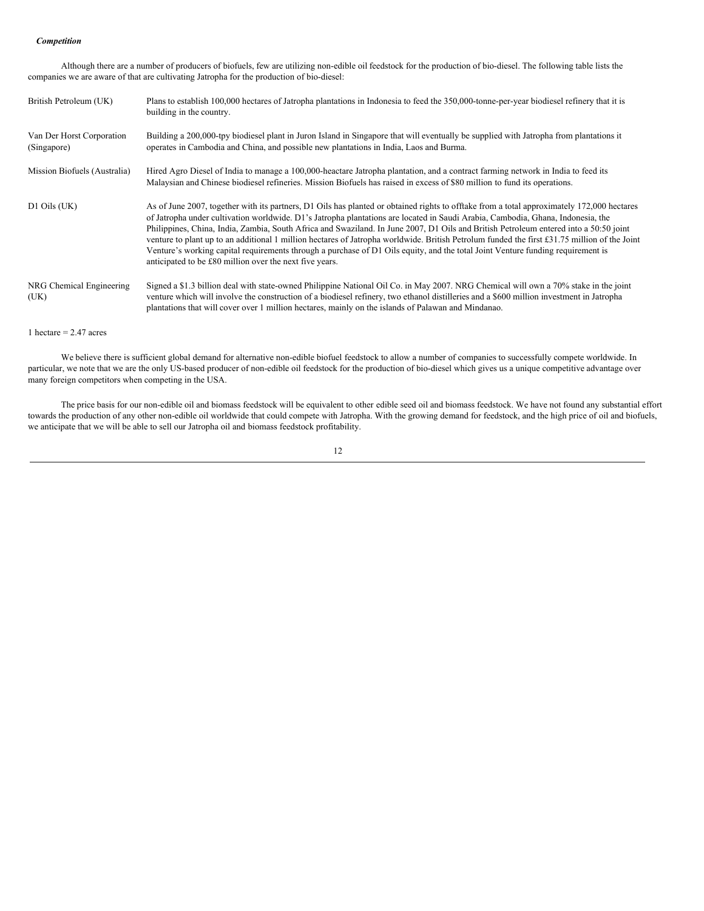***Competition***

Although there are a number of producers of biofuels, few are utilizing non-edible oil feedstock for the production of bio-diesel. The following table lists the companies we are aware of that are cultivating Jatropha for the production of bio-diesel:

| | |
|---|---|
| British Petroleum (UK) | Plans to establish 100,000 hectares of Jatropha plantations in Indonesia to feed the 350,000-tonne-per-year biodiesel refinery that it is building in the country. |
| Van Der Horst Corporation (Singapore) | Building a 200,000-tpy biodiesel plant in Juron Island in Singapore that will eventually be supplied with Jatropha from plantations it operates in Cambodia and China, and possible new plantations in India, Laos and Burma. |
| Mission Biofuels (Australia) | Hired Agro Diesel of India to manage a 100,000-heactare Jatropha plantation, and a contract farming network in India to feed its Malaysian and Chinese biodiesel refineries. Mission Biofuels has raised in excess of $80 million to fund its operations. |
| D1 Oils (UK) | As of June 2007, together with its partners, D1 Oils has planted or obtained rights to offtake from a total approximately 172,000 hectares of Jatropha under cultivation worldwide. D1's Jatropha plantations are located in Saudi Arabia, Cambodia, Ghana, Indonesia, the Philippines, China, India, Zambia, South Africa and Swaziland. In June 2007, D1 Oils and British Petroleum entered into a 50:50 joint venture to plant up to an additional 1 million hectares of Jatropha worldwide. British Petrolum funded the first £31.75 million of the Joint Venture's working capital requirements through a purchase of D1 Oils equity, and the total Joint Venture funding requirement is anticipated to be £80 million over the next five years. |
| NRG Chemical Engineering (UK) | Signed a $1.3 billion deal with state-owned Philippine National Oil Co. in May 2007. NRG Chemical will own a 70% stake in the joint venture which will involve the construction of a biodiesel refinery, two ethanol distilleries and a $600 million investment in Jatropha plantations that will cover over 1 million hectares, mainly on the islands of Palawan and Mindanao. |

1 hectare = 2.47 acres

We believe there is sufficient global demand for alternative non-edible biofuel feedstock to allow a number of companies to successfully compete worldwide. In particular, we note that we are the only US-based producer of non-edible oil feedstock for the production of bio-diesel which gives us a unique competitive advantage over many foreign competitors when competing in the USA.

The price basis for our non-edible oil and biomass feedstock will be equivalent to other edible seed oil and biomass feedstock. We have not found any substantial effort towards the production of any other non-edible oil worldwide that could compete with Jatropha. With the growing demand for feedstock, and the high price of oil and biofuels, we anticipate that we will be able to sell our Jatropha oil and biomass feedstock profitability.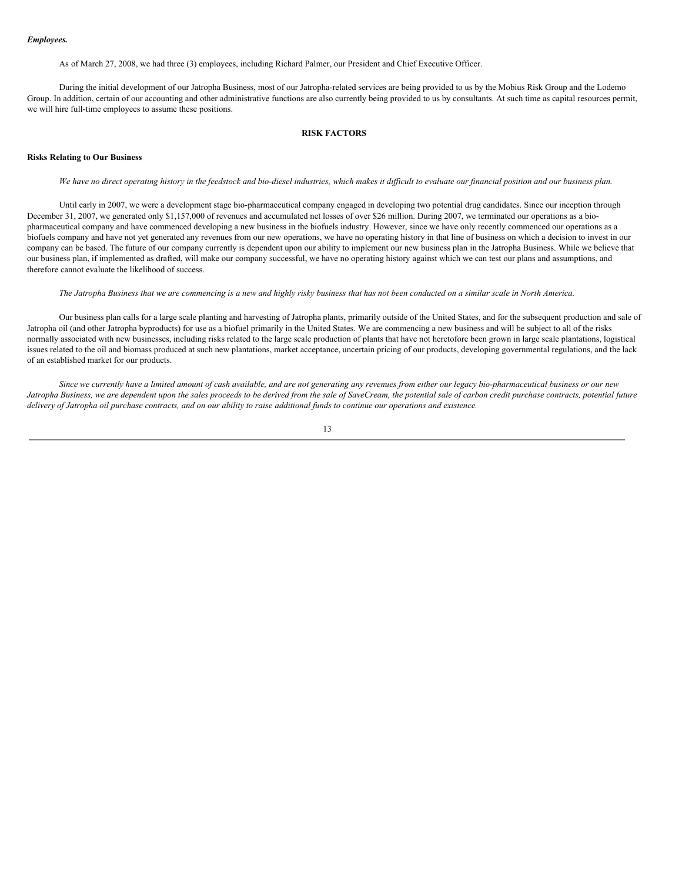***Employees.***

As of March 27, 2008, we had three (3) employees, including Richard Palmer, our President and Chief Executive Officer.

During the initial development of our Jatropha Business, most of our Jatropha-related services are being provided to us by the Mobius Risk Group and the Lodemo Group. In addition, certain of our accounting and other administrative functions are also currently being provided to us by consultants. At such time as capital resources permit, we will hire full-time employees to assume these positions.

## RISK FACTORS

### Risks Relating to Our Business

*We have no direct operating history in the feedstock and bio-diesel industries, which makes it difficult to evaluate our financial position and our business plan.*

Until early in 2007, we were a development stage bio-pharmaceutical company engaged in developing two potential drug candidates. Since our inception through December 31, 2007, we generated only $1,157,000 of revenues and accumulated net losses of over $26 million. During 2007, we terminated our operations as a bio-pharmaceutical company and have commenced developing a new business in the biofuels industry. However, since we have only recently commenced our operations as a biofuels company and have not yet generated any revenues from our new operations, we have no operating history in that line of business on which a decision to invest in our company can be based. The future of our company currently is dependent upon our ability to implement our new business plan in the Jatropha Business. While we believe that our business plan, if implemented as drafted, will make our company successful, we have no operating history against which we can test our plans and assumptions, and therefore cannot evaluate the likelihood of success.

*The Jatropha Business that we are commencing is a new and highly risky business that has not been conducted on a similar scale in North America.*

Our business plan calls for a large scale planting and harvesting of Jatropha plants, primarily outside of the United States, and for the subsequent production and sale of Jatropha oil (and other Jatropha byproducts) for use as a biofuel primarily in the United States. We are commencing a new business and will be subject to all of the risks normally associated with new businesses, including risks related to the large scale production of plants that have not heretofore been grown in large scale plantations, logistical issues related to the oil and biomass produced at such new plantations, market acceptance, uncertain pricing of our products, developing governmental regulations, and the lack of an established market for our products.

*Since we currently have a limited amount of cash available, and are not generating any revenues from either our legacy bio-pharmaceutical business or our new Jatropha Business, we are dependent upon the sales proceeds to be derived from the sale of SaveCream, the potential sale of carbon credit purchase contracts, potential future delivery of Jatropha oil purchase contracts, and on our ability to raise additional funds to continue our operations and existence.*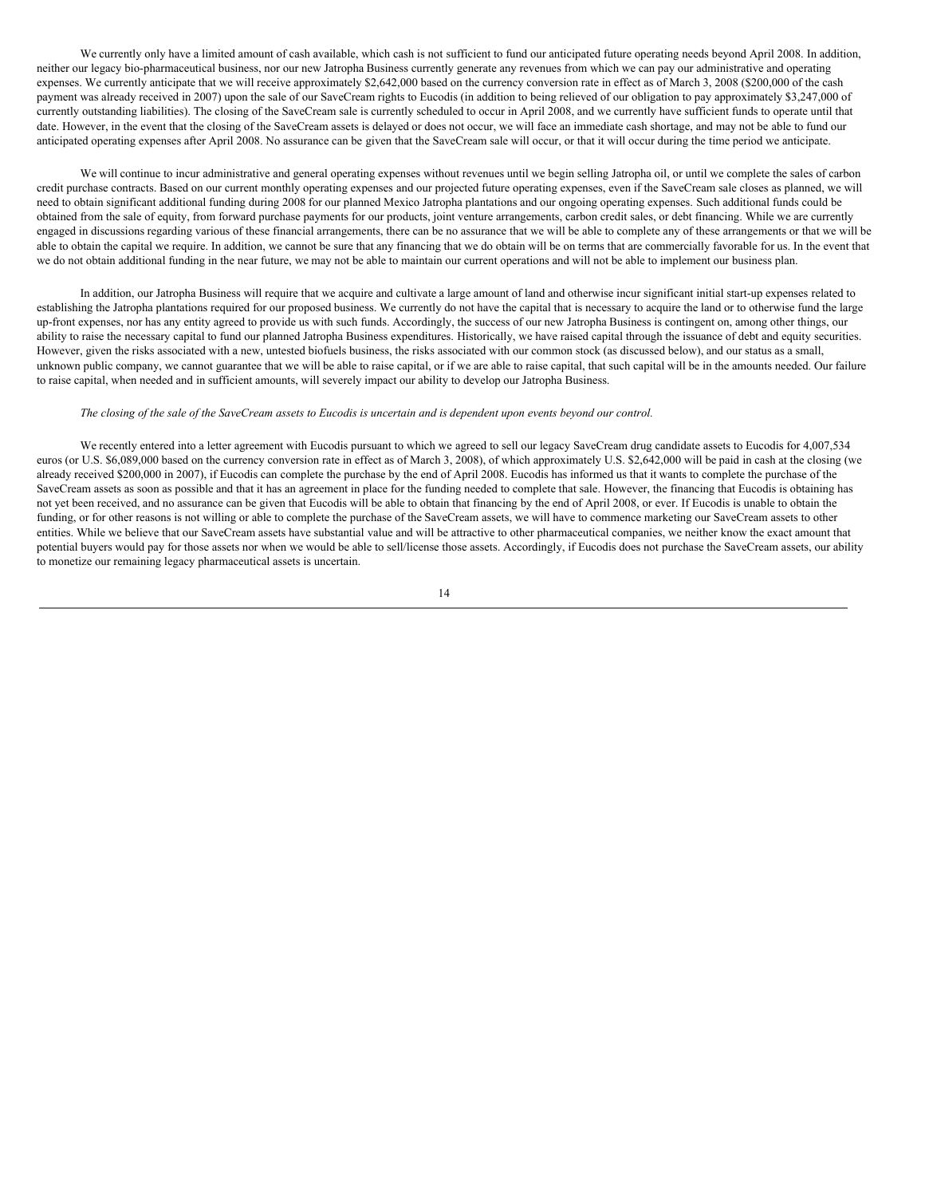We currently only have a limited amount of cash available, which cash is not sufficient to fund our anticipated future operating needs beyond April 2008. In addition, neither our legacy bio-pharmaceutical business, nor our new Jatropha Business currently generate any revenues from which we can pay our administrative and operating expenses. We currently anticipate that we will receive approximately $2,642,000 based on the currency conversion rate in effect as of March 3, 2008 ($200,000 of the cash payment was already received in 2007) upon the sale of our SaveCream rights to Eucodis (in addition to being relieved of our obligation to pay approximately $3,247,000 of currently outstanding liabilities). The closing of the SaveCream sale is currently scheduled to occur in April 2008, and we currently have sufficient funds to operate until that date. However, in the event that the closing of the SaveCream assets is delayed or does not occur, we will face an immediate cash shortage, and may not be able to fund our anticipated operating expenses after April 2008. No assurance can be given that the SaveCream sale will occur, or that it will occur during the time period we anticipate.

We will continue to incur administrative and general operating expenses without revenues until we begin selling Jatropha oil, or until we complete the sales of carbon credit purchase contracts. Based on our current monthly operating expenses and our projected future operating expenses, even if the SaveCream sale closes as planned, we will need to obtain significant additional funding during 2008 for our planned Mexico Jatropha plantations and our ongoing operating expenses. Such additional funds could be obtained from the sale of equity, from forward purchase payments for our products, joint venture arrangements, carbon credit sales, or debt financing. While we are currently engaged in discussions regarding various of these financial arrangements, there can be no assurance that we will be able to complete any of these arrangements or that we will be able to obtain the capital we require. In addition, we cannot be sure that any financing that we do obtain will be on terms that are commercially favorable for us. In the event that we do not obtain additional funding in the near future, we may not be able to maintain our current operations and will not be able to implement our business plan.

In addition, our Jatropha Business will require that we acquire and cultivate a large amount of land and otherwise incur significant initial start-up expenses related to establishing the Jatropha plantations required for our proposed business. We currently do not have the capital that is necessary to acquire the land or to otherwise fund the large up-front expenses, nor has any entity agreed to provide us with such funds. Accordingly, the success of our new Jatropha Business is contingent on, among other things, our ability to raise the necessary capital to fund our planned Jatropha Business expenditures. Historically, we have raised capital through the issuance of debt and equity securities. However, given the risks associated with a new, untested biofuels business, the risks associated with our common stock (as discussed below), and our status as a small, unknown public company, we cannot guarantee that we will be able to raise capital, or if we are able to raise capital, that such capital will be in the amounts needed. Our failure to raise capital, when needed and in sufficient amounts, will severely impact our ability to develop our Jatropha Business.

*The closing of the sale of the SaveCream assets to Eucodis is uncertain and is dependent upon events beyond our control.*

We recently entered into a letter agreement with Eucodis pursuant to which we agreed to sell our legacy SaveCream drug candidate assets to Eucodis for 4,007,534 euros (or U.S. $6,089,000 based on the currency conversion rate in effect as of March 3, 2008), of which approximately U.S. $2,642,000 will be paid in cash at the closing (we already received $200,000 in 2007), if Eucodis can complete the purchase by the end of April 2008. Eucodis has informed us that it wants to complete the purchase of the SaveCream assets as soon as possible and that it has an agreement in place for the funding needed to complete that sale. However, the financing that Eucodis is obtaining has not yet been received, and no assurance can be given that Eucodis will be able to obtain that financing by the end of April 2008, or ever. If Eucodis is unable to obtain the funding, or for other reasons is not willing or able to complete the purchase of the SaveCream assets, we will have to commence marketing our SaveCream assets to other entities. While we believe that our SaveCream assets have substantial value and will be attractive to other pharmaceutical companies, we neither know the exact amount that potential buyers would pay for those assets nor when we would be able to sell/license those assets. Accordingly, if Eucodis does not purchase the SaveCream assets, our ability to monetize our remaining legacy pharmaceutical assets is uncertain.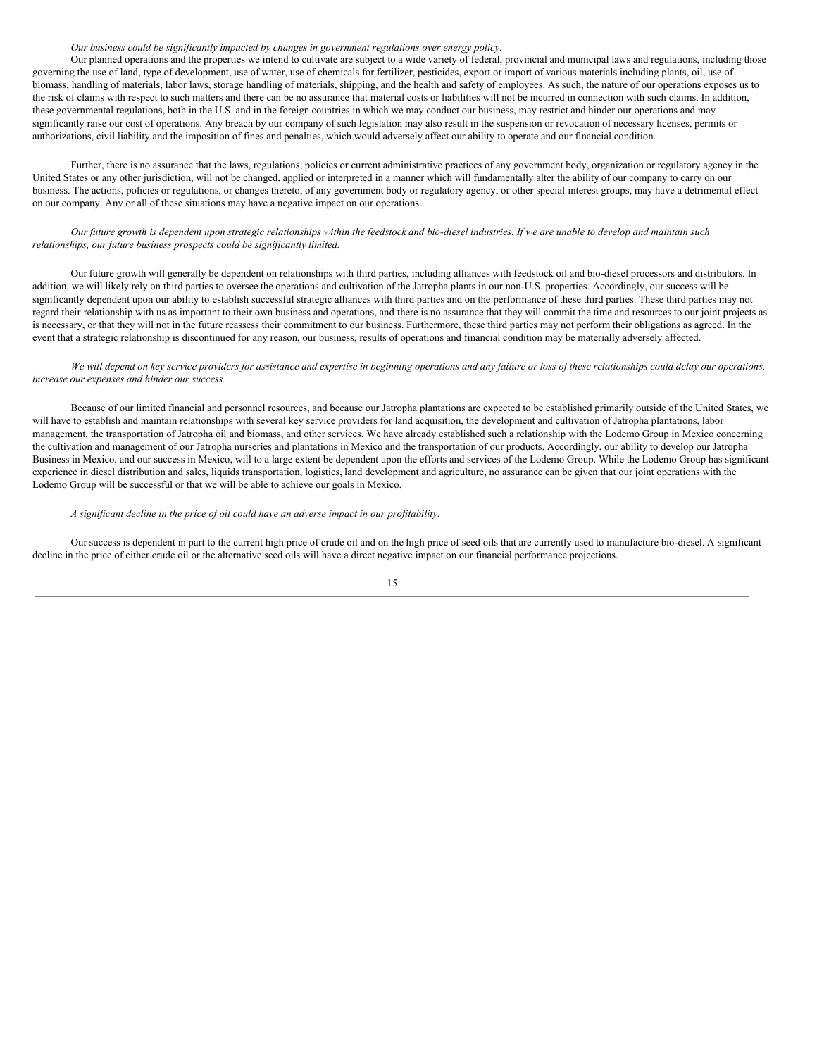*Our business could be significantly impacted by changes in government regulations over energy policy.*

Our planned operations and the properties we intend to cultivate are subject to a wide variety of federal, provincial and municipal laws and regulations, including those governing the use of land, type of development, use of water, use of chemicals for fertilizer, pesticides, export or import of various materials including plants, oil, use of biomass, handling of materials, labor laws, storage handling of materials, shipping, and the health and safety of employees. As such, the nature of our operations exposes us to the risk of claims with respect to such matters and there can be no assurance that material costs or liabilities will not be incurred in connection with such claims. In addition, these governmental regulations, both in the U.S. and in the foreign countries in which we may conduct our business, may restrict and hinder our operations and may significantly raise our cost of operations. Any breach by our company of such legislation may also result in the suspension or revocation of necessary licenses, permits or authorizations, civil liability and the imposition of fines and penalties, which would adversely affect our ability to operate and our financial condition.

Further, there is no assurance that the laws, regulations, policies or current administrative practices of any government body, organization or regulatory agency in the United States or any other jurisdiction, will not be changed, applied or interpreted in a manner which will fundamentally alter the ability of our company to carry on our business. The actions, policies or regulations, or changes thereto, of any government body or regulatory agency, or other special interest groups, may have a detrimental effect on our company. Any or all of these situations may have a negative impact on our operations.

*Our future growth is dependent upon strategic relationships within the feedstock and bio-diesel industries. If we are unable to develop and maintain such relationships, our future business prospects could be significantly limited.*

Our future growth will generally be dependent on relationships with third parties, including alliances with feedstock oil and bio-diesel processors and distributors. In addition, we will likely rely on third parties to oversee the operations and cultivation of the Jatropha plants in our non-U.S. properties. Accordingly, our success will be significantly dependent upon our ability to establish successful strategic alliances with third parties and on the performance of these third parties. These third parties may not regard their relationship with us as important to their own business and operations, and there is no assurance that they will commit the time and resources to our joint projects as is necessary, or that they will not in the future reassess their commitment to our business. Furthermore, these third parties may not perform their obligations as agreed. In the event that a strategic relationship is discontinued for any reason, our business, results of operations and financial condition may be materially adversely affected.

*We will depend on key service providers for assistance and expertise in beginning operations and any failure or loss of these relationships could delay our operations, increase our expenses and hinder our success.*

Because of our limited financial and personnel resources, and because our Jatropha plantations are expected to be established primarily outside of the United States, we will have to establish and maintain relationships with several key service providers for land acquisition, the development and cultivation of Jatropha plantations, labor management, the transportation of Jatropha oil and biomass, and other services. We have already established such a relationship with the Lodemo Group in Mexico concerning the cultivation and management of our Jatropha nurseries and plantations in Mexico and the transportation of our products. Accordingly, our ability to develop our Jatropha Business in Mexico, and our success in Mexico, will to a large extent be dependent upon the efforts and services of the Lodemo Group. While the Lodemo Group has significant experience in diesel distribution and sales, liquids transportation, logistics, land development and agriculture, no assurance can be given that our joint operations with the Lodemo Group will be successful or that we will be able to achieve our goals in Mexico.

*A significant decline in the price of oil could have an adverse impact in our profitability.*

Our success is dependent in part to the current high price of crude oil and on the high price of seed oils that are currently used to manufacture bio-diesel. A significant decline in the price of either crude oil or the alternative seed oils will have a direct negative impact on our financial performance projections.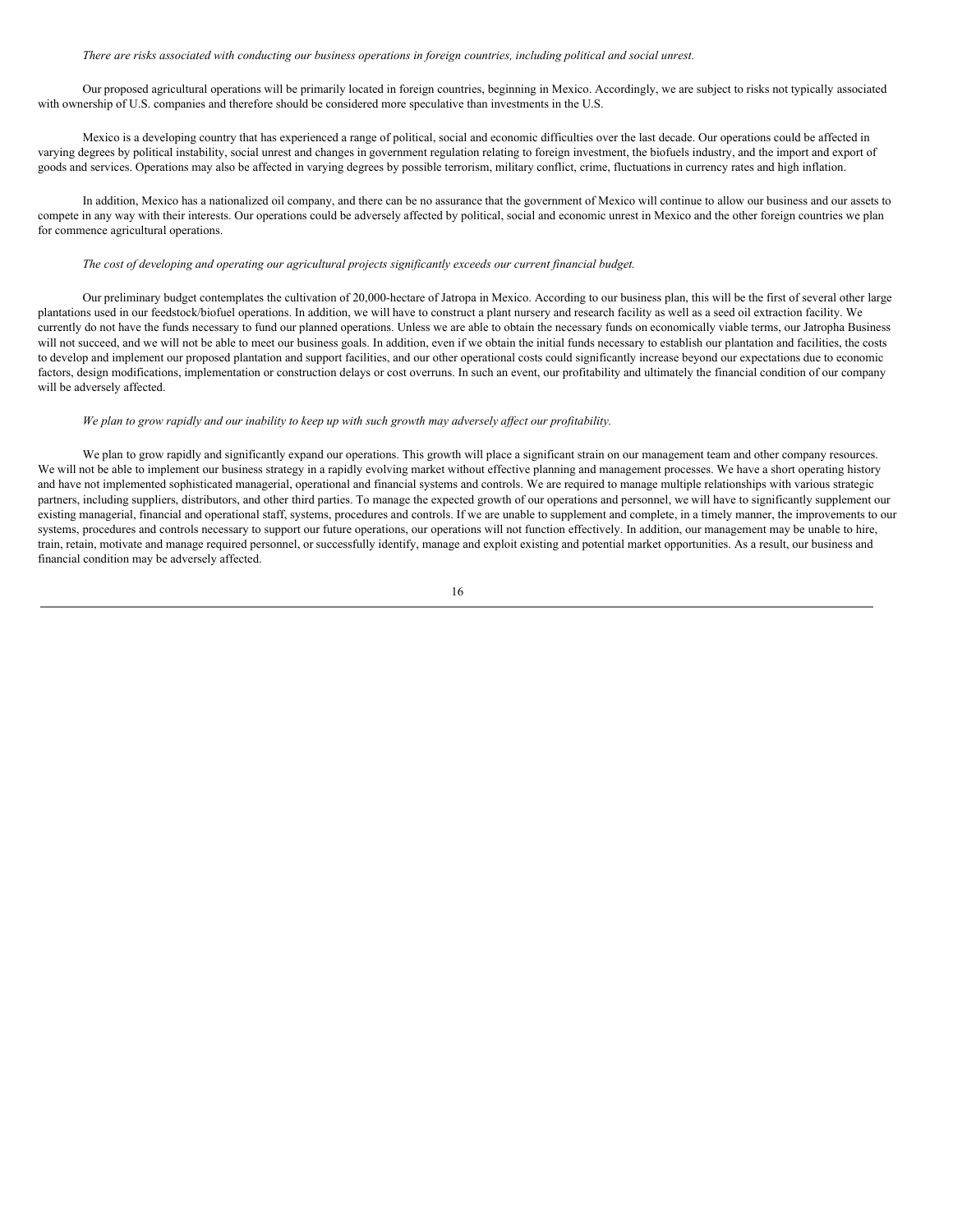*There are risks associated with conducting our business operations in foreign countries, including political and social unrest.*

Our proposed agricultural operations will be primarily located in foreign countries, beginning in Mexico. Accordingly, we are subject to risks not typically associated with ownership of U.S. companies and therefore should be considered more speculative than investments in the U.S.

Mexico is a developing country that has experienced a range of political, social and economic difficulties over the last decade. Our operations could be affected in varying degrees by political instability, social unrest and changes in government regulation relating to foreign investment, the biofuels industry, and the import and export of goods and services. Operations may also be affected in varying degrees by possible terrorism, military conflict, crime, fluctuations in currency rates and high inflation.

In addition, Mexico has a nationalized oil company, and there can be no assurance that the government of Mexico will continue to allow our business and our assets to compete in any way with their interests. Our operations could be adversely affected by political, social and economic unrest in Mexico and the other foreign countries we plan for commence agricultural operations.

*The cost of developing and operating our agricultural projects significantly exceeds our current financial budget.*

Our preliminary budget contemplates the cultivation of 20,000-hectare of Jatropa in Mexico. According to our business plan, this will be the first of several other large plantations used in our feedstock/biofuel operations. In addition, we will have to construct a plant nursery and research facility as well as a seed oil extraction facility. We currently do not have the funds necessary to fund our planned operations. Unless we are able to obtain the necessary funds on economically viable terms, our Jatropha Business will not succeed, and we will not be able to meet our business goals. In addition, even if we obtain the initial funds necessary to establish our plantation and facilities, the costs to develop and implement our proposed plantation and support facilities, and our other operational costs could significantly increase beyond our expectations due to economic factors, design modifications, implementation or construction delays or cost overruns. In such an event, our profitability and ultimately the financial condition of our company will be adversely affected.

*We plan to grow rapidly and our inability to keep up with such growth may adversely affect our profitability.*

We plan to grow rapidly and significantly expand our operations. This growth will place a significant strain on our management team and other company resources. We will not be able to implement our business strategy in a rapidly evolving market without effective planning and management processes. We have a short operating history and have not implemented sophisticated managerial, operational and financial systems and controls. We are required to manage multiple relationships with various strategic partners, including suppliers, distributors, and other third parties. To manage the expected growth of our operations and personnel, we will have to significantly supplement our existing managerial, financial and operational staff, systems, procedures and controls. If we are unable to supplement and complete, in a timely manner, the improvements to our systems, procedures and controls necessary to support our future operations, our operations will not function effectively. In addition, our management may be unable to hire, train, retain, motivate and manage required personnel, or successfully identify, manage and exploit existing and potential market opportunities. As a result, our business and financial condition may be adversely affected.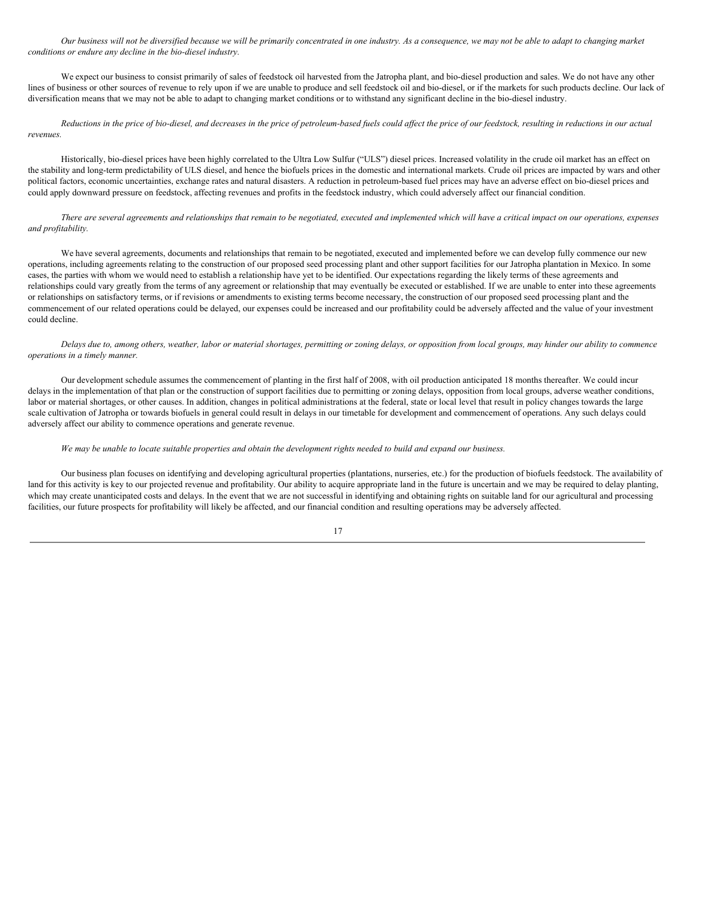*Our business will not be diversified because we will be primarily concentrated in one industry. As a consequence, we may not be able to adapt to changing market conditions or endure any decline in the bio-diesel industry.*

We expect our business to consist primarily of sales of feedstock oil harvested from the Jatropha plant, and bio-diesel production and sales. We do not have any other lines of business or other sources of revenue to rely upon if we are unable to produce and sell feedstock oil and bio-diesel, or if the markets for such products decline. Our lack of diversification means that we may not be able to adapt to changing market conditions or to withstand any significant decline in the bio-diesel industry.

*Reductions in the price of bio-diesel, and decreases in the price of petroleum-based fuels could affect the price of our feedstock, resulting in reductions in our actual revenues.*

Historically, bio-diesel prices have been highly correlated to the Ultra Low Sulfur ("ULS") diesel prices. Increased volatility in the crude oil market has an effect on the stability and long-term predictability of ULS diesel, and hence the biofuels prices in the domestic and international markets. Crude oil prices are impacted by wars and other political factors, economic uncertainties, exchange rates and natural disasters. A reduction in petroleum-based fuel prices may have an adverse effect on bio-diesel prices and could apply downward pressure on feedstock, affecting revenues and profits in the feedstock industry, which could adversely affect our financial condition.

*There are several agreements and relationships that remain to be negotiated, executed and implemented which will have a critical impact on our operations, expenses and profitability.*

We have several agreements, documents and relationships that remain to be negotiated, executed and implemented before we can develop fully commence our new operations, including agreements relating to the construction of our proposed seed processing plant and other support facilities for our Jatropha plantation in Mexico. In some cases, the parties with whom we would need to establish a relationship have yet to be identified. Our expectations regarding the likely terms of these agreements and relationships could vary greatly from the terms of any agreement or relationship that may eventually be executed or established. If we are unable to enter into these agreements or relationships on satisfactory terms, or if revisions or amendments to existing terms become necessary, the construction of our proposed seed processing plant and the commencement of our related operations could be delayed, our expenses could be increased and our profitability could be adversely affected and the value of your investment could decline.

*Delays due to, among others, weather, labor or material shortages, permitting or zoning delays, or opposition from local groups, may hinder our ability to commence operations in a timely manner.*

Our development schedule assumes the commencement of planting in the first half of 2008, with oil production anticipated 18 months thereafter. We could incur delays in the implementation of that plan or the construction of support facilities due to permitting or zoning delays, opposition from local groups, adverse weather conditions, labor or material shortages, or other causes. In addition, changes in political administrations at the federal, state or local level that result in policy changes towards the large scale cultivation of Jatropha or towards biofuels in general could result in delays in our timetable for development and commencement of operations. Any such delays could adversely affect our ability to commence operations and generate revenue.

*We may be unable to locate suitable properties and obtain the development rights needed to build and expand our business.*

Our business plan focuses on identifying and developing agricultural properties (plantations, nurseries, etc.) for the production of biofuels feedstock. The availability of land for this activity is key to our projected revenue and profitability. Our ability to acquire appropriate land in the future is uncertain and we may be required to delay planting, which may create unanticipated costs and delays. In the event that we are not successful in identifying and obtaining rights on suitable land for our agricultural and processing facilities, our future prospects for profitability will likely be affected, and our financial condition and resulting operations may be adversely affected.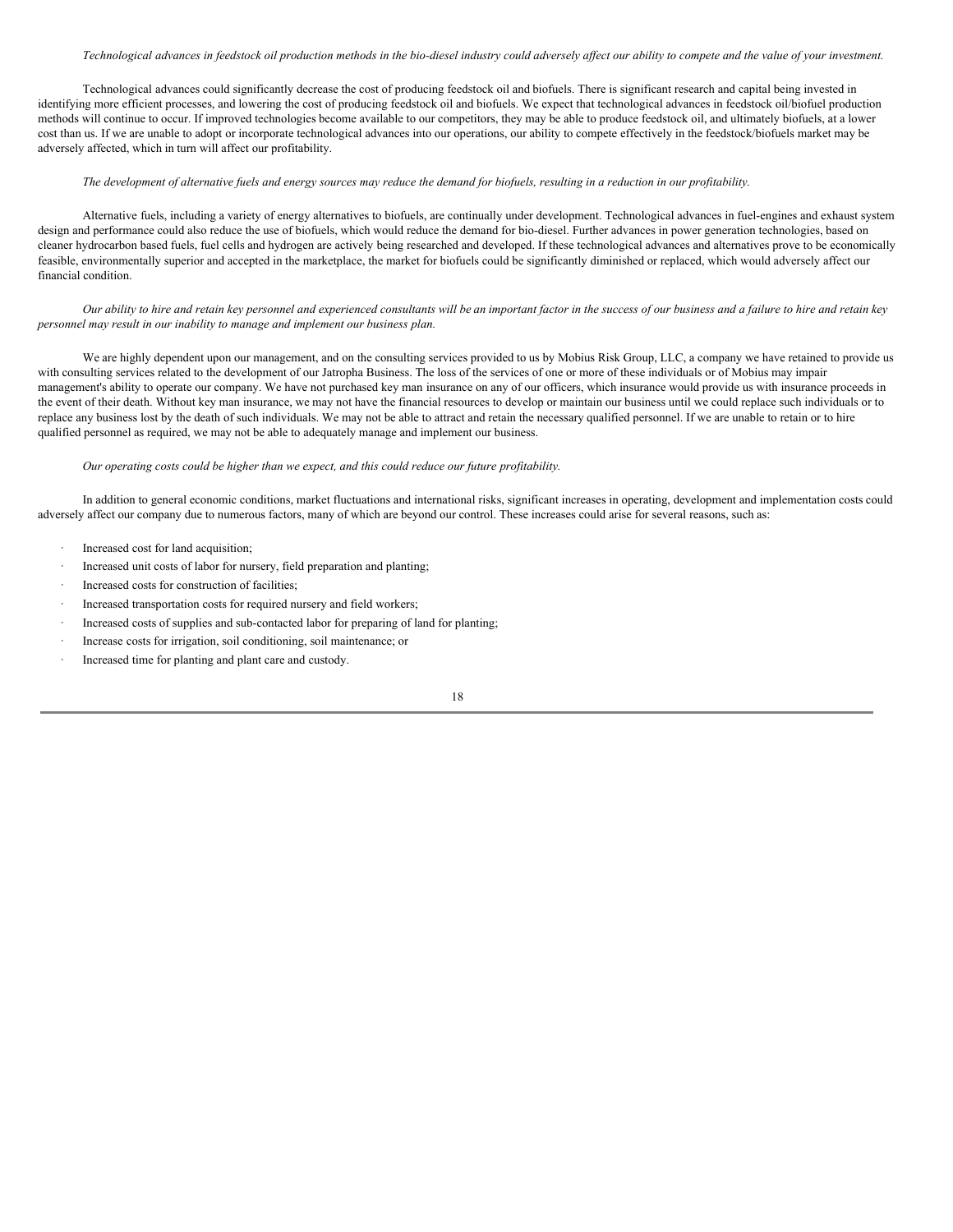*Technological advances in feedstock oil production methods in the bio-diesel industry could adversely affect our ability to compete and the value of your investment.*

Technological advances could significantly decrease the cost of producing feedstock oil and biofuels. There is significant research and capital being invested in identifying more efficient processes, and lowering the cost of producing feedstock oil and biofuels. We expect that technological advances in feedstock oil/biofuel production methods will continue to occur. If improved technologies become available to our competitors, they may be able to produce feedstock oil, and ultimately biofuels, at a lower cost than us. If we are unable to adopt or incorporate technological advances into our operations, our ability to compete effectively in the feedstock/biofuels market may be adversely affected, which in turn will affect our profitability.

*The development of alternative fuels and energy sources may reduce the demand for biofuels, resulting in a reduction in our profitability.*

Alternative fuels, including a variety of energy alternatives to biofuels, are continually under development. Technological advances in fuel-engines and exhaust system design and performance could also reduce the use of biofuels, which would reduce the demand for bio-diesel. Further advances in power generation technologies, based on cleaner hydrocarbon based fuels, fuel cells and hydrogen are actively being researched and developed. If these technological advances and alternatives prove to be economically feasible, environmentally superior and accepted in the marketplace, the market for biofuels could be significantly diminished or replaced, which would adversely affect our financial condition.

*Our ability to hire and retain key personnel and experienced consultants will be an important factor in the success of our business and a failure to hire and retain key personnel may result in our inability to manage and implement our business plan.*

We are highly dependent upon our management, and on the consulting services provided to us by Mobius Risk Group, LLC, a company we have retained to provide us with consulting services related to the development of our Jatropha Business. The loss of the services of one or more of these individuals or of Mobius may impair management's ability to operate our company. We have not purchased key man insurance on any of our officers, which insurance would provide us with insurance proceeds in the event of their death. Without key man insurance, we may not have the financial resources to develop or maintain our business until we could replace such individuals or to replace any business lost by the death of such individuals. We may not be able to attract and retain the necessary qualified personnel. If we are unable to retain or to hire qualified personnel as required, we may not be able to adequately manage and implement our business.

*Our operating costs could be higher than we expect, and this could reduce our future profitability.*

In addition to general economic conditions, market fluctuations and international risks, significant increases in operating, development and implementation costs could adversely affect our company due to numerous factors, many of which are beyond our control. These increases could arise for several reasons, such as:

- Increased cost for land acquisition;
- Increased unit costs of labor for nursery, field preparation and planting;
- Increased costs for construction of facilities;
- Increased transportation costs for required nursery and field workers;
- Increased costs of supplies and sub-contacted labor for preparing of land for planting;
- Increase costs for irrigation, soil conditioning, soil maintenance; or
- Increased time for planting and plant care and custody.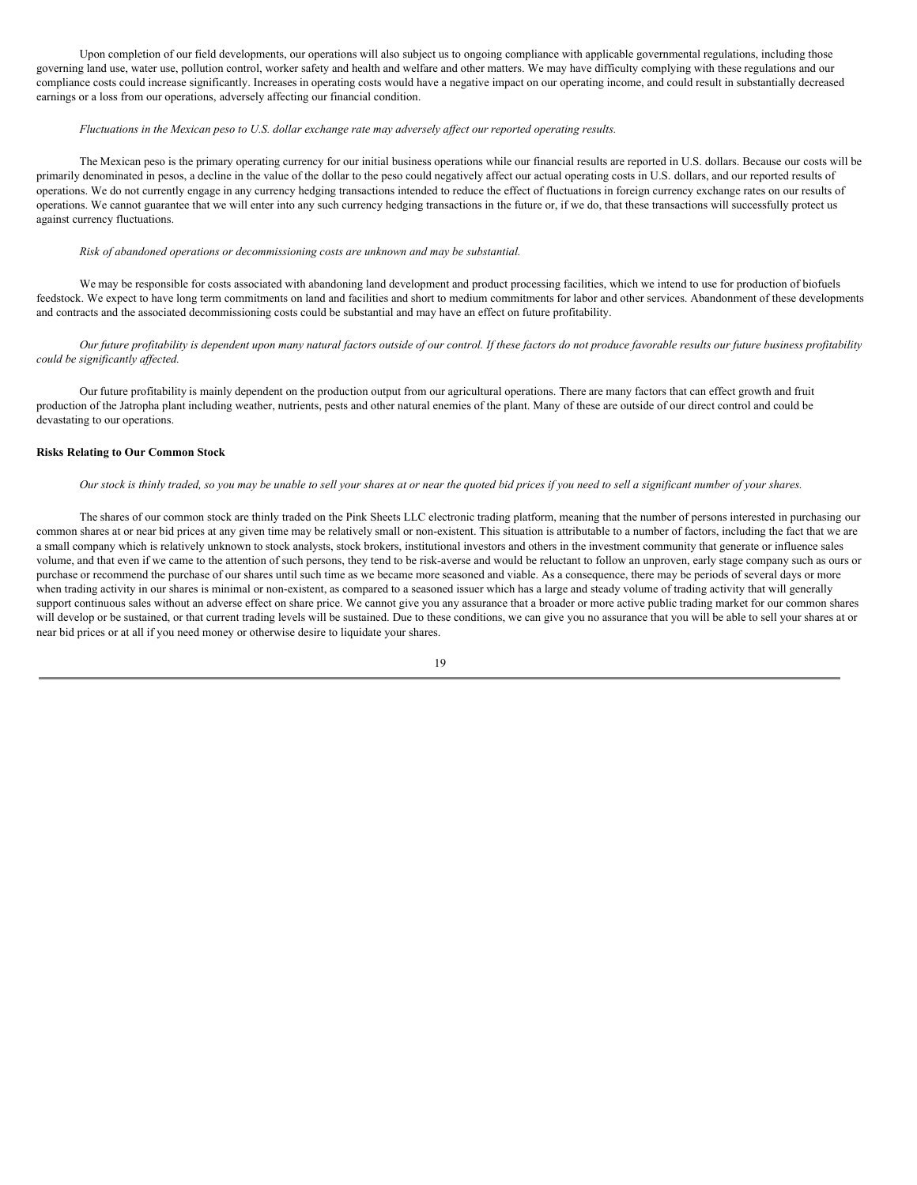Upon completion of our field developments, our operations will also subject us to ongoing compliance with applicable governmental regulations, including those governing land use, water use, pollution control, worker safety and health and welfare and other matters. We may have difficulty complying with these regulations and our compliance costs could increase significantly. Increases in operating costs would have a negative impact on our operating income, and could result in substantially decreased earnings or a loss from our operations, adversely affecting our financial condition.

*Fluctuations in the Mexican peso to U.S. dollar exchange rate may adversely affect our reported operating results.*

The Mexican peso is the primary operating currency for our initial business operations while our financial results are reported in U.S. dollars. Because our costs will be primarily denominated in pesos, a decline in the value of the dollar to the peso could negatively affect our actual operating costs in U.S. dollars, and our reported results of operations. We do not currently engage in any currency hedging transactions intended to reduce the effect of fluctuations in foreign currency exchange rates on our results of operations. We cannot guarantee that we will enter into any such currency hedging transactions in the future or, if we do, that these transactions will successfully protect us against currency fluctuations.

*Risk of abandoned operations or decommissioning costs are unknown and may be substantial.*

We may be responsible for costs associated with abandoning land development and product processing facilities, which we intend to use for production of biofuels feedstock. We expect to have long term commitments on land and facilities and short to medium commitments for labor and other services. Abandonment of these developments and contracts and the associated decommissioning costs could be substantial and may have an effect on future profitability.

*Our future profitability is dependent upon many natural factors outside of our control. If these factors do not produce favorable results our future business profitability could be significantly affected.*

Our future profitability is mainly dependent on the production output from our agricultural operations. There are many factors that can effect growth and fruit production of the Jatropha plant including weather, nutrients, pests and other natural enemies of the plant. Many of these are outside of our direct control and could be devastating to our operations.

**Risks Relating to Our Common Stock**

*Our stock is thinly traded, so you may be unable to sell your shares at or near the quoted bid prices if you need to sell a significant number of your shares.*

The shares of our common stock are thinly traded on the Pink Sheets LLC electronic trading platform, meaning that the number of persons interested in purchasing our common shares at or near bid prices at any given time may be relatively small or non-existent. This situation is attributable to a number of factors, including the fact that we are a small company which is relatively unknown to stock analysts, stock brokers, institutional investors and others in the investment community that generate or influence sales volume, and that even if we came to the attention of such persons, they tend to be risk-averse and would be reluctant to follow an unproven, early stage company such as ours or purchase or recommend the purchase of our shares until such time as we became more seasoned and viable. As a consequence, there may be periods of several days or more when trading activity in our shares is minimal or non-existent, as compared to a seasoned issuer which has a large and steady volume of trading activity that will generally support continuous sales without an adverse effect on share price. We cannot give you any assurance that a broader or more active public trading market for our common shares will develop or be sustained, or that current trading levels will be sustained. Due to these conditions, we can give you no assurance that you will be able to sell your shares at or near bid prices or at all if you need money or otherwise desire to liquidate your shares.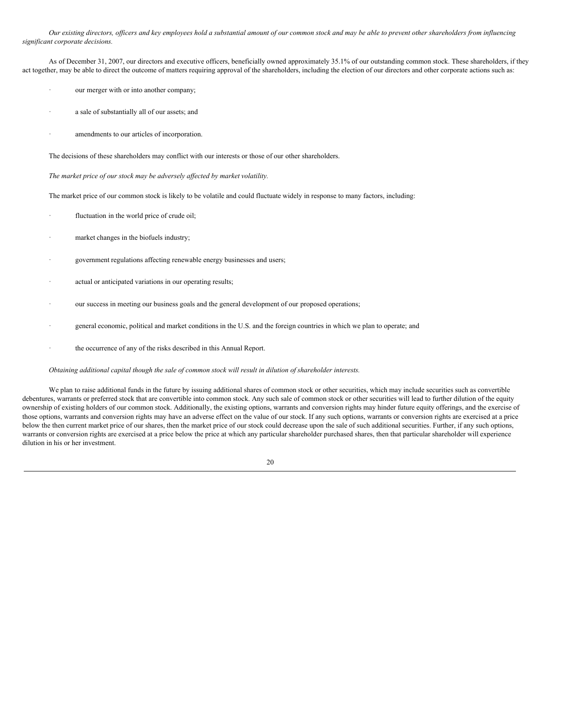*Our existing directors, officers and key employees hold a substantial amount of our common stock and may be able to prevent other shareholders from influencing significant corporate decisions.*

As of December 31, 2007, our directors and executive officers, beneficially owned approximately 35.1% of our outstanding common stock. These shareholders, if they act together, may be able to direct the outcome of matters requiring approval of the shareholders, including the election of our directors and other corporate actions such as:

- our merger with or into another company;
- a sale of substantially all of our assets; and
- amendments to our articles of incorporation.

The decisions of these shareholders may conflict with our interests or those of our other shareholders.

*The market price of our stock may be adversely affected by market volatility.*

The market price of our common stock is likely to be volatile and could fluctuate widely in response to many factors, including:

- fluctuation in the world price of crude oil;
- market changes in the biofuels industry;
- government regulations affecting renewable energy businesses and users;
- actual or anticipated variations in our operating results;
- our success in meeting our business goals and the general development of our proposed operations;
- general economic, political and market conditions in the U.S. and the foreign countries in which we plan to operate; and
- the occurrence of any of the risks described in this Annual Report.

*Obtaining additional capital though the sale of common stock will result in dilution of shareholder interests.*

We plan to raise additional funds in the future by issuing additional shares of common stock or other securities, which may include securities such as convertible debentures, warrants or preferred stock that are convertible into common stock. Any such sale of common stock or other securities will lead to further dilution of the equity ownership of existing holders of our common stock. Additionally, the existing options, warrants and conversion rights may hinder future equity offerings, and the exercise of those options, warrants and conversion rights may have an adverse effect on the value of our stock. If any such options, warrants or conversion rights are exercised at a price below the then current market price of our shares, then the market price of our stock could decrease upon the sale of such additional securities. Further, if any such options, warrants or conversion rights are exercised at a price below the price at which any particular shareholder purchased shares, then that particular shareholder will experience dilution in his or her investment.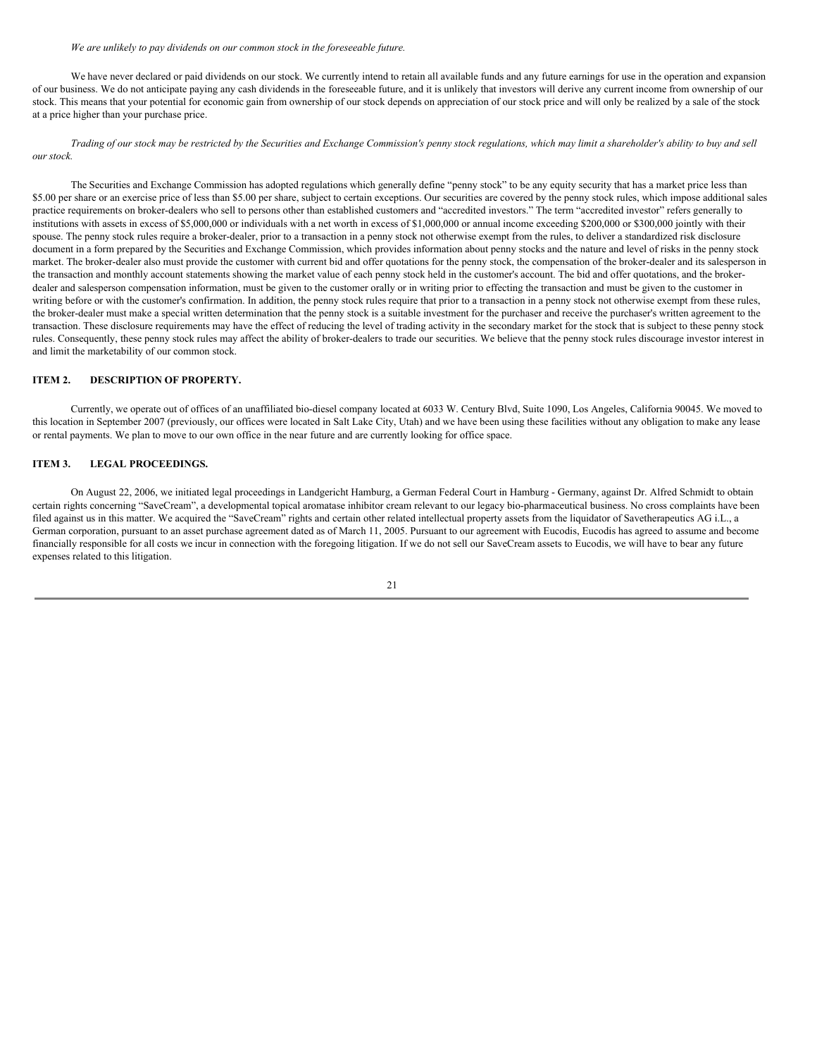*We are unlikely to pay dividends on our common stock in the foreseeable future.*

We have never declared or paid dividends on our stock. We currently intend to retain all available funds and any future earnings for use in the operation and expansion of our business. We do not anticipate paying any cash dividends in the foreseeable future, and it is unlikely that investors will derive any current income from ownership of our stock. This means that your potential for economic gain from ownership of our stock depends on appreciation of our stock price and will only be realized by a sale of the stock at a price higher than your purchase price.

*Trading of our stock may be restricted by the Securities and Exchange Commission's penny stock regulations, which may limit a shareholder's ability to buy and sell our stock.*

The Securities and Exchange Commission has adopted regulations which generally define "penny stock" to be any equity security that has a market price less than $5.00 per share or an exercise price of less than $5.00 per share, subject to certain exceptions. Our securities are covered by the penny stock rules, which impose additional sales practice requirements on broker-dealers who sell to persons other than established customers and "accredited investors." The term "accredited investor" refers generally to institutions with assets in excess of $5,000,000 or individuals with a net worth in excess of $1,000,000 or annual income exceeding $200,000 or $300,000 jointly with their spouse. The penny stock rules require a broker-dealer, prior to a transaction in a penny stock not otherwise exempt from the rules, to deliver a standardized risk disclosure document in a form prepared by the Securities and Exchange Commission, which provides information about penny stocks and the nature and level of risks in the penny stock market. The broker-dealer also must provide the customer with current bid and offer quotations for the penny stock, the compensation of the broker-dealer and its salesperson in the transaction and monthly account statements showing the market value of each penny stock held in the customer's account. The bid and offer quotations, and the broker-dealer and salesperson compensation information, must be given to the customer orally or in writing prior to effecting the transaction and must be given to the customer in writing before or with the customer's confirmation. In addition, the penny stock rules require that prior to a transaction in a penny stock not otherwise exempt from these rules, the broker-dealer must make a special written determination that the penny stock is a suitable investment for the purchaser and receive the purchaser's written agreement to the transaction. These disclosure requirements may have the effect of reducing the level of trading activity in the secondary market for the stock that is subject to these penny stock rules. Consequently, these penny stock rules may affect the ability of broker-dealers to trade our securities. We believe that the penny stock rules discourage investor interest in and limit the marketability of our common stock.

## ITEM 2. DESCRIPTION OF PROPERTY.

Currently, we operate out of offices of an unaffiliated bio-diesel company located at 6033 W. Century Blvd, Suite 1090, Los Angeles, California 90045. We moved to this location in September 2007 (previously, our offices were located in Salt Lake City, Utah) and we have been using these facilities without any obligation to make any lease or rental payments. We plan to move to our own office in the near future and are currently looking for office space.

## ITEM 3. LEGAL PROCEEDINGS.

On August 22, 2006, we initiated legal proceedings in Landgericht Hamburg, a German Federal Court in Hamburg - Germany, against Dr. Alfred Schmidt to obtain certain rights concerning "SaveCream", a developmental topical aromatase inhibitor cream relevant to our legacy bio-pharmaceutical business. No cross complaints have been filed against us in this matter. We acquired the "SaveCream" rights and certain other related intellectual property assets from the liquidator of Savetherapeutics AG i.L., a German corporation, pursuant to an asset purchase agreement dated as of March 11, 2005. Pursuant to our agreement with Eucodis, Eucodis has agreed to assume and become financially responsible for all costs we incur in connection with the foregoing litigation. If we do not sell our SaveCream assets to Eucodis, we will have to bear any future expenses related to this litigation.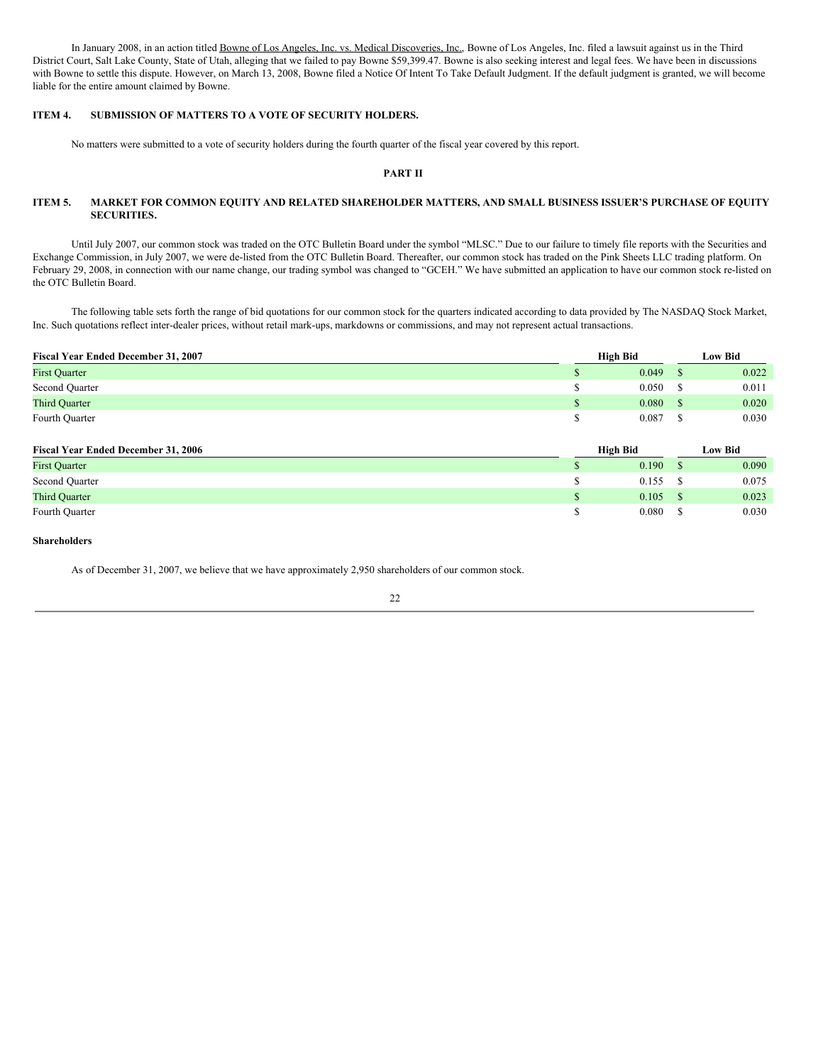In January 2008, in an action titled Bowne of Los Angeles, Inc. vs. Medical Discoveries, Inc., Bowne of Los Angeles, Inc. filed a lawsuit against us in the Third District Court, Salt Lake County, State of Utah, alleging that we failed to pay Bowne $59,399.47. Bowne is also seeking interest and legal fees. We have been in discussions with Bowne to settle this dispute. However, on March 13, 2008, Bowne filed a Notice Of Intent To Take Default Judgment. If the default judgment is granted, we will become liable for the entire amount claimed by Bowne.

## ITEM 4. SUBMISSION OF MATTERS TO A VOTE OF SECURITY HOLDERS.

No matters were submitted to a vote of security holders during the fourth quarter of the fiscal year covered by this report.

# PART II

## ITEM 5. MARKET FOR COMMON EQUITY AND RELATED SHAREHOLDER MATTERS, AND SMALL BUSINESS ISSUER'S PURCHASE OF EQUITY SECURITIES.

Until July 2007, our common stock was traded on the OTC Bulletin Board under the symbol "MLSC." Due to our failure to timely file reports with the Securities and Exchange Commission, in July 2007, we were de-listed from the OTC Bulletin Board. Thereafter, our common stock has traded on the Pink Sheets LLC trading platform. On February 29, 2008, in connection with our name change, our trading symbol was changed to "GCEH." We have submitted an application to have our common stock re-listed on the OTC Bulletin Board.

The following table sets forth the range of bid quotations for our common stock for the quarters indicated according to data provided by The NASDAQ Stock Market, Inc. Such quotations reflect inter-dealer prices, without retail mark-ups, markdowns or commissions, and may not represent actual transactions.

| Fiscal Year Ended December 31, 2007 | High Bid | Low Bid |
|---|---|---|
| First Quarter | $ 0.049 | $ 0.022 |
| Second Quarter | $ 0.050 | $ 0.011 |
| Third Quarter | $ 0.080 | $ 0.020 |
| Fourth Quarter | $ 0.087 | $ 0.030 |

| Fiscal Year Ended December 31, 2006 | High Bid | Low Bid |
|---|---|---|
| First Quarter | $ 0.190 | $ 0.090 |
| Second Quarter | $ 0.155 | $ 0.075 |
| Third Quarter | $ 0.105 | $ 0.023 |
| Fourth Quarter | $ 0.080 | $ 0.030 |

**Shareholders**

As of December 31, 2007, we believe that we have approximately 2,950 shareholders of our common stock.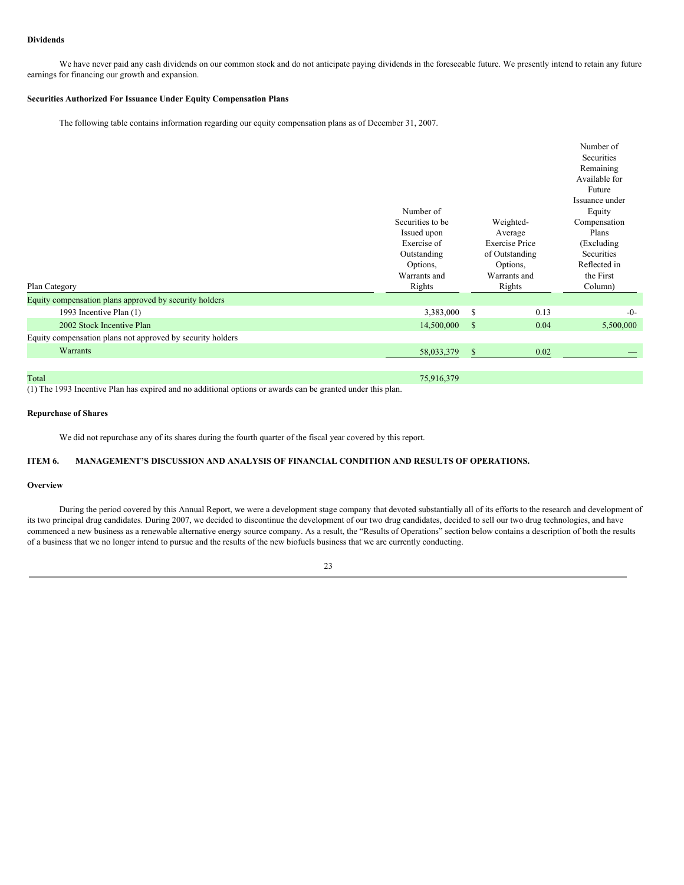**Dividends**

We have never paid any cash dividends on our common stock and do not anticipate paying dividends in the foreseeable future. We presently intend to retain any future earnings for financing our growth and expansion.

**Securities Authorized For Issuance Under Equity Compensation Plans**

The following table contains information regarding our equity compensation plans as of December 31, 2007.

| Plan Category | Number of Securities to be Issued upon Exercise of Outstanding Options, Warrants and Rights | Weighted-Average Exercise Price of Outstanding Options, Warrants and Rights | Number of Securities Remaining Available for Future Issuance under Equity Compensation Plans (Excluding Securities Reflected in the First Column) |
|---|---|---|---|
| Equity compensation plans approved by security holders | | | |
| 1993 Incentive Plan (1) | 3,383,000 | $ 0.13 | -0- |
| 2002 Stock Incentive Plan | 14,500,000 | $ 0.04 | 5,500,000 |
| Equity compensation plans not approved by security holders | | | |
| Warrants | 58,033,379 | $ 0.02 | — |
| Total | 75,916,379 | | |

(1) The 1993 Incentive Plan has expired and no additional options or awards can be granted under this plan.

**Repurchase of Shares**

We did not repurchase any of its shares during the fourth quarter of the fiscal year covered by this report.

## ITEM 6. MANAGEMENT'S DISCUSSION AND ANALYSIS OF FINANCIAL CONDITION AND RESULTS OF OPERATIONS.

**Overview**

During the period covered by this Annual Report, we were a development stage company that devoted substantially all of its efforts to the research and development of its two principal drug candidates. During 2007, we decided to discontinue the development of our two drug candidates, decided to sell our two drug technologies, and have commenced a new business as a renewable alternative energy source company. As a result, the "Results of Operations" section below contains a description of both the results of a business that we no longer intend to pursue and the results of the new biofuels business that we are currently conducting.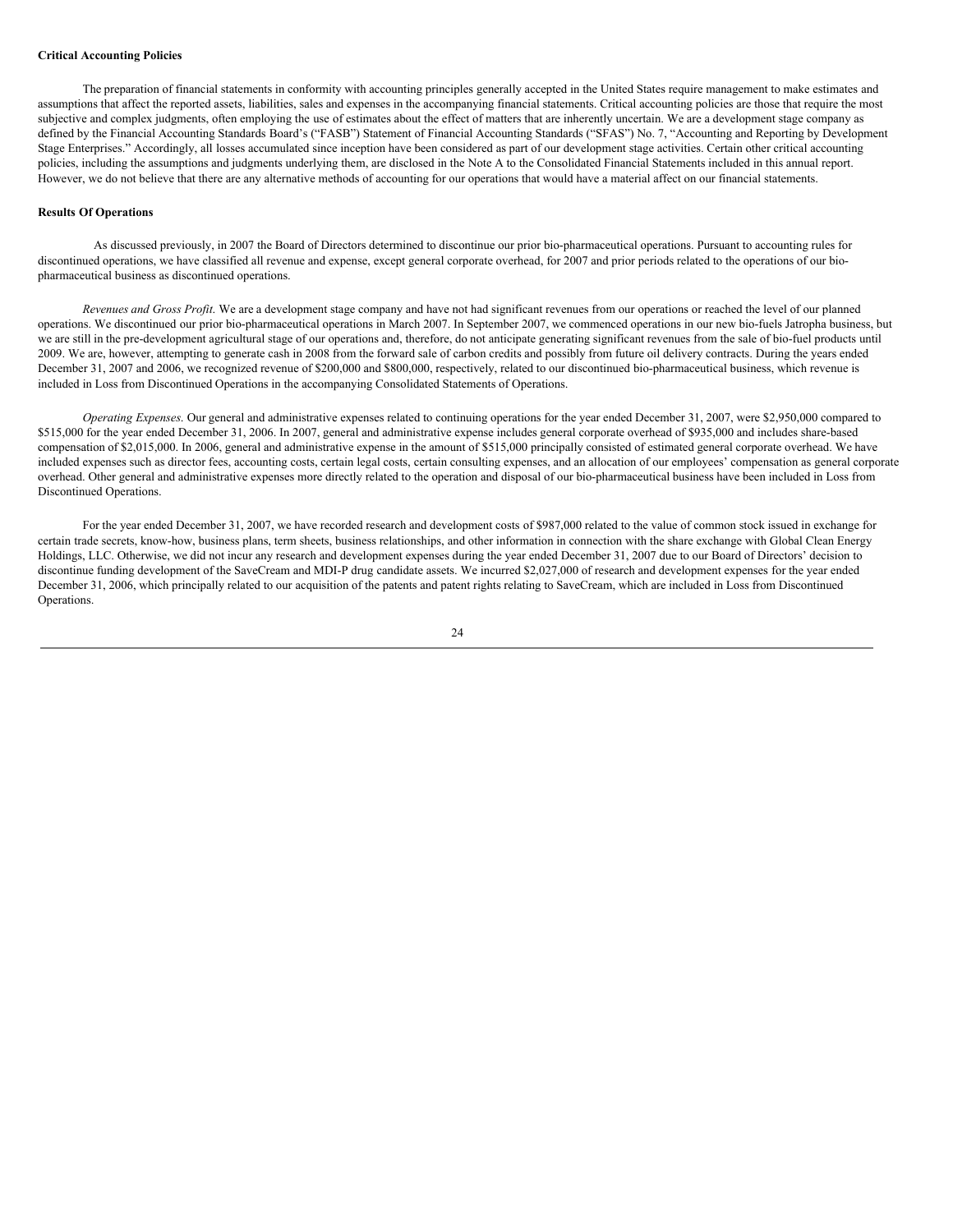**Critical Accounting Policies**

The preparation of financial statements in conformity with accounting principles generally accepted in the United States require management to make estimates and assumptions that affect the reported assets, liabilities, sales and expenses in the accompanying financial statements. Critical accounting policies are those that require the most subjective and complex judgments, often employing the use of estimates about the effect of matters that are inherently uncertain. We are a development stage company as defined by the Financial Accounting Standards Board's ("FASB") Statement of Financial Accounting Standards ("SFAS") No. 7, "Accounting and Reporting by Development Stage Enterprises." Accordingly, all losses accumulated since inception have been considered as part of our development stage activities. Certain other critical accounting policies, including the assumptions and judgments underlying them, are disclosed in the Note A to the Consolidated Financial Statements included in this annual report. However, we do not believe that there are any alternative methods of accounting for our operations that would have a material affect on our financial statements.

**Results Of Operations**

As discussed previously, in 2007 the Board of Directors determined to discontinue our prior bio-pharmaceutical operations. Pursuant to accounting rules for discontinued operations, we have classified all revenue and expense, except general corporate overhead, for 2007 and prior periods related to the operations of our bio-pharmaceutical business as discontinued operations.

*Revenues and Gross Profit*. We are a development stage company and have not had significant revenues from our operations or reached the level of our planned operations. We discontinued our prior bio-pharmaceutical operations in March 2007. In September 2007, we commenced operations in our new bio-fuels Jatropha business, but we are still in the pre-development agricultural stage of our operations and, therefore, do not anticipate generating significant revenues from the sale of bio-fuel products until 2009. We are, however, attempting to generate cash in 2008 from the forward sale of carbon credits and possibly from future oil delivery contracts. During the years ended December 31, 2007 and 2006, we recognized revenue of $200,000 and $800,000, respectively, related to our discontinued bio-pharmaceutical business, which revenue is included in Loss from Discontinued Operations in the accompanying Consolidated Statements of Operations.

*Operating Expenses*. Our general and administrative expenses related to continuing operations for the year ended December 31, 2007, were $2,950,000 compared to $515,000 for the year ended December 31, 2006. In 2007, general and administrative expense includes general corporate overhead of $935,000 and includes share-based compensation of $2,015,000. In 2006, general and administrative expense in the amount of $515,000 principally consisted of estimated general corporate overhead. We have included expenses such as director fees, accounting costs, certain legal costs, certain consulting expenses, and an allocation of our employees' compensation as general corporate overhead. Other general and administrative expenses more directly related to the operation and disposal of our bio-pharmaceutical business have been included in Loss from Discontinued Operations.

For the year ended December 31, 2007, we have recorded research and development costs of $987,000 related to the value of common stock issued in exchange for certain trade secrets, know-how, business plans, term sheets, business relationships, and other information in connection with the share exchange with Global Clean Energy Holdings, LLC. Otherwise, we did not incur any research and development expenses during the year ended December 31, 2007 due to our Board of Directors' decision to discontinue funding development of the SaveCream and MDI-P drug candidate assets. We incurred $2,027,000 of research and development expenses for the year ended December 31, 2006, which principally related to our acquisition of the patents and patent rights relating to SaveCream, which are included in Loss from Discontinued Operations.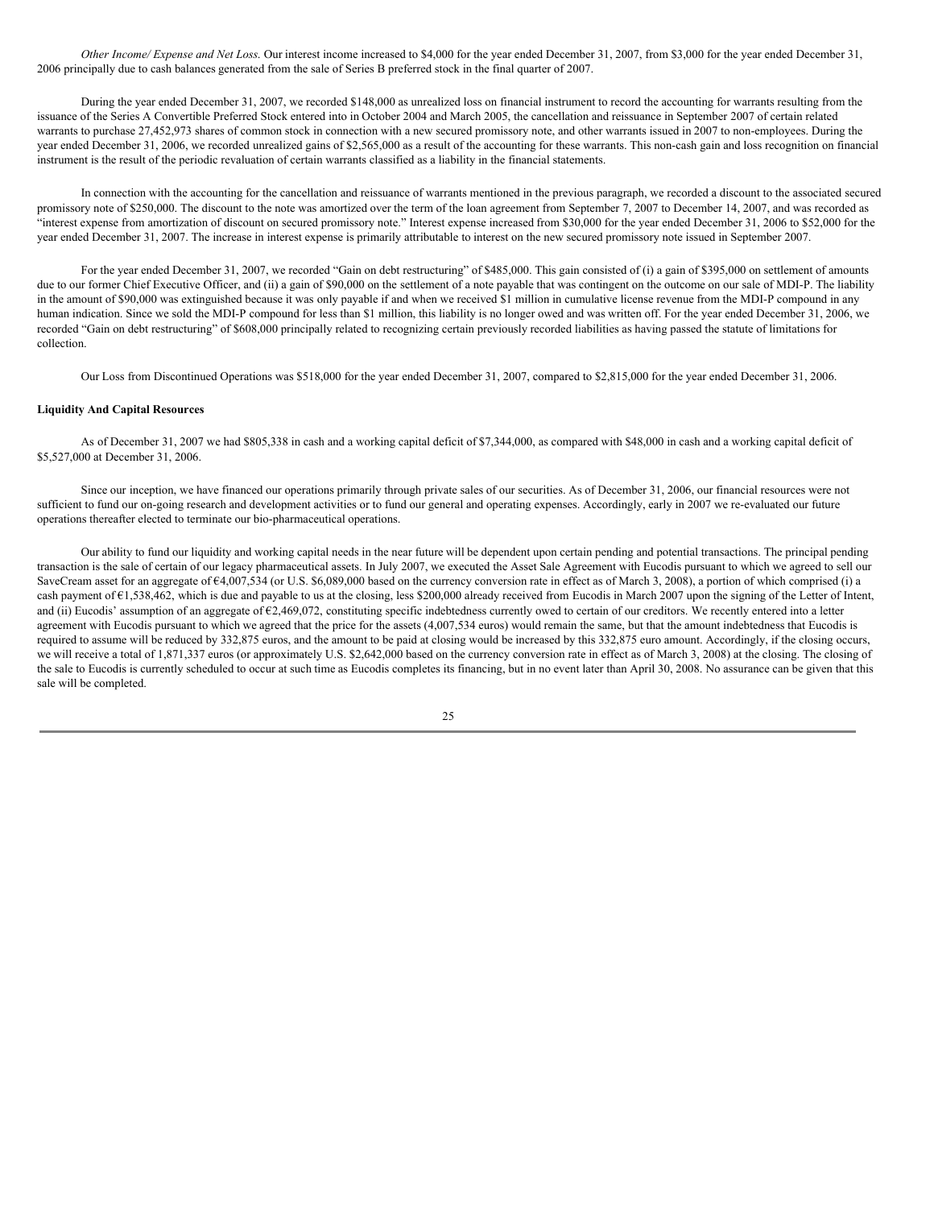*Other Income/ Expense and Net Loss.* Our interest income increased to $4,000 for the year ended December 31, 2007, from $3,000 for the year ended December 31, 2006 principally due to cash balances generated from the sale of Series B preferred stock in the final quarter of 2007.

During the year ended December 31, 2007, we recorded $148,000 as unrealized loss on financial instrument to record the accounting for warrants resulting from the issuance of the Series A Convertible Preferred Stock entered into in October 2004 and March 2005, the cancellation and reissuance in September 2007 of certain related warrants to purchase 27,452,973 shares of common stock in connection with a new secured promissory note, and other warrants issued in 2007 to non-employees. During the year ended December 31, 2006, we recorded unrealized gains of $2,565,000 as a result of the accounting for these warrants. This non-cash gain and loss recognition on financial instrument is the result of the periodic revaluation of certain warrants classified as a liability in the financial statements.

In connection with the accounting for the cancellation and reissuance of warrants mentioned in the previous paragraph, we recorded a discount to the associated secured promissory note of $250,000. The discount to the note was amortized over the term of the loan agreement from September 7, 2007 to December 14, 2007, and was recorded as "interest expense from amortization of discount on secured promissory note." Interest expense increased from $30,000 for the year ended December 31, 2006 to $52,000 for the year ended December 31, 2007. The increase in interest expense is primarily attributable to interest on the new secured promissory note issued in September 2007.

For the year ended December 31, 2007, we recorded "Gain on debt restructuring" of $485,000. This gain consisted of (i) a gain of $395,000 on settlement of amounts due to our former Chief Executive Officer, and (ii) a gain of $90,000 on the settlement of a note payable that was contingent on the outcome on our sale of MDI-P. The liability in the amount of $90,000 was extinguished because it was only payable if and when we received $1 million in cumulative license revenue from the MDI-P compound in any human indication. Since we sold the MDI-P compound for less than $1 million, this liability is no longer owed and was written off. For the year ended December 31, 2006, we recorded "Gain on debt restructuring" of $608,000 principally related to recognizing certain previously recorded liabilities as having passed the statute of limitations for collection.

Our Loss from Discontinued Operations was $518,000 for the year ended December 31, 2007, compared to $2,815,000 for the year ended December 31, 2006.

**Liquidity And Capital Resources**

As of December 31, 2007 we had $805,338 in cash and a working capital deficit of $7,344,000, as compared with $48,000 in cash and a working capital deficit of $5,527,000 at December 31, 2006.

Since our inception, we have financed our operations primarily through private sales of our securities. As of December 31, 2006, our financial resources were not sufficient to fund our on-going research and development activities or to fund our general and operating expenses. Accordingly, early in 2007 we re-evaluated our future operations thereafter elected to terminate our bio-pharmaceutical operations.

Our ability to fund our liquidity and working capital needs in the near future will be dependent upon certain pending and potential transactions. The principal pending transaction is the sale of certain of our legacy pharmaceutical assets. In July 2007, we executed the Asset Sale Agreement with Eucodis pursuant to which we agreed to sell our SaveCream asset for an aggregate of €4,007,534 (or U.S. $6,089,000 based on the currency conversion rate in effect as of March 3, 2008), a portion of which comprised (i) a cash payment of €1,538,462, which is due and payable to us at the closing, less $200,000 already received from Eucodis in March 2007 upon the signing of the Letter of Intent, and (ii) Eucodis' assumption of an aggregate of €2,469,072, constituting specific indebtedness currently owed to certain of our creditors. We recently entered into a letter agreement with Eucodis pursuant to which we agreed that the price for the assets (4,007,534 euros) would remain the same, but that the amount indebtedness that Eucodis is required to assume will be reduced by 332,875 euros, and the amount to be paid at closing would be increased by this 332,875 euro amount. Accordingly, if the closing occurs, we will receive a total of 1,871,337 euros (or approximately U.S. $2,642,000 based on the currency conversion rate in effect as of March 3, 2008) at the closing. The closing of the sale to Eucodis is currently scheduled to occur at such time as Eucodis completes its financing, but in no event later than April 30, 2008. No assurance can be given that this sale will be completed.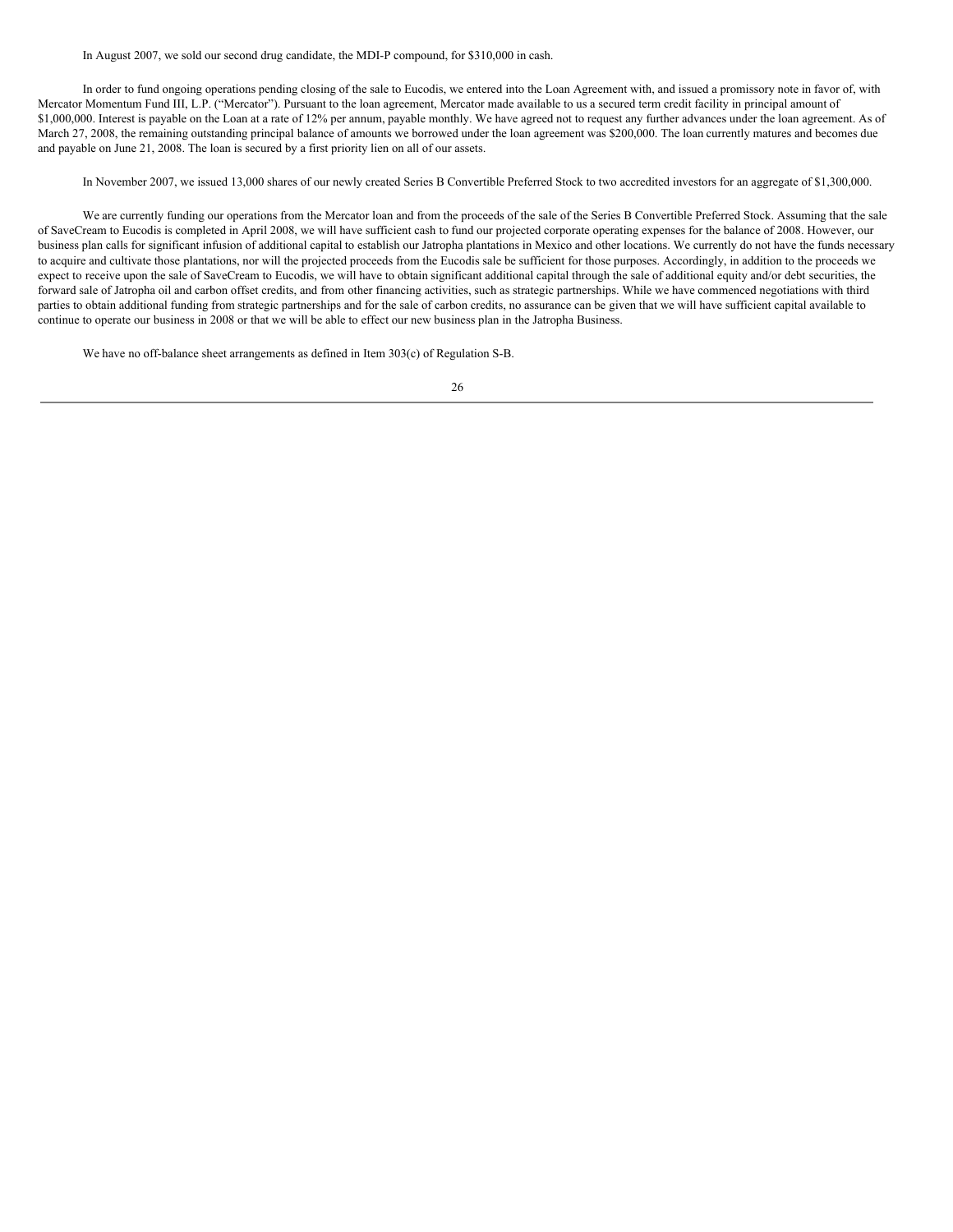In August 2007, we sold our second drug candidate, the MDI-P compound, for $310,000 in cash.

In order to fund ongoing operations pending closing of the sale to Eucodis, we entered into the Loan Agreement with, and issued a promissory note in favor of, with Mercator Momentum Fund III, L.P. ("Mercator"). Pursuant to the loan agreement, Mercator made available to us a secured term credit facility in principal amount of $1,000,000. Interest is payable on the Loan at a rate of 12% per annum, payable monthly. We have agreed not to request any further advances under the loan agreement. As of March 27, 2008, the remaining outstanding principal balance of amounts we borrowed under the loan agreement was $200,000. The loan currently matures and becomes due and payable on June 21, 2008. The loan is secured by a first priority lien on all of our assets.

In November 2007, we issued 13,000 shares of our newly created Series B Convertible Preferred Stock to two accredited investors for an aggregate of $1,300,000.

We are currently funding our operations from the Mercator loan and from the proceeds of the sale of the Series B Convertible Preferred Stock. Assuming that the sale of SaveCream to Eucodis is completed in April 2008, we will have sufficient cash to fund our projected corporate operating expenses for the balance of 2008. However, our business plan calls for significant infusion of additional capital to establish our Jatropha plantations in Mexico and other locations. We currently do not have the funds necessary to acquire and cultivate those plantations, nor will the projected proceeds from the Eucodis sale be sufficient for those purposes. Accordingly, in addition to the proceeds we expect to receive upon the sale of SaveCream to Eucodis, we will have to obtain significant additional capital through the sale of additional equity and/or debt securities, the forward sale of Jatropha oil and carbon offset credits, and from other financing activities, such as strategic partnerships. While we have commenced negotiations with third parties to obtain additional funding from strategic partnerships and for the sale of carbon credits, no assurance can be given that we will have sufficient capital available to continue to operate our business in 2008 or that we will be able to effect our new business plan in the Jatropha Business.

We have no off-balance sheet arrangements as defined in Item 303(c) of Regulation S-B.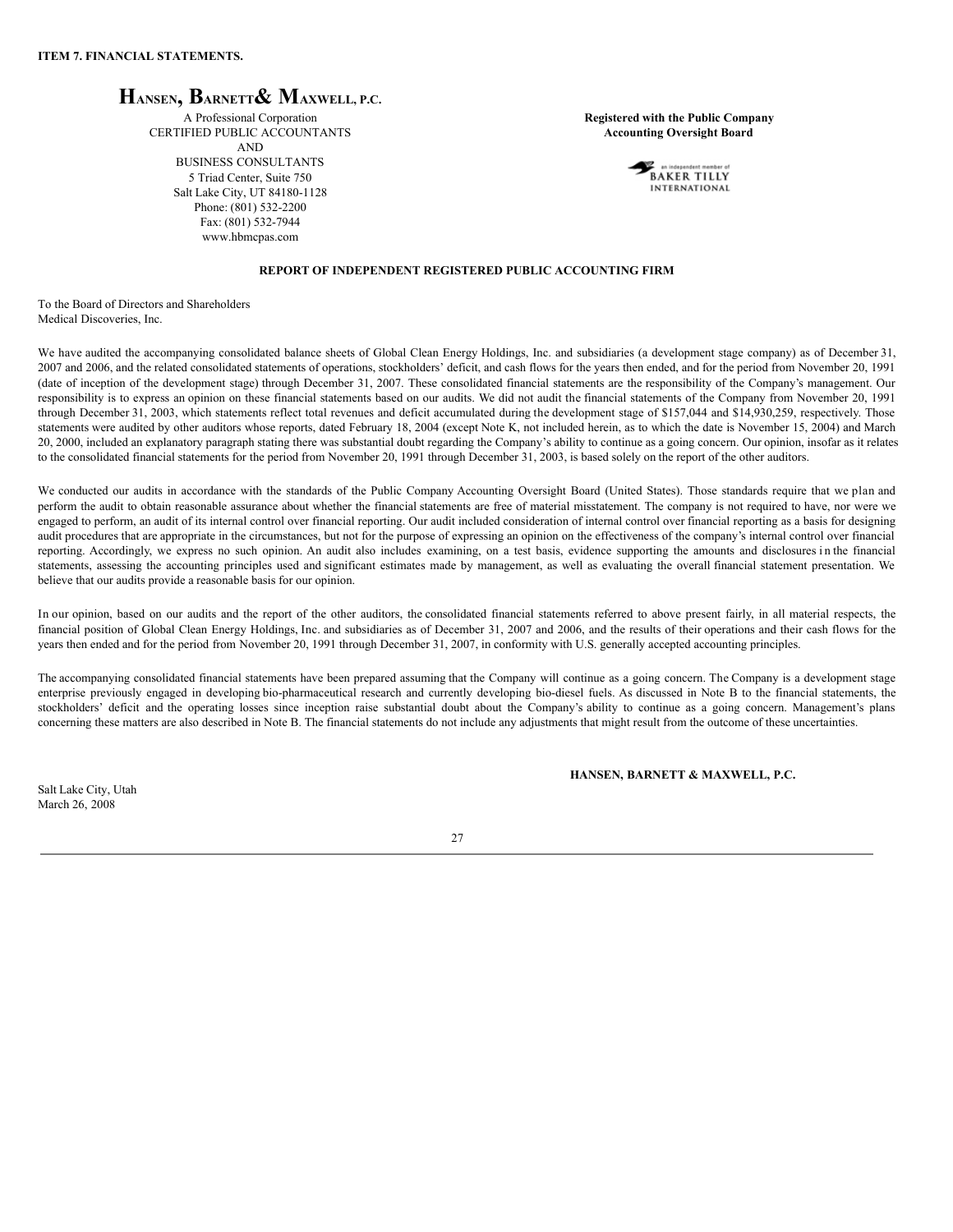**ITEM 7. FINANCIAL STATEMENTS.**

**HANSEN, BARNETT & MAXWELL, P.C.**

A Professional Corporation
CERTIFIED PUBLIC ACCOUNTANTS
AND
BUSINESS CONSULTANTS
5 Triad Center, Suite 750
Salt Lake City, UT 84180-1128
Phone: (801) 532-2200
Fax: (801) 532-7944
www.hbmcpas.com

**Registered with the Public Company Accounting Oversight Board**

an independent member of BAKER TILLY INTERNATIONAL

**REPORT OF INDEPENDENT REGISTERED PUBLIC ACCOUNTING FIRM**

To the Board of Directors and Shareholders
Medical Discoveries, Inc.

We have audited the accompanying consolidated balance sheets of Global Clean Energy Holdings, Inc. and subsidiaries (a development stage company) as of December 31, 2007 and 2006, and the related consolidated statements of operations, stockholders' deficit, and cash flows for the years then ended, and for the period from November 20, 1991 (date of inception of the development stage) through December 31, 2007. These consolidated financial statements are the responsibility of the Company's management. Our responsibility is to express an opinion on these financial statements based on our audits. We did not audit the financial statements of the Company from November 20, 1991 through December 31, 2003, which statements reflect total revenues and deficit accumulated during the development stage of $157,044 and $14,930,259, respectively. Those statements were audited by other auditors whose reports, dated February 18, 2004 (except Note K, not included herein, as to which the date is November 15, 2004) and March 20, 2000, included an explanatory paragraph stating there was substantial doubt regarding the Company's ability to continue as a going concern. Our opinion, insofar as it relates to the consolidated financial statements for the period from November 20, 1991 through December 31, 2003, is based solely on the report of the other auditors.

We conducted our audits in accordance with the standards of the Public Company Accounting Oversight Board (United States). Those standards require that we plan and perform the audit to obtain reasonable assurance about whether the financial statements are free of material misstatement. The company is not required to have, nor were we engaged to perform, an audit of its internal control over financial reporting. Our audit included consideration of internal control over financial reporting as a basis for designing audit procedures that are appropriate in the circumstances, but not for the purpose of expressing an opinion on the effectiveness of the company's internal control over financial reporting. Accordingly, we express no such opinion. An audit also includes examining, on a test basis, evidence supporting the amounts and disclosures in the financial statements, assessing the accounting principles used and significant estimates made by management, as well as evaluating the overall financial statement presentation. We believe that our audits provide a reasonable basis for our opinion.

In our opinion, based on our audits and the report of the other auditors, the consolidated financial statements referred to above present fairly, in all material respects, the financial position of Global Clean Energy Holdings, Inc. and subsidiaries as of December 31, 2007 and 2006, and the results of their operations and their cash flows for the years then ended and for the period from November 20, 1991 through December 31, 2007, in conformity with U.S. generally accepted accounting principles.

The accompanying consolidated financial statements have been prepared assuming that the Company will continue as a going concern. The Company is a development stage enterprise previously engaged in developing bio-pharmaceutical research and currently developing bio-diesel fuels. As discussed in Note B to the financial statements, the stockholders' deficit and the operating losses since inception raise substantial doubt about the Company's ability to continue as a going concern. Management's plans concerning these matters are also described in Note B. The financial statements do not include any adjustments that might result from the outcome of these uncertainties.

**HANSEN, BARNETT & MAXWELL, P.C.**

Salt Lake City, Utah
March 26, 2008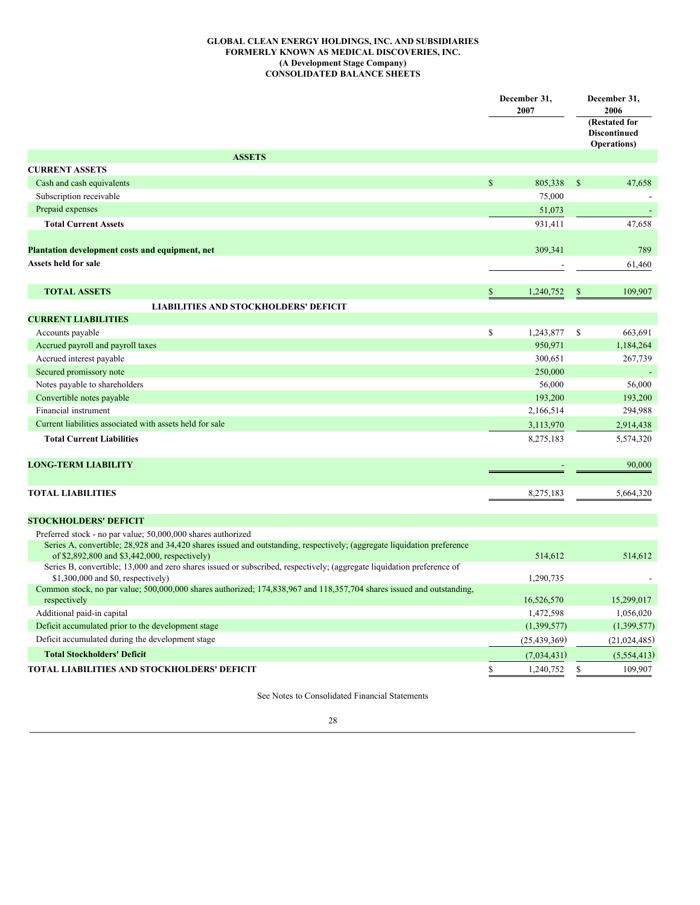**GLOBAL CLEAN ENERGY HOLDINGS, INC. AND SUBSIDIARIES**
**FORMERLY KNOWN AS MEDICAL DISCOVERIES, INC.**
**(A Development Stage Company)**
**CONSOLIDATED BALANCE SHEETS**

| | December 31, 2007 | December 31, 2006 (Restated for Discontinued Operations) |
|---|---|---|
| **ASSETS** | | |
| **CURRENT ASSETS** | | |
| Cash and cash equivalents | $ 805,338 | $ 47,658 |
| Subscription receivable | 75,000 | - |
| Prepaid expenses | 51,073 | - |
| **Total Current Assets** | 931,411 | 47,658 |
| **Plantation development costs and equipment, net** | 309,341 | 789 |
| **Assets held for sale** | - | 61,460 |
| **TOTAL ASSETS** | $ 1,240,752 | $ 109,907 |
| **LIABILITIES AND STOCKHOLDERS' DEFICIT** | | |
| **CURRENT LIABILITIES** | | |
| Accounts payable | $ 1,243,877 | $ 663,691 |
| Accrued payroll and payroll taxes | 950,971 | 1,184,264 |
| Accrued interest payable | 300,651 | 267,739 |
| Secured promissory note | 250,000 | - |
| Notes payable to shareholders | 56,000 | 56,000 |
| Convertible notes payable | 193,200 | 193,200 |
| Financial instrument | 2,166,514 | 294,988 |
| Current liabilities associated with assets held for sale | 3,113,970 | 2,914,438 |
| **Total Current Liabilities** | 8,275,183 | 5,574,320 |
| **LONG-TERM LIABILITY** | - | 90,000 |
| **TOTAL LIABILITIES** | 8,275,183 | 5,664,320 |
| **STOCKHOLDERS' DEFICIT** | | |
| Preferred stock - no par value; 50,000,000 shares authorized | | |
| Series A, convertible; 28,928 and 34,420 shares issued and outstanding, respectively; (aggregate liquidation preference of $2,892,800 and $3,442,000, respectively) | 514,612 | 514,612 |
| Series B, convertible; 13,000 and zero shares issued or subscribed, respectively; (aggregate liquidation preference of $1,300,000 and $0, respectively) | 1,290,735 | - |
| Common stock, no par value; 500,000,000 shares authorized; 174,838,967 and 118,357,704 shares issued and outstanding, respectively | 16,526,570 | 15,299,017 |
| Additional paid-in capital | 1,472,598 | 1,056,020 |
| Deficit accumulated prior to the development stage | (1,399,577) | (1,399,577) |
| Deficit accumulated during the development stage | (25,439,369) | (21,024,485) |
| **Total Stockholders' Deficit** | (7,034,431) | (5,554,413) |
| **TOTAL LIABILITIES AND STOCKHOLDERS' DEFICIT** | $ 1,240,752 | $ 109,907 |

See Notes to Consolidated Financial Statements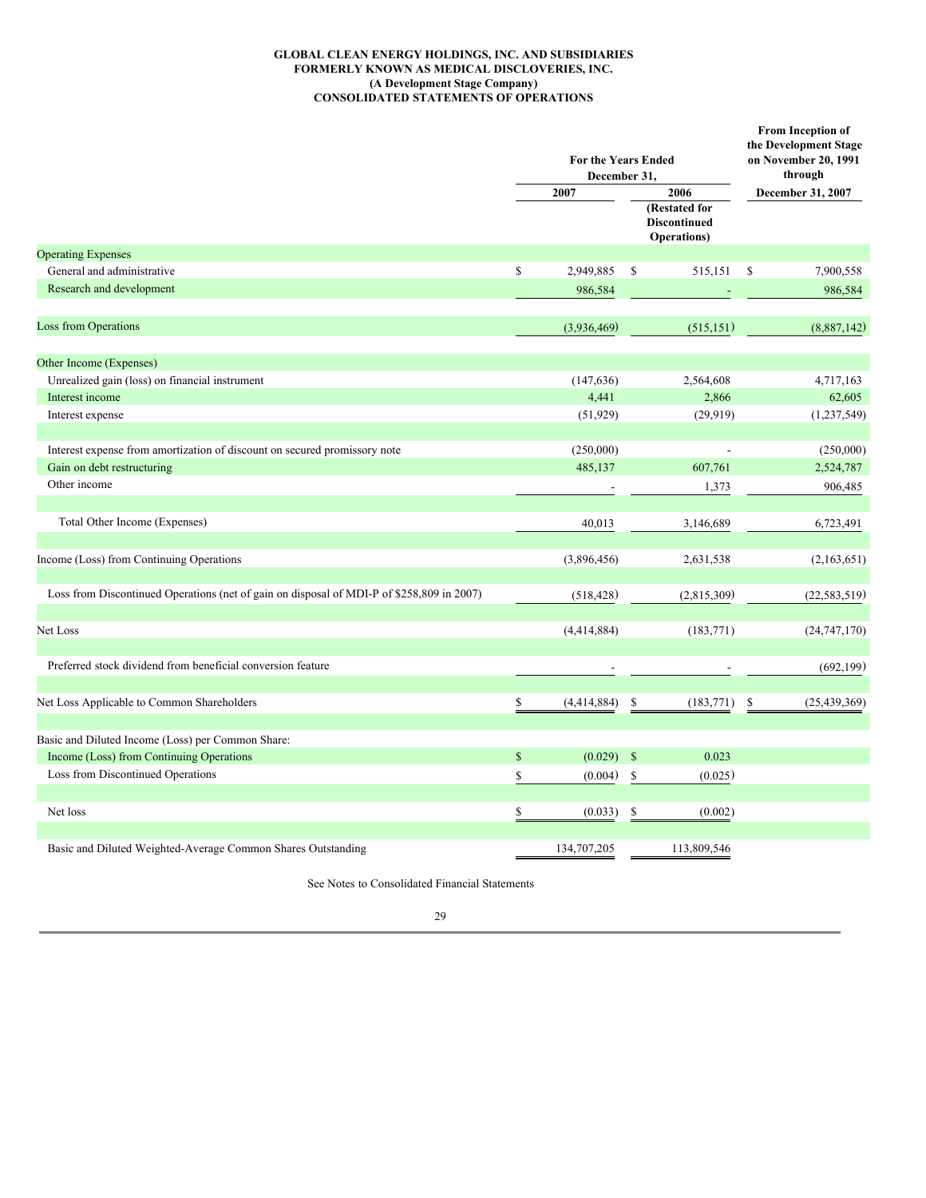**GLOBAL CLEAN ENERGY HOLDINGS, INC. AND SUBSIDIARIES**
**FORMERLY KNOWN AS MEDICAL DISCLOVERIES, INC.**
**(A Development Stage Company)**
**CONSOLIDATED STATEMENTS OF OPERATIONS**

| | For the Years Ended December 31, | | From Inception of the Development Stage on November 20, 1991 through |
|---|---|---|---|
| | 2007 | 2006 (Restated for Discontinued Operations) | December 31, 2007 |
| Operating Expenses | | | |
| General and administrative | $ 2,949,885 | $ 515,151 | $ 7,900,558 |
| Research and development | 986,584 | - | 986,584 |
| Loss from Operations | (3,936,469) | (515,151) | (8,887,142) |
| Other Income (Expenses) | | | |
| Unrealized gain (loss) on financial instrument | (147,636) | 2,564,608 | 4,717,163 |
| Interest income | 4,441 | 2,866 | 62,605 |
| Interest expense | (51,929) | (29,919) | (1,237,549) |
| Interest expense from amortization of discount on secured promissory note | (250,000) | - | (250,000) |
| Gain on debt restructuring | 485,137 | 607,761 | 2,524,787 |
| Other income | - | 1,373 | 906,485 |
| Total Other Income (Expenses) | 40,013 | 3,146,689 | 6,723,491 |
| Income (Loss) from Continuing Operations | (3,896,456) | 2,631,538 | (2,163,651) |
| Loss from Discontinued Operations (net of gain on disposal of MDI-P of $258,809 in 2007) | (518,428) | (2,815,309) | (22,583,519) |
| Net Loss | (4,414,884) | (183,771) | (24,747,170) |
| Preferred stock dividend from beneficial conversion feature | - | - | (692,199) |
| Net Loss Applicable to Common Shareholders | $ (4,414,884) | $ (183,771) | $ (25,439,369) |
| Basic and Diluted Income (Loss) per Common Share: | | | |
| Income (Loss) from Continuing Operations | $ (0.029) | $ 0.023 | |
| Loss from Discontinued Operations | $ (0.004) | $ (0.025) | |
| Net loss | $ (0.033) | $ (0.002) | |
| Basic and Diluted Weighted-Average Common Shares Outstanding | 134,707,205 | 113,809,546 | |

See Notes to Consolidated Financial Statements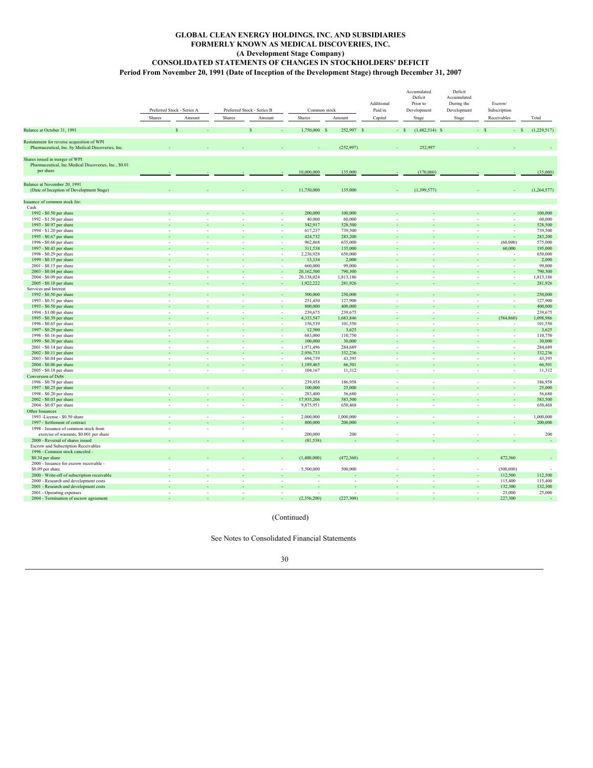# GLOBAL CLEAN ENERGY HOLDINGS, INC. AND SUBSIDIARIES
## FORMERLY KNOWN AS MEDICAL DISCOVERIES, INC.
### (A Development Stage Company)
### CONSOLIDATED STATEMENTS OF CHANGES IN STOCKHOLDERS' DEFICIT
### Period From November 20, 1991 (Date of Inception of the Development Stage) through December 31, 2007

| | Preferred Stock - Series A | | Preferred Stock - Series B | | Common stock | | Additional Paid in | Accumulated Deficit Prior to Development | Deficit Accumulated During the Development | Escrow/ Subscription | |
|---|---|---|---|---|---|---|---|---|---|---|---|
| | Shares | Amount | Shares | Amount | Shares | Amount | Capital | Stage | Stage | Receivables | Total |
| Balance at October 31, 1991 | | $ - | | $ - | 1,750,000 | $ 252,997 | $ - | $ (1,482,514) | $ - | $ - | $ (1,229,517) |
| Restatement for reverse acquisition of WPI Pharmaceutical, Inc. by Medical Discoveries, Inc. | - | - | - | - | - | (252,997) | - | 252,997 | - | - | - |
| Shares issued in merger of WPI Pharmaceutical, Inc.Medical Discoveries, Inc., $0.01 per share | - | - | - | - | 10,000,000 | 135,000 | - | (170,060) | - | - | (35,060) |
| Balance at November 20, 1991 (Date of Inception of Development Stage) | - | - | - | - | 11,750,000 | 135,000 | - | (1,399,577) | - | - | (1,264,577) |
| Issuance of common stock for: | | | | | | | | | | | |
| Cash | | | | | | | | | | | |
| 1992 - $0.50 per share | - | - | - | - | 200,000 | 100,000 | - | - | - | - | 100,000 |
| 1992 - $1.50 per share | - | - | - | - | 40,000 | 60,000 | - | - | - | - | 60,000 |
| 1993 - $0.97 per share | - | - | - | - | 542,917 | 528,500 | - | - | - | - | 528,500 |
| 1994 - $1.20 per share | - | - | - | - | 617,237 | 739,500 | - | - | - | - | 739,500 |
| 1995 - $0.67 per share | - | - | - | - | 424,732 | 283,200 | - | - | - | - | 283,200 |
| 1996 - $0.66 per share | - | - | - | - | 962,868 | 635,000 | - | - | - | (60,000) | 575,000 |
| 1997 - $0.43 per share | - | - | - | - | 311,538 | 135,000 | - | - | - | 60,000 | 195,000 |
| 1998 - $0.29 per share | - | - | - | - | 2,236,928 | 650,000 | - | - | - | - | 650,000 |
| 1999 - $0.15 per share | - | - | - | - | 13,334 | 2,000 | - | - | - | - | 2,000 |
| 2001 - $0.15 per share | - | - | - | - | 660,000 | 99,000 | - | - | - | - | 99,000 |
| 2003 - $0.04 per share | - | - | - | - | 20,162,500 | 790,300 | - | - | - | - | 790,300 |
| 2004 - $0.09 per share | - | - | - | - | 20,138,024 | 1,813,186 | - | - | - | - | 1,813,186 |
| 2005 - $0.18 per share | - | - | - | - | 1,922,222 | 281,926 | - | - | - | - | 281,926 |
| Services and Interest | | | | | | | | | | | |
| 1992 - $0.50 per share | - | - | - | - | 500,000 | 250,000 | - | - | - | - | 250,000 |
| 1993 - $0.51 per share | - | - | - | - | 251,450 | 127,900 | - | - | - | - | 127,900 |
| 1993 - $0.50 per share | - | - | - | - | 800,000 | 400,000 | - | - | - | - | 400,000 |
| 1994 - $1.00 per share | - | - | - | - | 239,675 | 239,675 | - | - | - | - | 239,675 |
| 1995 - $0.39 per share | - | - | - | - | 4,333,547 | 1,683,846 | - | - | - | (584,860) | 1,098,986 |
| 1996 - $0.65 per share | - | - | - | - | 156,539 | 101,550 | - | - | - | - | 101,550 |
| 1997 - $0.29 per share | - | - | - | - | 12,500 | 3,625 | - | - | - | - | 3,625 |
| 1998 - $0.16 per share | - | - | - | - | 683,000 | 110,750 | - | - | - | - | 110,750 |
| 1999 - $0.30 per share | - | - | - | - | 100,000 | 30,000 | - | - | - | - | 30,000 |
| 2001 - $0.14 per share | - | - | - | - | 1,971,496 | 284,689 | - | - | - | - | 284,689 |
| 2002 - $0.11 per share | - | - | - | - | 2,956,733 | 332,236 | - | - | - | - | 332,236 |
| 2003 - $0.04 per share | - | - | - | - | 694,739 | 43,395 | - | - | - | - | 43,395 |
| 2004 - $0.06 per share | - | - | - | - | 1,189,465 | 66,501 | - | - | - | - | 66,501 |
| 2005 - $0.18 per share | - | - | - | - | 104,167 | 11,312 | - | - | - | - | 11,312 |
| Conversion of Debt | | | | | | | | | | | |
| 1996 - $0.78 per share | | | | | 239,458 | 186,958 | - | - | - | - | 186,958 |
| 1997 - $0.25 per share | - | - | - | - | 100,000 | 25,000 | - | - | - | - | 25,000 |
| 1998 - $0.20 per share | - | - | - | - | 283,400 | 56,680 | - | - | - | - | 56,680 |
| 2002 - $0.03 per share | - | - | - | - | 17,935,206 | 583,500 | - | - | - | - | 583,500 |
| 2004 - $0.07 per share | - | - | - | - | 9,875,951 | 650,468 | - | - | - | - | 650,468 |
| Other Issuances | | | | | | | | | | | |
| 1993 -License - $0.50 share | - | - | - | - | 2,000,000 | 1,000,000 | - | - | - | - | 1,000,000 |
| 1997 - Settlement of contract | - | - | - | - | 800,000 | 200,000 | - | - | - | - | 200,000 |
| 1998 - Issuance of common stock from exercise of warrants, $0.001 per share | - | - | - | - | 200,000 | 200 | - | - | - | - | 200 |
| 2000 - Reversal of shares issued | - | - | - | - | (81,538) | - | - | - | - | - | - |
| Escrow and Subscription Receivables | | | | | | | | | | | |
| 1996 - Common stock canceled - $0.34 per share | - | - | - | - | (1,400,000) | (472,360) | - | - | - | 472,360 | - |
| 2000 - Issuance for escrow receivable - $0.09 per share | - | - | - | - | 5,500,000 | 500,000 | - | - | - | (500,000) | - |
| 2000 - Write-off of subscription receivable | - | - | - | - | - | - | - | - | - | 112,500 | 112,500 |
| 2000 - Research and development costs | - | - | - | - | - | - | - | - | - | 115,400 | 115,400 |
| 2001 - Research and development costs | - | - | - | - | - | - | - | - | - | 132,300 | 132,300 |
| 2001 - Operating expenses | - | - | - | - | - | - | - | - | - | 25,000 | 25,000 |
| 2004 - Termination of escrow agreement | - | - | - | - | (2,356,200) | (227,300) | - | - | - | 227,300 | - |

(Continued)

See Notes to Consolidated Financial Statements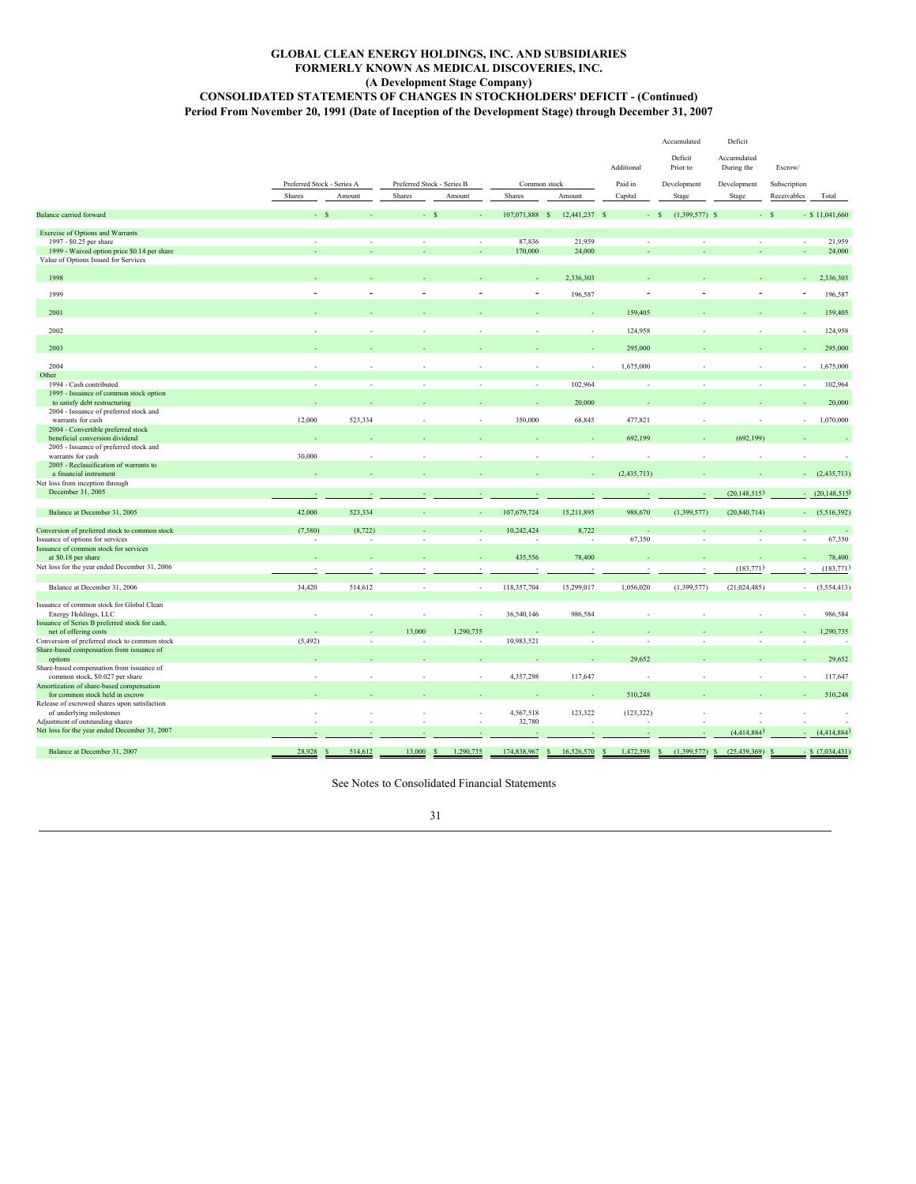# GLOBAL CLEAN ENERGY HOLDINGS, INC. AND SUBSIDIARIES
## FORMERLY KNOWN AS MEDICAL DISCOVERIES, INC.
### (A Development Stage Company)
### CONSOLIDATED STATEMENTS OF CHANGES IN STOCKHOLDERS' DEFICIT - (Continued)
### Period From November 20, 1991 (Date of Inception of the Development Stage) through December 31, 2007

| | Preferred Stock - Series A | | Preferred Stock - Series B | | Common stock | | Additional | Accumulated Deficit Prior to | Deficit Accumulated During the | Escrow/ | |
|---|---|---|---|---|---|---|---|---|---|---|---|
| | Shares | Amount | Shares | Amount | Shares | Amount | Paid in Capital | Development Stage | Development Stage | Subscription Receivables | Total |
| Balance carried forward | - | $ - | - | $ - | 107,071,888 | $ 12,441,237 | $ - | $ (1,399,577) | $ - | $ - | $ 11,041,660 |
| Exercise of Options and Warrants | | | | | | | | | | | |
| 1997 - $0.25 per share | - | - | - | - | 87,836 | 21,959 | - | - | - | - | 21,959 |
| 1999 - Waived option price $0.14 per share | - | - | - | - | 170,000 | 24,000 | - | - | - | - | 24,000 |
| Value of Options Issued for Services | | | | | | | | | | | |
| 1998 | - | - | - | - | - | 2,336,303 | - | - | - | - | 2,336,303 |
| 1999 | - | - | - | - | - | 196,587 | - | - | - | - | 196,587 |
| 2001 | - | - | - | - | - | - | 159,405 | - | - | - | 159,405 |
| 2002 | - | - | - | - | - | - | 124,958 | - | - | - | 124,958 |
| 2003 | - | - | - | - | - | - | 295,000 | - | - | - | 295,000 |
| 2004 | - | - | - | - | - | - | 1,675,000 | - | - | - | 1,675,000 |
| Other | | | | | | | | | | | |
| 1994 - Cash contributed | - | - | - | - | - | 102,964 | - | - | - | - | 102,964 |
| 1995 - Issuance of common stock option to satisfy debt restructuring | - | - | - | - | - | 20,000 | - | - | - | - | 20,000 |
| 2004 - Issuance of preferred stock and warrants for cash | 12,000 | 523,334 | - | - | 350,000 | 68,845 | 477,821 | - | - | - | 1,070,000 |
| 2004 - Convertible preferred stock beneficial conversion dividend | - | - | - | - | - | - | 692,199 | - | (692,199) | - | - |
| 2005 - Issuance of preferred stock and warrants for cash | 30,000 | - | - | - | - | - | - | - | - | - | - |
| 2005 - Reclassification of warrants to a financial instrument | - | - | - | - | - | - | (2,435,713) | - | - | - | (2,435,713) |
| Net loss from inception through December 31, 2005 | - | - | - | - | - | - | - | - | (20,148,515) | - | (20,148,515) |
| Balance at December 31, 2005 | 42,000 | 523,334 | - | - | 107,679,724 | 15,211,895 | 988,670 | (1,399,577) | (20,840,714) | - | (5,516,392) |
| Conversion of preferred stock to common stock | (7,580) | (8,722) | - | - | 10,242,424 | 8,722 | - | - | - | - | - |
| Issuance of options for services | - | - | - | - | - | - | 67,350 | - | - | - | 67,350 |
| Issuance of common stock for services at $0.18 per share | - | - | - | - | 435,556 | 78,400 | - | - | - | - | 78,400 |
| Net loss for the year ended December 31, 2006 | - | - | - | - | - | - | - | - | (183,771) | - | (183,771) |
| Balance at December 31, 2006 | 34,420 | 514,612 | - | - | 118,357,704 | 15,299,017 | 1,056,020 | (1,399,577) | (21,024,485) | - | (5,554,413) |
| Issuance of common stock for Global Clean Energy Holdings, LLC | - | - | - | - | 36,540,146 | 986,584 | - | - | - | - | 986,584 |
| Issuance of Series B preferred stock for cash, net of offering costs | - | - | 13,000 | 1,290,735 | - | - | - | - | - | - | 1,290,735 |
| Conversion of preferred stock to common stock | (5,492) | - | - | - | 10,983,521 | - | - | - | - | - | - |
| Share-based compensation from issuance of options | - | - | - | - | - | - | 29,652 | - | - | - | 29,652 |
| Share-based compensation from issuance of common stock, $0.027 per share | - | - | - | - | 4,357,298 | 117,647 | - | - | - | - | 117,647 |
| Amortization of share-based compensation for common stock held in escrow | - | - | - | - | - | - | 510,248 | - | - | - | 510,248 |
| Release of escrowed shares upon satisfaction of underlying milestones | - | - | - | - | 4,567,518 | 123,322 | (123,322) | - | - | - | - |
| Adjustment of outstanding shares | - | - | - | - | 32,780 | - | - | - | - | - | - |
| Net loss for the year ended December 31, 2007 | - | - | - | - | - | - | - | - | (4,414,884) | - | (4,414,884) |
| Balance at December 31, 2007 | 28,928 | $ 514,612 | 13,000 | $ 1,290,735 | 174,838,967 | $ 16,526,570 | $ 1,472,598 | $ (1,399,577) | $ (25,439,369) | $ - | $ (7,034,431) |

See Notes to Consolidated Financial Statements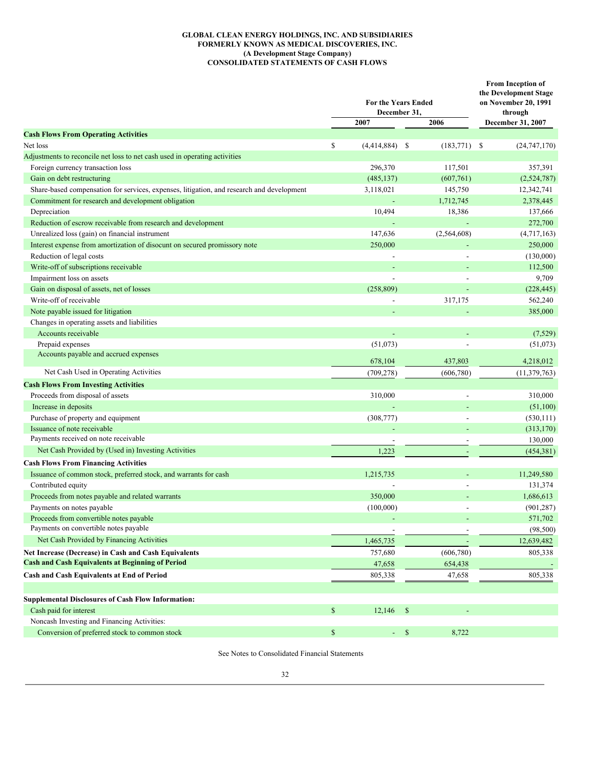**GLOBAL CLEAN ENERGY HOLDINGS, INC. AND SUBSIDIARIES**
**FORMERLY KNOWN AS MEDICAL DISCOVERIES, INC.**
**(A Development Stage Company)**
**CONSOLIDATED STATEMENTS OF CASH FLOWS**

| | For the Years Ended December 31, | | From Inception of the Development Stage on November 20, 1991 through |
|---|---|---|---|
| | 2007 | 2006 | December 31, 2007 |
| **Cash Flows From Operating Activities** | | | |
| Net loss | $ (4,414,884) | $ (183,771) | $ (24,747,170) |
| Adjustments to reconcile net loss to net cash used in operating activities | | | |
| Foreign currency transaction loss | 296,370 | 117,501 | 357,391 |
| Gain on debt restructuring | (485,137) | (607,761) | (2,524,787) |
| Share-based compensation for services, expenses, litigation, and research and development | 3,118,021 | 145,750 | 12,342,741 |
| Commitment for research and development obligation | - | 1,712,745 | 2,378,445 |
| Depreciation | 10,494 | 18,386 | 137,666 |
| Reduction of escrow receivable from research and development | - | - | 272,700 |
| Unrealized loss (gain) on financial instrument | 147,636 | (2,564,608) | (4,717,163) |
| Interest expense from amortization of disocunt on secured promissory note | 250,000 | - | 250,000 |
| Reduction of legal costs | - | - | (130,000) |
| Write-off of subscriptions receivable | - | - | 112,500 |
| Impairment loss on assets | - | - | 9,709 |
| Gain on disposal of assets, net of losses | (258,809) | - | (228,445) |
| Write-off of receivable | - | 317,175 | 562,240 |
| Note payable issued for litigation | - | - | 385,000 |
| Changes in operating assets and liabilities | | | |
| Accounts receivable | - | - | (7,529) |
| Prepaid expenses | (51,073) | - | (51,073) |
| Accounts payable and accrued expenses | 678,104 | 437,803 | 4,218,012 |
| Net Cash Used in Operating Activities | (709,278) | (606,780) | (11,379,763) |
| **Cash Flows From Investing Activities** | | | |
| Proceeds from disposal of assets | 310,000 | - | 310,000 |
| Increase in deposits | - | - | (51,100) |
| Purchase of property and equipment | (308,777) | - | (530,111) |
| Issuance of note receivable | - | - | (313,170) |
| Payments received on note receivable | - | - | 130,000 |
| Net Cash Provided by (Used in) Investing Activities | 1,223 | - | (454,381) |
| **Cash Flows From Financing Activities** | | | |
| Issuance of common stock, preferred stock, and warrants for cash | 1,215,735 | - | 11,249,580 |
| Contributed equity | - | - | 131,374 |
| Proceeds from notes payable and related warrants | 350,000 | - | 1,686,613 |
| Payments on notes payable | (100,000) | - | (901,287) |
| Proceeds from convertible notes payable | - | - | 571,702 |
| Payments on convertible notes payable | - | - | (98,500) |
| Net Cash Provided by Financing Activities | 1,465,735 | - | 12,639,482 |
| **Net Increase (Decrease) in Cash and Cash Equivalents** | 757,680 | (606,780) | 805,338 |
| **Cash and Cash Equivalents at Beginning of Period** | 47,658 | 654,438 | - |
| **Cash and Cash Equivalents at End of Period** | 805,338 | 47,658 | 805,338 |
| | | | |
| **Supplemental Disclosures of Cash Flow Information:** | | | |
| Cash paid for interest | $ 12,146 | $ - | |
| Noncash Investing and Financing Activities: | | | |
| Conversion of preferred stock to common stock | $ - | $ 8,722 | |

See Notes to Consolidated Financial Statements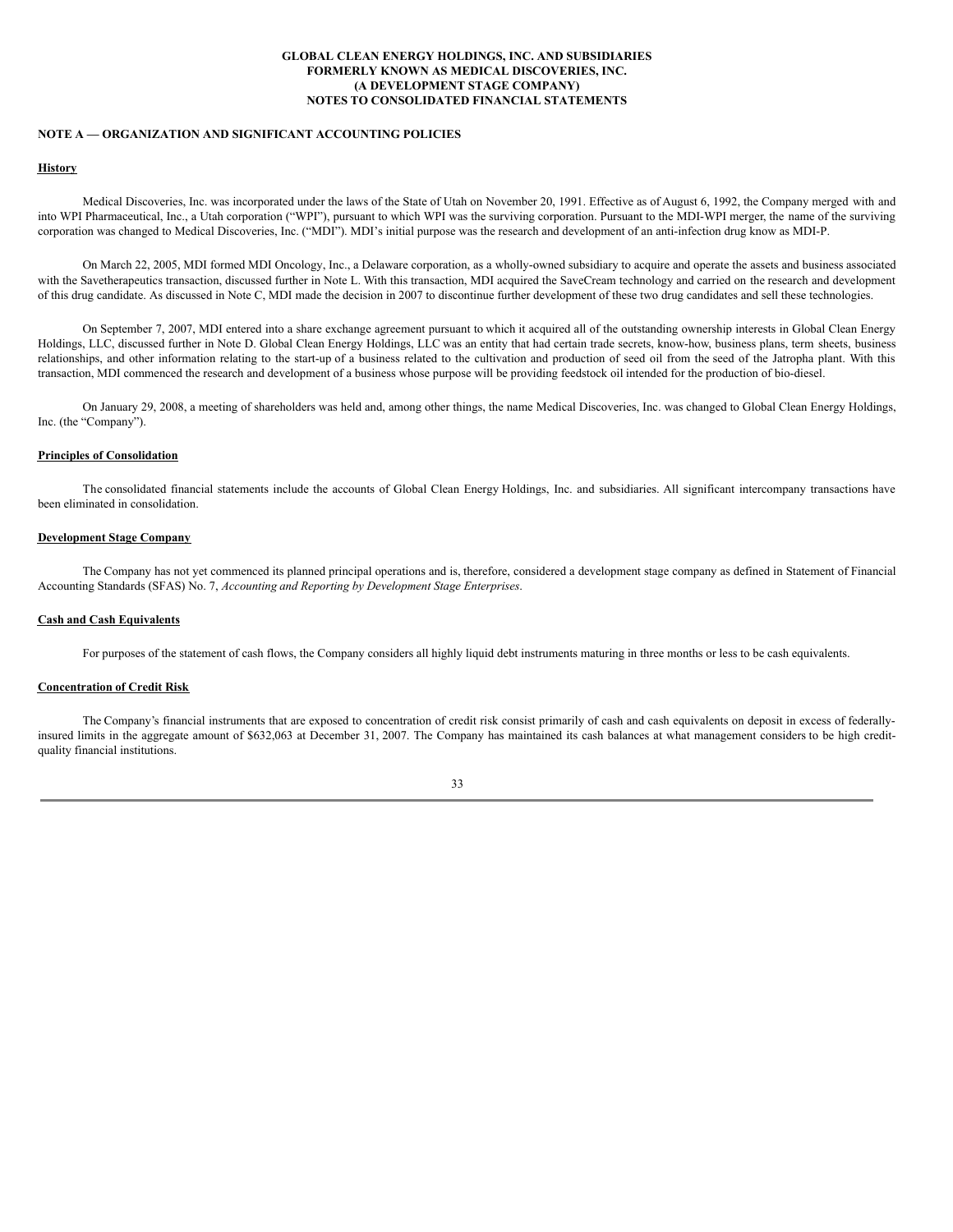**GLOBAL CLEAN ENERGY HOLDINGS, INC. AND SUBSIDIARIES**
**FORMERLY KNOWN AS MEDICAL DISCOVERIES, INC.**
**(A DEVELOPMENT STAGE COMPANY)**
**NOTES TO CONSOLIDATED FINANCIAL STATEMENTS**

**NOTE A — ORGANIZATION AND SIGNIFICANT ACCOUNTING POLICIES**

**History**

Medical Discoveries, Inc. was incorporated under the laws of the State of Utah on November 20, 1991. Effective as of August 6, 1992, the Company merged with and into WPI Pharmaceutical, Inc., a Utah corporation ("WPI"), pursuant to which WPI was the surviving corporation. Pursuant to the MDI-WPI merger, the name of the surviving corporation was changed to Medical Discoveries, Inc. ("MDI"). MDI's initial purpose was the research and development of an anti-infection drug know as MDI-P.

On March 22, 2005, MDI formed MDI Oncology, Inc., a Delaware corporation, as a wholly-owned subsidiary to acquire and operate the assets and business associated with the Savetherapeutics transaction, discussed further in Note L. With this transaction, MDI acquired the SaveCream technology and carried on the research and development of this drug candidate. As discussed in Note C, MDI made the decision in 2007 to discontinue further development of these two drug candidates and sell these technologies.

On September 7, 2007, MDI entered into a share exchange agreement pursuant to which it acquired all of the outstanding ownership interests in Global Clean Energy Holdings, LLC, discussed further in Note D. Global Clean Energy Holdings, LLC was an entity that had certain trade secrets, know-how, business plans, term sheets, business relationships, and other information relating to the start-up of a business related to the cultivation and production of seed oil from the seed of the Jatropha plant. With this transaction, MDI commenced the research and development of a business whose purpose will be providing feedstock oil intended for the production of bio-diesel.

On January 29, 2008, a meeting of shareholders was held and, among other things, the name Medical Discoveries, Inc. was changed to Global Clean Energy Holdings, Inc. (the "Company").

**Principles of Consolidation**

The consolidated financial statements include the accounts of Global Clean Energy Holdings, Inc. and subsidiaries. All significant intercompany transactions have been eliminated in consolidation.

**Development Stage Company**

The Company has not yet commenced its planned principal operations and is, therefore, considered a development stage company as defined in Statement of Financial Accounting Standards (SFAS) No. 7, *Accounting and Reporting by Development Stage Enterprises*.

**Cash and Cash Equivalents**

For purposes of the statement of cash flows, the Company considers all highly liquid debt instruments maturing in three months or less to be cash equivalents.

**Concentration of Credit Risk**

The Company's financial instruments that are exposed to concentration of credit risk consist primarily of cash and cash equivalents on deposit in excess of federally-insured limits in the aggregate amount of $632,063 at December 31, 2007. The Company has maintained its cash balances at what management considers to be high credit-quality financial institutions.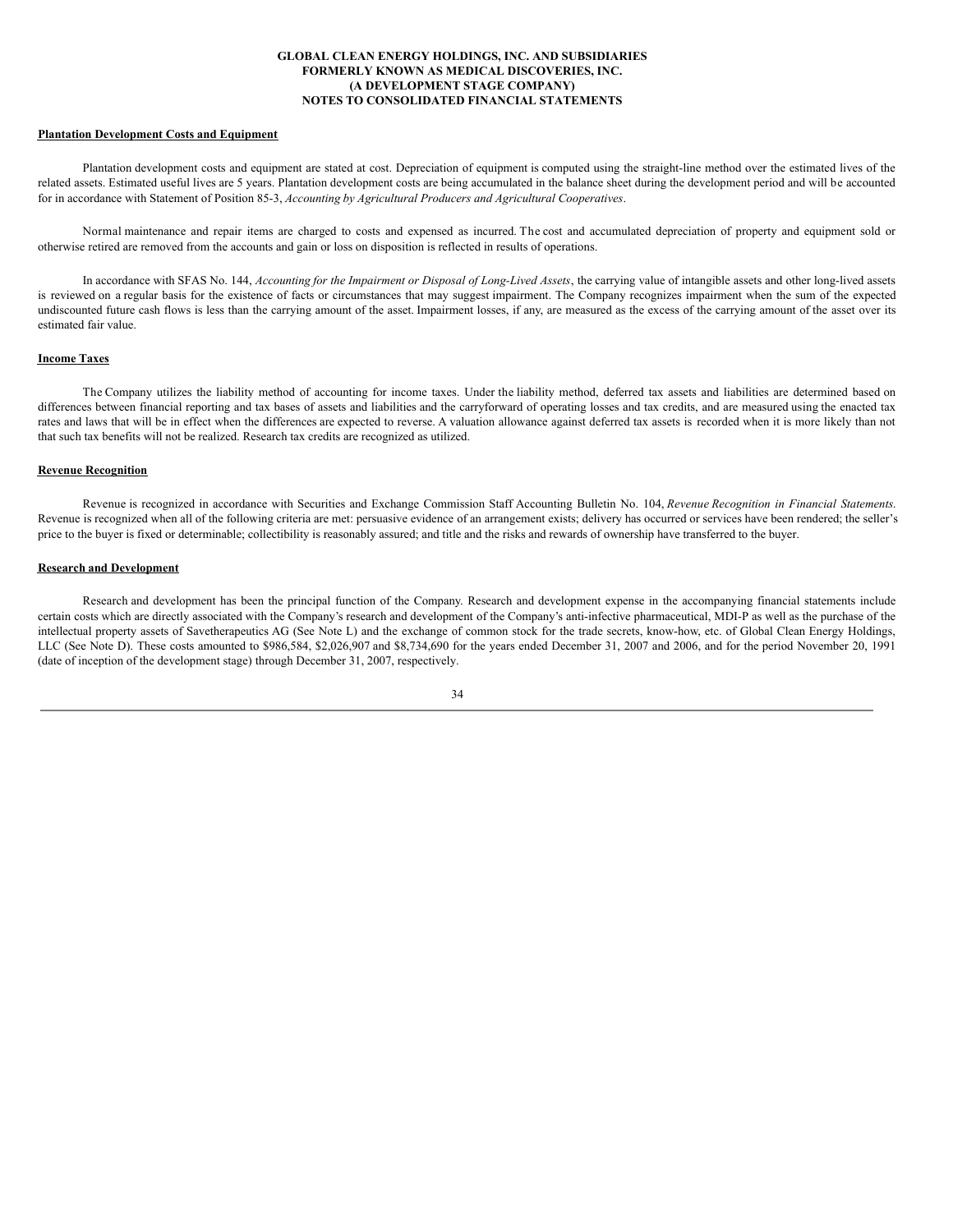**GLOBAL CLEAN ENERGY HOLDINGS, INC. AND SUBSIDIARIES**
**FORMERLY KNOWN AS MEDICAL DISCOVERIES, INC.**
**(A DEVELOPMENT STAGE COMPANY)**
**NOTES TO CONSOLIDATED FINANCIAL STATEMENTS**

**Plantation Development Costs and Equipment**

Plantation development costs and equipment are stated at cost. Depreciation of equipment is computed using the straight-line method over the estimated lives of the related assets. Estimated useful lives are 5 years. Plantation development costs are being accumulated in the balance sheet during the development period and will be accounted for in accordance with Statement of Position 85-3, *Accounting by Agricultural Producers and Agricultural Cooperatives*.

Normal maintenance and repair items are charged to costs and expensed as incurred. The cost and accumulated depreciation of property and equipment sold or otherwise retired are removed from the accounts and gain or loss on disposition is reflected in results of operations.

In accordance with SFAS No. 144, *Accounting for the Impairment or Disposal of Long-Lived Assets*, the carrying value of intangible assets and other long-lived assets is reviewed on a regular basis for the existence of facts or circumstances that may suggest impairment. The Company recognizes impairment when the sum of the expected undiscounted future cash flows is less than the carrying amount of the asset. Impairment losses, if any, are measured as the excess of the carrying amount of the asset over its estimated fair value.

**Income Taxes**

The Company utilizes the liability method of accounting for income taxes. Under the liability method, deferred tax assets and liabilities are determined based on differences between financial reporting and tax bases of assets and liabilities and the carryforward of operating losses and tax credits, and are measured using the enacted tax rates and laws that will be in effect when the differences are expected to reverse. A valuation allowance against deferred tax assets is recorded when it is more likely than not that such tax benefits will not be realized. Research tax credits are recognized as utilized.

**Revenue Recognition**

Revenue is recognized in accordance with Securities and Exchange Commission Staff Accounting Bulletin No. 104, *Revenue Recognition in Financial Statements*. Revenue is recognized when all of the following criteria are met: persuasive evidence of an arrangement exists; delivery has occurred or services have been rendered; the seller's price to the buyer is fixed or determinable; collectibility is reasonably assured; and title and the risks and rewards of ownership have transferred to the buyer.

**Research and Development**

Research and development has been the principal function of the Company. Research and development expense in the accompanying financial statements include certain costs which are directly associated with the Company's research and development of the Company's anti-infective pharmaceutical, MDI-P as well as the purchase of the intellectual property assets of Savetherapeutics AG (See Note L) and the exchange of common stock for the trade secrets, know-how, etc. of Global Clean Energy Holdings, LLC (See Note D). These costs amounted to $986,584, $2,026,907 and $8,734,690 for the years ended December 31, 2007 and 2006, and for the period November 20, 1991 (date of inception of the development stage) through December 31, 2007, respectively.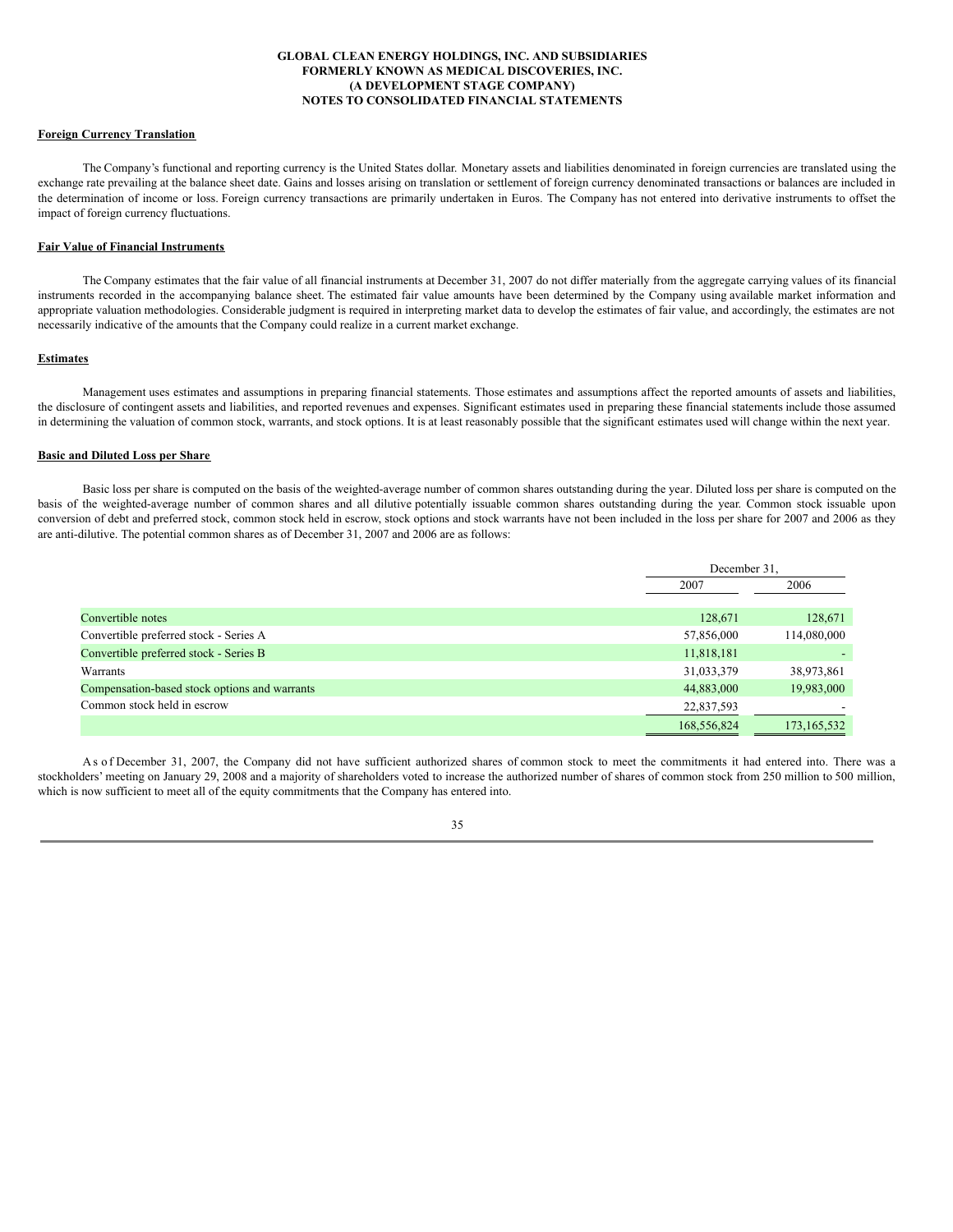GLOBAL CLEAN ENERGY HOLDINGS, INC. AND SUBSIDIARIES
FORMERLY KNOWN AS MEDICAL DISCOVERIES, INC.
(A DEVELOPMENT STAGE COMPANY)
NOTES TO CONSOLIDATED FINANCIAL STATEMENTS

**Foreign Currency Translation**

The Company's functional and reporting currency is the United States dollar. Monetary assets and liabilities denominated in foreign currencies are translated using the exchange rate prevailing at the balance sheet date. Gains and losses arising on translation or settlement of foreign currency denominated transactions or balances are included in the determination of income or loss. Foreign currency transactions are primarily undertaken in Euros. The Company has not entered into derivative instruments to offset the impact of foreign currency fluctuations.

**Fair Value of Financial Instruments**

The Company estimates that the fair value of all financial instruments at December 31, 2007 do not differ materially from the aggregate carrying values of its financial instruments recorded in the accompanying balance sheet. The estimated fair value amounts have been determined by the Company using available market information and appropriate valuation methodologies. Considerable judgment is required in interpreting market data to develop the estimates of fair value, and accordingly, the estimates are not necessarily indicative of the amounts that the Company could realize in a current market exchange.

**Estimates**

Management uses estimates and assumptions in preparing financial statements. Those estimates and assumptions affect the reported amounts of assets and liabilities, the disclosure of contingent assets and liabilities, and reported revenues and expenses. Significant estimates used in preparing these financial statements include those assumed in determining the valuation of common stock, warrants, and stock options. It is at least reasonably possible that the significant estimates used will change within the next year.

**Basic and Diluted Loss per Share**

Basic loss per share is computed on the basis of the weighted-average number of common shares outstanding during the year. Diluted loss per share is computed on the basis of the weighted-average number of common shares and all dilutive potentially issuable common shares outstanding during the year. Common stock issuable upon conversion of debt and preferred stock, common stock held in escrow, stock options and stock warrants have not been included in the loss per share for 2007 and 2006 as they are anti-dilutive. The potential common shares as of December 31, 2007 and 2006 are as follows:

| | December 31, | |
|---|---|---|
| | 2007 | 2006 |
| Convertible notes | 128,671 | 128,671 |
| Convertible preferred stock - Series A | 57,856,000 | 114,080,000 |
| Convertible preferred stock - Series B | 11,818,181 | - |
| Warrants | 31,033,379 | 38,973,861 |
| Compensation-based stock options and warrants | 44,883,000 | 19,983,000 |
| Common stock held in escrow | 22,837,593 | - |
| | 168,556,824 | 173,165,532 |

As of December 31, 2007, the Company did not have sufficient authorized shares of common stock to meet the commitments it had entered into. There was a stockholders' meeting on January 29, 2008 and a majority of shareholders voted to increase the authorized number of shares of common stock from 250 million to 500 million, which is now sufficient to meet all of the equity commitments that the Company has entered into.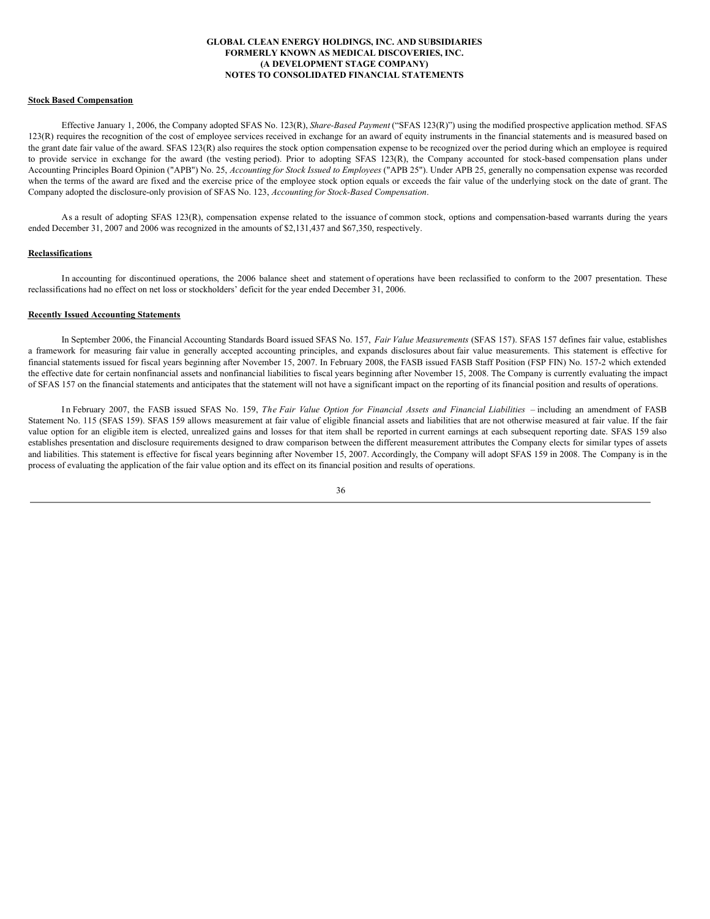**Stock Based Compensation**

Effective January 1, 2006, the Company adopted SFAS No. 123(R), *Share-Based Payment* ("SFAS 123(R)") using the modified prospective application method. SFAS 123(R) requires the recognition of the cost of employee services received in exchange for an award of equity instruments in the financial statements and is measured based on the grant date fair value of the award. SFAS 123(R) also requires the stock option compensation expense to be recognized over the period during which an employee is required to provide service in exchange for the award (the vesting period). Prior to adopting SFAS 123(R), the Company accounted for stock-based compensation plans under Accounting Principles Board Opinion ("APB") No. 25, *Accounting for Stock Issued to Employees* ("APB 25"). Under APB 25, generally no compensation expense was recorded when the terms of the award are fixed and the exercise price of the employee stock option equals or exceeds the fair value of the underlying stock on the date of grant. The Company adopted the disclosure-only provision of SFAS No. 123, *Accounting for Stock-Based Compensation*.

As a result of adopting SFAS 123(R), compensation expense related to the issuance of common stock, options and compensation-based warrants during the years ended December 31, 2007 and 2006 was recognized in the amounts of $2,131,437 and $67,350, respectively.

**Reclassifications**

In accounting for discontinued operations, the 2006 balance sheet and statement of operations have been reclassified to conform to the 2007 presentation. These reclassifications had no effect on net loss or stockholders' deficit for the year ended December 31, 2006.

**Recently Issued Accounting Statements**

In September 2006, the Financial Accounting Standards Board issued SFAS No. 157, *Fair Value Measurements* (SFAS 157). SFAS 157 defines fair value, establishes a framework for measuring fair value in generally accepted accounting principles, and expands disclosures about fair value measurements. This statement is effective for financial statements issued for fiscal years beginning after November 15, 2007. In February 2008, the FASB issued FASB Staff Position (FSP FIN) No. 157-2 which extended the effective date for certain nonfinancial assets and nonfinancial liabilities to fiscal years beginning after November 15, 2008. The Company is currently evaluating the impact of SFAS 157 on the financial statements and anticipates that the statement will not have a significant impact on the reporting of its financial position and results of operations.

In February 2007, the FASB issued SFAS No. 159, *The Fair Value Option for Financial Assets and Financial Liabilities* – including an amendment of FASB Statement No. 115 (SFAS 159). SFAS 159 allows measurement at fair value of eligible financial assets and liabilities that are not otherwise measured at fair value. If the fair value option for an eligible item is elected, unrealized gains and losses for that item shall be reported in current earnings at each subsequent reporting date. SFAS 159 also establishes presentation and disclosure requirements designed to draw comparison between the different measurement attributes the Company elects for similar types of assets and liabilities. This statement is effective for fiscal years beginning after November 15, 2007. Accordingly, the Company will adopt SFAS 159 in 2008. The Company is in the process of evaluating the application of the fair value option and its effect on its financial position and results of operations.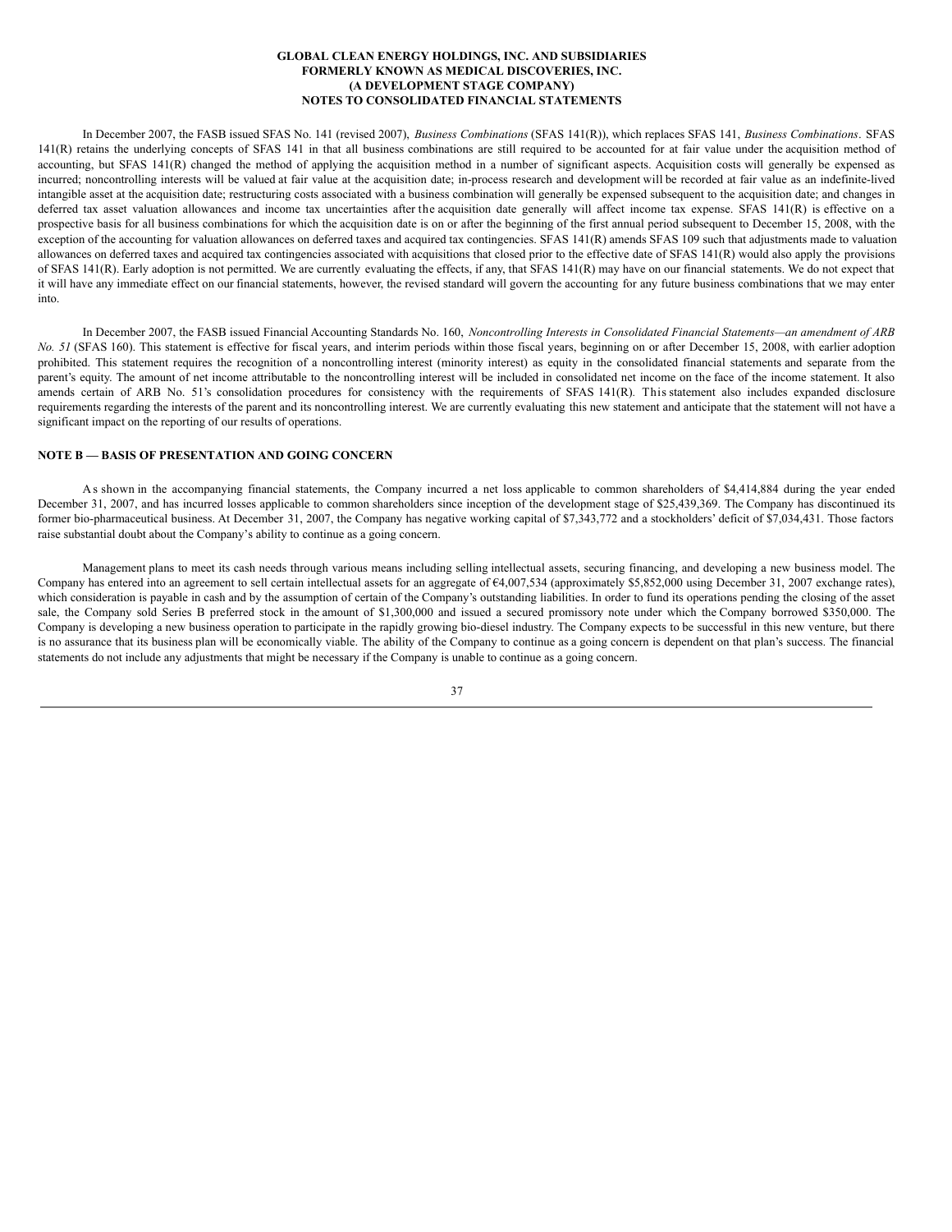GLOBAL CLEAN ENERGY HOLDINGS, INC. AND SUBSIDIARIES
FORMERLY KNOWN AS MEDICAL DISCOVERIES, INC.
(A DEVELOPMENT STAGE COMPANY)
NOTES TO CONSOLIDATED FINANCIAL STATEMENTS

In December 2007, the FASB issued SFAS No. 141 (revised 2007), *Business Combinations* (SFAS 141(R)), which replaces SFAS 141, *Business Combinations*. SFAS 141(R) retains the underlying concepts of SFAS 141 in that all business combinations are still required to be accounted for at fair value under the acquisition method of accounting, but SFAS 141(R) changed the method of applying the acquisition method in a number of significant aspects. Acquisition costs will generally be expensed as incurred; noncontrolling interests will be valued at fair value at the acquisition date; in-process research and development will be recorded at fair value as an indefinite-lived intangible asset at the acquisition date; restructuring costs associated with a business combination will generally be expensed subsequent to the acquisition date; and changes in deferred tax asset valuation allowances and income tax uncertainties after the acquisition date generally will affect income tax expense. SFAS 141(R) is effective on a prospective basis for all business combinations for which the acquisition date is on or after the beginning of the first annual period subsequent to December 15, 2008, with the exception of the accounting for valuation allowances on deferred taxes and acquired tax contingencies. SFAS 141(R) amends SFAS 109 such that adjustments made to valuation allowances on deferred taxes and acquired tax contingencies associated with acquisitions that closed prior to the effective date of SFAS 141(R) would also apply the provisions of SFAS 141(R). Early adoption is not permitted. We are currently evaluating the effects, if any, that SFAS 141(R) may have on our financial statements. We do not expect that it will have any immediate effect on our financial statements, however, the revised standard will govern the accounting for any future business combinations that we may enter into.

In December 2007, the FASB issued Financial Accounting Standards No. 160, *Noncontrolling Interests in Consolidated Financial Statements—an amendment of ARB No. 51* (SFAS 160). This statement is effective for fiscal years, and interim periods within those fiscal years, beginning on or after December 15, 2008, with earlier adoption prohibited. This statement requires the recognition of a noncontrolling interest (minority interest) as equity in the consolidated financial statements and separate from the parent's equity. The amount of net income attributable to the noncontrolling interest will be included in consolidated net income on the face of the income statement. It also amends certain of ARB No. 51's consolidation procedures for consistency with the requirements of SFAS 141(R). This statement also includes expanded disclosure requirements regarding the interests of the parent and its noncontrolling interest. We are currently evaluating this new statement and anticipate that the statement will not have a significant impact on the reporting of our results of operations.

**NOTE B — BASIS OF PRESENTATION AND GOING CONCERN**

As shown in the accompanying financial statements, the Company incurred a net loss applicable to common shareholders of $4,414,884 during the year ended December 31, 2007, and has incurred losses applicable to common shareholders since inception of the development stage of $25,439,369. The Company has discontinued its former bio-pharmaceutical business. At December 31, 2007, the Company has negative working capital of $7,343,772 and a stockholders' deficit of $7,034,431. Those factors raise substantial doubt about the Company's ability to continue as a going concern.

Management plans to meet its cash needs through various means including selling intellectual assets, securing financing, and developing a new business model. The Company has entered into an agreement to sell certain intellectual assets for an aggregate of €4,007,534 (approximately $5,852,000 using December 31, 2007 exchange rates), which consideration is payable in cash and by the assumption of certain of the Company's outstanding liabilities. In order to fund its operations pending the closing of the asset sale, the Company sold Series B preferred stock in the amount of $1,300,000 and issued a secured promissory note under which the Company borrowed $350,000. The Company is developing a new business operation to participate in the rapidly growing bio-diesel industry. The Company expects to be successful in this new venture, but there is no assurance that its business plan will be economically viable. The ability of the Company to continue as a going concern is dependent on that plan's success. The financial statements do not include any adjustments that might be necessary if the Company is unable to continue as a going concern.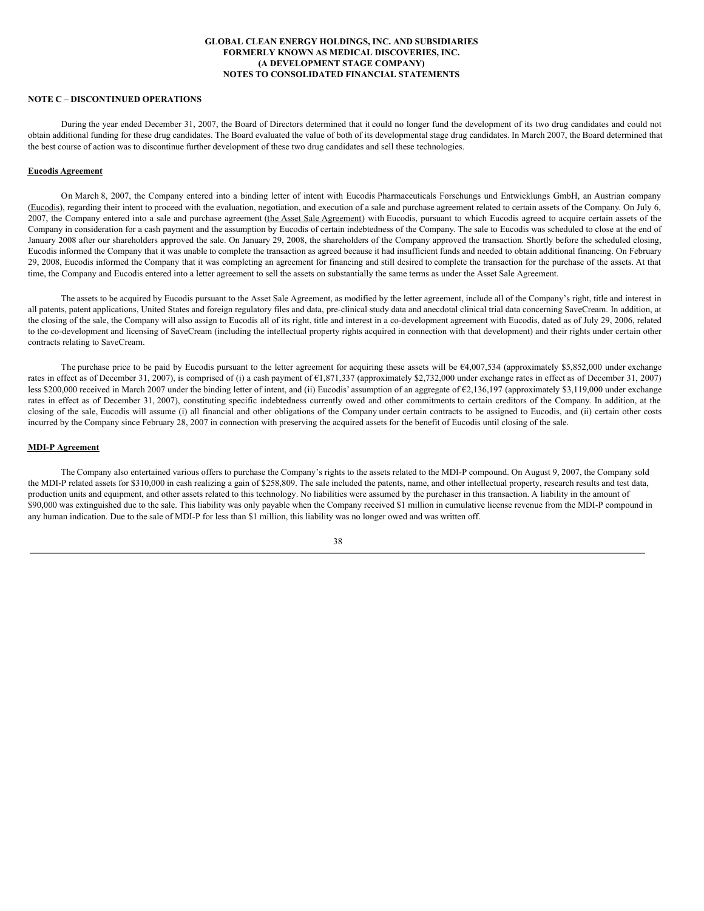## NOTE C – DISCONTINUED OPERATIONS

During the year ended December 31, 2007, the Board of Directors determined that it could no longer fund the development of its two drug candidates and could not obtain additional funding for these drug candidates. The Board evaluated the value of both of its developmental stage drug candidates. In March 2007, the Board determined that the best course of action was to discontinue further development of these two drug candidates and sell these technologies.

### Eucodis Agreement

On March 8, 2007, the Company entered into a binding letter of intent with Eucodis Pharmaceuticals Forschungs und Entwicklungs GmbH, an Austrian company (Eucodis), regarding their intent to proceed with the evaluation, negotiation, and execution of a sale and purchase agreement related to certain assets of the Company. On July 6, 2007, the Company entered into a sale and purchase agreement (the Asset Sale Agreement) with Eucodis, pursuant to which Eucodis agreed to acquire certain assets of the Company in consideration for a cash payment and the assumption by Eucodis of certain indebtedness of the Company. The sale to Eucodis was scheduled to close at the end of January 2008 after our shareholders approved the sale. On January 29, 2008, the shareholders of the Company approved the transaction. Shortly before the scheduled closing, Eucodis informed the Company that it was unable to complete the transaction as agreed because it had insufficient funds and needed to obtain additional financing. On February 29, 2008, Eucodis informed the Company that it was completing an agreement for financing and still desired to complete the transaction for the purchase of the assets. At that time, the Company and Eucodis entered into a letter agreement to sell the assets on substantially the same terms as under the Asset Sale Agreement.

The assets to be acquired by Eucodis pursuant to the Asset Sale Agreement, as modified by the letter agreement, include all of the Company's right, title and interest in all patents, patent applications, United States and foreign regulatory files and data, pre-clinical study data and anecdotal clinical trial data concerning SaveCream. In addition, at the closing of the sale, the Company will also assign to Eucodis all of its right, title and interest in a co-development agreement with Eucodis, dated as of July 29, 2006, related to the co-development and licensing of SaveCream (including the intellectual property rights acquired in connection with that development) and their rights under certain other contracts relating to SaveCream.

The purchase price to be paid by Eucodis pursuant to the letter agreement for acquiring these assets will be €4,007,534 (approximately $5,852,000 under exchange rates in effect as of December 31, 2007), is comprised of (i) a cash payment of €1,871,337 (approximately $2,732,000 under exchange rates in effect as of December 31, 2007) less $200,000 received in March 2007 under the binding letter of intent, and (ii) Eucodis' assumption of an aggregate of €2,136,197 (approximately $3,119,000 under exchange rates in effect as of December 31, 2007), constituting specific indebtedness currently owed and other commitments to certain creditors of the Company. In addition, at the closing of the sale, Eucodis will assume (i) all financial and other obligations of the Company under certain contracts to be assigned to Eucodis, and (ii) certain other costs incurred by the Company since February 28, 2007 in connection with preserving the acquired assets for the benefit of Eucodis until closing of the sale.

### MDI-P Agreement

The Company also entertained various offers to purchase the Company's rights to the assets related to the MDI-P compound. On August 9, 2007, the Company sold the MDI-P related assets for $310,000 in cash realizing a gain of $258,809. The sale included the patents, name, and other intellectual property, research results and test data, production units and equipment, and other assets related to this technology. No liabilities were assumed by the purchaser in this transaction. A liability in the amount of $90,000 was extinguished due to the sale. This liability was only payable when the Company received $1 million in cumulative license revenue from the MDI-P compound in any human indication. Due to the sale of MDI-P for less than $1 million, this liability was no longer owed and was written off.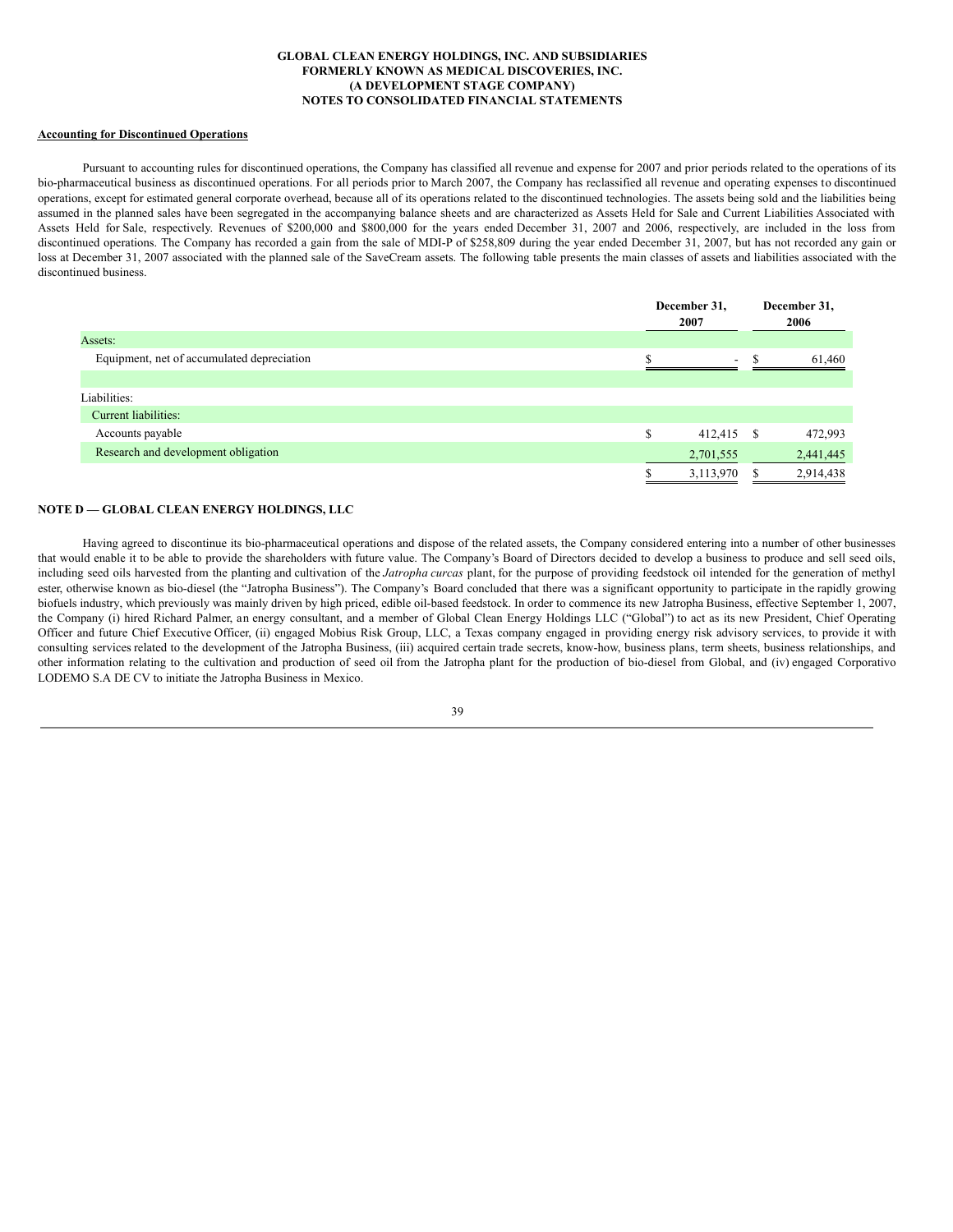### Accounting for Discontinued Operations

Pursuant to accounting rules for discontinued operations, the Company has classified all revenue and expense for 2007 and prior periods related to the operations of its bio-pharmaceutical business as discontinued operations. For all periods prior to March 2007, the Company has reclassified all revenue and operating expenses to discontinued operations, except for estimated general corporate overhead, because all of its operations related to the discontinued technologies. The assets being sold and the liabilities being assumed in the planned sales have been segregated in the accompanying balance sheets and are characterized as Assets Held for Sale and Current Liabilities Associated with Assets Held for Sale, respectively. Revenues of $200,000 and $800,000 for the years ended December 31, 2007 and 2006, respectively, are included in the loss from discontinued operations. The Company has recorded a gain from the sale of MDI-P of $258,809 during the year ended December 31, 2007, but has not recorded any gain or loss at December 31, 2007 associated with the planned sale of the SaveCream assets. The following table presents the main classes of assets and liabilities associated with the discontinued business.

| | December 31, 2007 | December 31, 2006 |
|---|---|---|
| Assets: | | |
| Equipment, net of accumulated depreciation | $ - | $ 61,460 |
| | | |
| Liabilities: | | |
| Current liabilities: | | |
| Accounts payable | $ 412,415 | $ 472,993 |
| Research and development obligation | 2,701,555 | 2,441,445 |
| | $ 3,113,970 | $ 2,914,438 |

### NOTE D — GLOBAL CLEAN ENERGY HOLDINGS, LLC

Having agreed to discontinue its bio-pharmaceutical operations and dispose of the related assets, the Company considered entering into a number of other businesses that would enable it to be able to provide the shareholders with future value. The Company's Board of Directors decided to develop a business to produce and sell seed oils, including seed oils harvested from the planting and cultivation of the *Jatropha curcas* plant, for the purpose of providing feedstock oil intended for the generation of methyl ester, otherwise known as bio-diesel (the "Jatropha Business"). The Company's Board concluded that there was a significant opportunity to participate in the rapidly growing biofuels industry, which previously was mainly driven by high priced, edible oil-based feedstock. In order to commence its new Jatropha Business, effective September 1, 2007, the Company (i) hired Richard Palmer, an energy consultant, and a member of Global Clean Energy Holdings LLC ("Global") to act as its new President, Chief Operating Officer and future Chief Executive Officer, (ii) engaged Mobius Risk Group, LLC, a Texas company engaged in providing energy risk advisory services, to provide it with consulting services related to the development of the Jatropha Business, (iii) acquired certain trade secrets, know-how, business plans, term sheets, business relationships, and other information relating to the cultivation and production of seed oil from the Jatropha plant for the production of bio-diesel from Global, and (iv) engaged Corporativo LODEMO S.A DE CV to initiate the Jatropha Business in Mexico.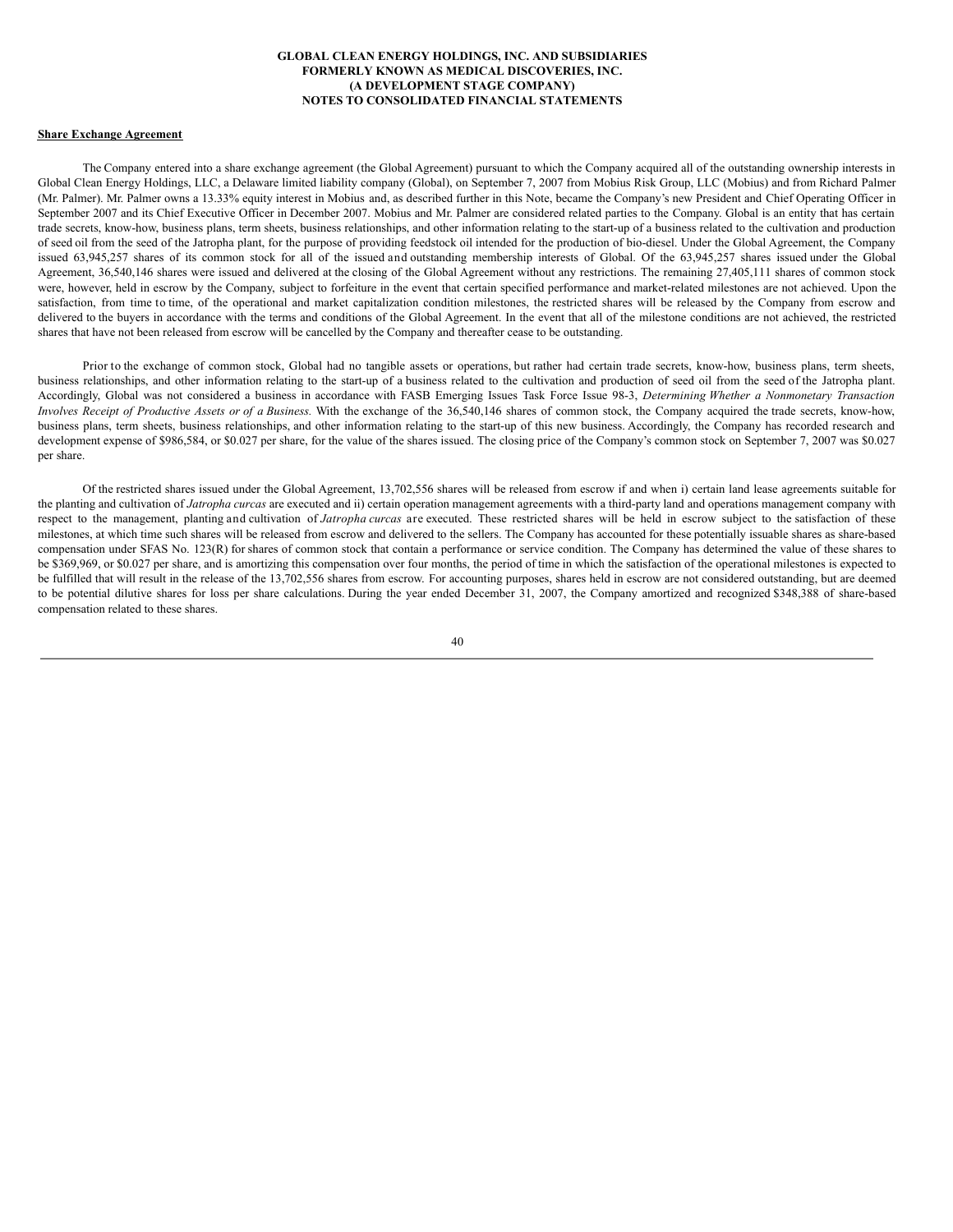**GLOBAL CLEAN ENERGY HOLDINGS, INC. AND SUBSIDIARIES**
**FORMERLY KNOWN AS MEDICAL DISCOVERIES, INC.**
**(A DEVELOPMENT STAGE COMPANY)**
**NOTES TO CONSOLIDATED FINANCIAL STATEMENTS**

**Share Exchange Agreement**

The Company entered into a share exchange agreement (the Global Agreement) pursuant to which the Company acquired all of the outstanding ownership interests in Global Clean Energy Holdings, LLC, a Delaware limited liability company (Global), on September 7, 2007 from Mobius Risk Group, LLC (Mobius) and from Richard Palmer (Mr. Palmer). Mr. Palmer owns a 13.33% equity interest in Mobius and, as described further in this Note, became the Company's new President and Chief Operating Officer in September 2007 and its Chief Executive Officer in December 2007. Mobius and Mr. Palmer are considered related parties to the Company. Global is an entity that has certain trade secrets, know-how, business plans, term sheets, business relationships, and other information relating to the start-up of a business related to the cultivation and production of seed oil from the seed of the Jatropha plant, for the purpose of providing feedstock oil intended for the production of bio-diesel. Under the Global Agreement, the Company issued 63,945,257 shares of its common stock for all of the issued and outstanding membership interests of Global. Of the 63,945,257 shares issued under the Global Agreement, 36,540,146 shares were issued and delivered at the closing of the Global Agreement without any restrictions. The remaining 27,405,111 shares of common stock were, however, held in escrow by the Company, subject to forfeiture in the event that certain specified performance and market-related milestones are not achieved. Upon the satisfaction, from time to time, of the operational and market capitalization condition milestones, the restricted shares will be released by the Company from escrow and delivered to the buyers in accordance with the terms and conditions of the Global Agreement. In the event that all of the milestone conditions are not achieved, the restricted shares that have not been released from escrow will be cancelled by the Company and thereafter cease to be outstanding.

Prior to the exchange of common stock, Global had no tangible assets or operations, but rather had certain trade secrets, know-how, business plans, term sheets, business relationships, and other information relating to the start-up of a business related to the cultivation and production of seed oil from the seed of the Jatropha plant. Accordingly, Global was not considered a business in accordance with FASB Emerging Issues Task Force Issue 98-3, *Determining Whether a Nonmonetary Transaction Involves Receipt of Productive Assets or of a Business.* With the exchange of the 36,540,146 shares of common stock, the Company acquired the trade secrets, know-how, business plans, term sheets, business relationships, and other information relating to the start-up of this new business. Accordingly, the Company has recorded research and development expense of $986,584, or $0.027 per share, for the value of the shares issued. The closing price of the Company's common stock on September 7, 2007 was $0.027 per share.

Of the restricted shares issued under the Global Agreement, 13,702,556 shares will be released from escrow if and when i) certain land lease agreements suitable for the planting and cultivation of *Jatropha curcas* are executed and ii) certain operation management agreements with a third-party land and operations management company with respect to the management, planting and cultivation of *Jatropha curcas* are executed. These restricted shares will be held in escrow subject to the satisfaction of these milestones, at which time such shares will be released from escrow and delivered to the sellers. The Company has accounted for these potentially issuable shares as share-based compensation under SFAS No. 123(R) for shares of common stock that contain a performance or service condition. The Company has determined the value of these shares to be $369,969, or $0.027 per share, and is amortizing this compensation over four months, the period of time in which the satisfaction of the operational milestones is expected to be fulfilled that will result in the release of the 13,702,556 shares from escrow. For accounting purposes, shares held in escrow are not considered outstanding, but are deemed to be potential dilutive shares for loss per share calculations. During the year ended December 31, 2007, the Company amortized and recognized $348,388 of share-based compensation related to these shares.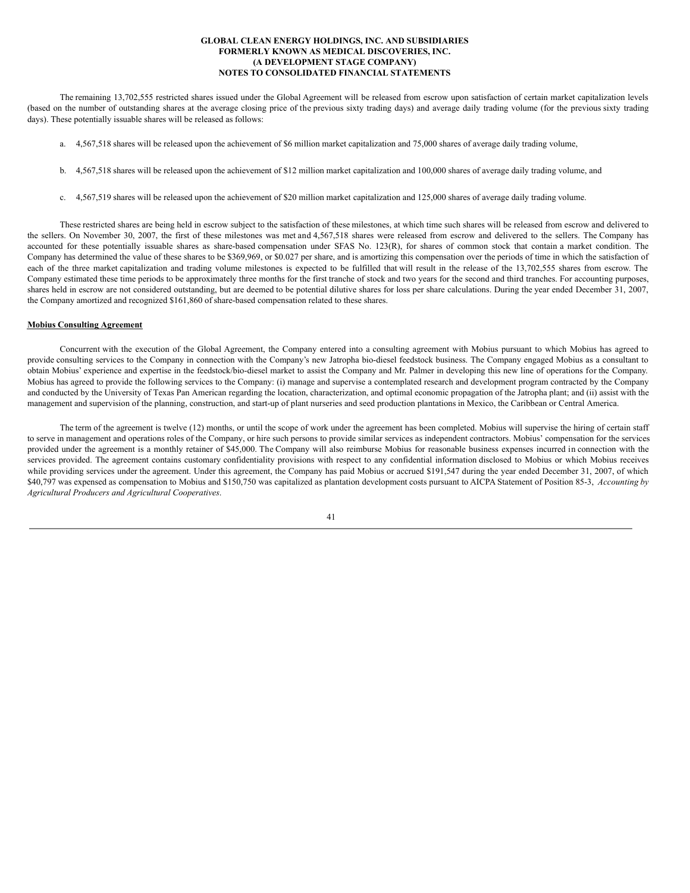The remaining 13,702,555 restricted shares issued under the Global Agreement will be released from escrow upon satisfaction of certain market capitalization levels (based on the number of outstanding shares at the average closing price of the previous sixty trading days) and average daily trading volume (for the previous sixty trading days). These potentially issuable shares will be released as follows:

a. 4,567,518 shares will be released upon the achievement of $6 million market capitalization and 75,000 shares of average daily trading volume,

b. 4,567,518 shares will be released upon the achievement of $12 million market capitalization and 100,000 shares of average daily trading volume, and

c. 4,567,519 shares will be released upon the achievement of $20 million market capitalization and 125,000 shares of average daily trading volume.

These restricted shares are being held in escrow subject to the satisfaction of these milestones, at which time such shares will be released from escrow and delivered to the sellers. On November 30, 2007, the first of these milestones was met and 4,567,518 shares were released from escrow and delivered to the sellers. The Company has accounted for these potentially issuable shares as share-based compensation under SFAS No. 123(R), for shares of common stock that contain a market condition. The Company has determined the value of these shares to be $369,969, or $0.027 per share, and is amortizing this compensation over the periods of time in which the satisfaction of each of the three market capitalization and trading volume milestones is expected to be fulfilled that will result in the release of the 13,702,555 shares from escrow. The Company estimated these time periods to be approximately three months for the first tranche of stock and two years for the second and third tranches. For accounting purposes, shares held in escrow are not considered outstanding, but are deemed to be potential dilutive shares for loss per share calculations. During the year ended December 31, 2007, the Company amortized and recognized $161,860 of share-based compensation related to these shares.

**Mobius Consulting Agreement**

Concurrent with the execution of the Global Agreement, the Company entered into a consulting agreement with Mobius pursuant to which Mobius has agreed to provide consulting services to the Company in connection with the Company's new Jatropha bio-diesel feedstock business. The Company engaged Mobius as a consultant to obtain Mobius' experience and expertise in the feedstock/bio-diesel market to assist the Company and Mr. Palmer in developing this new line of operations for the Company. Mobius has agreed to provide the following services to the Company: (i) manage and supervise a contemplated research and development program contracted by the Company and conducted by the University of Texas Pan American regarding the location, characterization, and optimal economic propagation of the Jatropha plant; and (ii) assist with the management and supervision of the planning, construction, and start-up of plant nurseries and seed production plantations in Mexico, the Caribbean or Central America.

The term of the agreement is twelve (12) months, or until the scope of work under the agreement has been completed. Mobius will supervise the hiring of certain staff to serve in management and operations roles of the Company, or hire such persons to provide similar services as independent contractors. Mobius' compensation for the services provided under the agreement is a monthly retainer of $45,000. The Company will also reimburse Mobius for reasonable business expenses incurred in connection with the services provided. The agreement contains customary confidentiality provisions with respect to any confidential information disclosed to Mobius or which Mobius receives while providing services under the agreement. Under this agreement, the Company has paid Mobius or accrued $191,547 during the year ended December 31, 2007, of which $40,797 was expensed as compensation to Mobius and $150,750 was capitalized as plantation development costs pursuant to AICPA Statement of Position 85-3, *Accounting by Agricultural Producers and Agricultural Cooperatives*.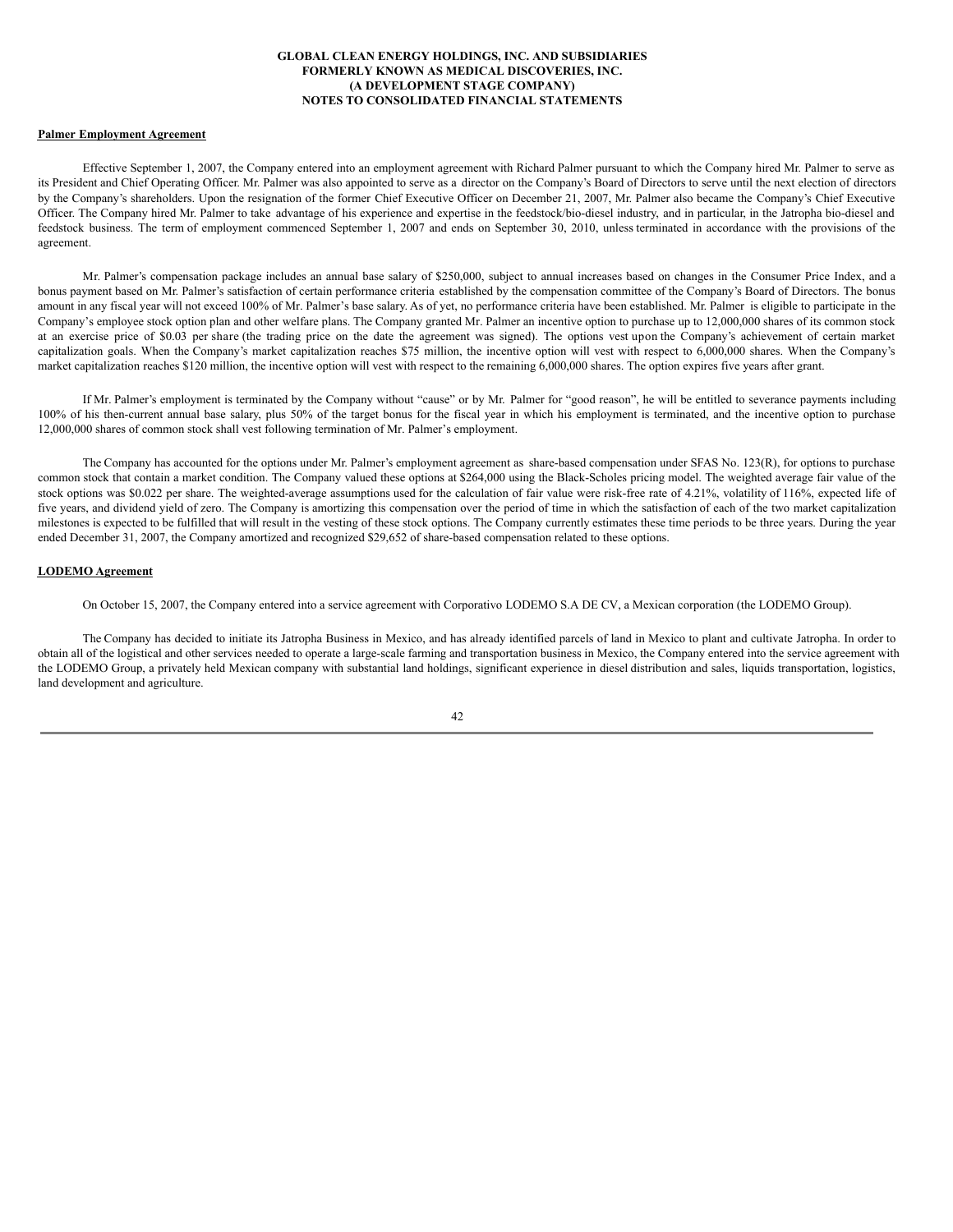**Palmer Employment Agreement**

Effective September 1, 2007, the Company entered into an employment agreement with Richard Palmer pursuant to which the Company hired Mr. Palmer to serve as its President and Chief Operating Officer. Mr. Palmer was also appointed to serve as a director on the Company's Board of Directors to serve until the next election of directors by the Company's shareholders. Upon the resignation of the former Chief Executive Officer on December 21, 2007, Mr. Palmer also became the Company's Chief Executive Officer. The Company hired Mr. Palmer to take advantage of his experience and expertise in the feedstock/bio-diesel industry, and in particular, in the Jatropha bio-diesel and feedstock business. The term of employment commenced September 1, 2007 and ends on September 30, 2010, unless terminated in accordance with the provisions of the agreement.

Mr. Palmer's compensation package includes an annual base salary of $250,000, subject to annual increases based on changes in the Consumer Price Index, and a bonus payment based on Mr. Palmer's satisfaction of certain performance criteria established by the compensation committee of the Company's Board of Directors. The bonus amount in any fiscal year will not exceed 100% of Mr. Palmer's base salary. As of yet, no performance criteria have been established. Mr. Palmer is eligible to participate in the Company's employee stock option plan and other welfare plans. The Company granted Mr. Palmer an incentive option to purchase up to 12,000,000 shares of its common stock at an exercise price of $0.03 per share (the trading price on the date the agreement was signed). The options vest upon the Company's achievement of certain market capitalization goals. When the Company's market capitalization reaches $75 million, the incentive option will vest with respect to 6,000,000 shares. When the Company's market capitalization reaches $120 million, the incentive option will vest with respect to the remaining 6,000,000 shares. The option expires five years after grant.

If Mr. Palmer's employment is terminated by the Company without "cause" or by Mr. Palmer for "good reason", he will be entitled to severance payments including 100% of his then-current annual base salary, plus 50% of the target bonus for the fiscal year in which his employment is terminated, and the incentive option to purchase 12,000,000 shares of common stock shall vest following termination of Mr. Palmer's employment.

The Company has accounted for the options under Mr. Palmer's employment agreement as share-based compensation under SFAS No. 123(R), for options to purchase common stock that contain a market condition. The Company valued these options at $264,000 using the Black-Scholes pricing model. The weighted average fair value of the stock options was $0.022 per share. The weighted-average assumptions used for the calculation of fair value were risk-free rate of 4.21%, volatility of 116%, expected life of five years, and dividend yield of zero. The Company is amortizing this compensation over the period of time in which the satisfaction of each of the two market capitalization milestones is expected to be fulfilled that will result in the vesting of these stock options. The Company currently estimates these time periods to be three years. During the year ended December 31, 2007, the Company amortized and recognized $29,652 of share-based compensation related to these options.

**LODEMO Agreement**

On October 15, 2007, the Company entered into a service agreement with Corporativo LODEMO S.A DE CV, a Mexican corporation (the LODEMO Group).

The Company has decided to initiate its Jatropha Business in Mexico, and has already identified parcels of land in Mexico to plant and cultivate Jatropha. In order to obtain all of the logistical and other services needed to operate a large-scale farming and transportation business in Mexico, the Company entered into the service agreement with the LODEMO Group, a privately held Mexican company with substantial land holdings, significant experience in diesel distribution and sales, liquids transportation, logistics, land development and agriculture.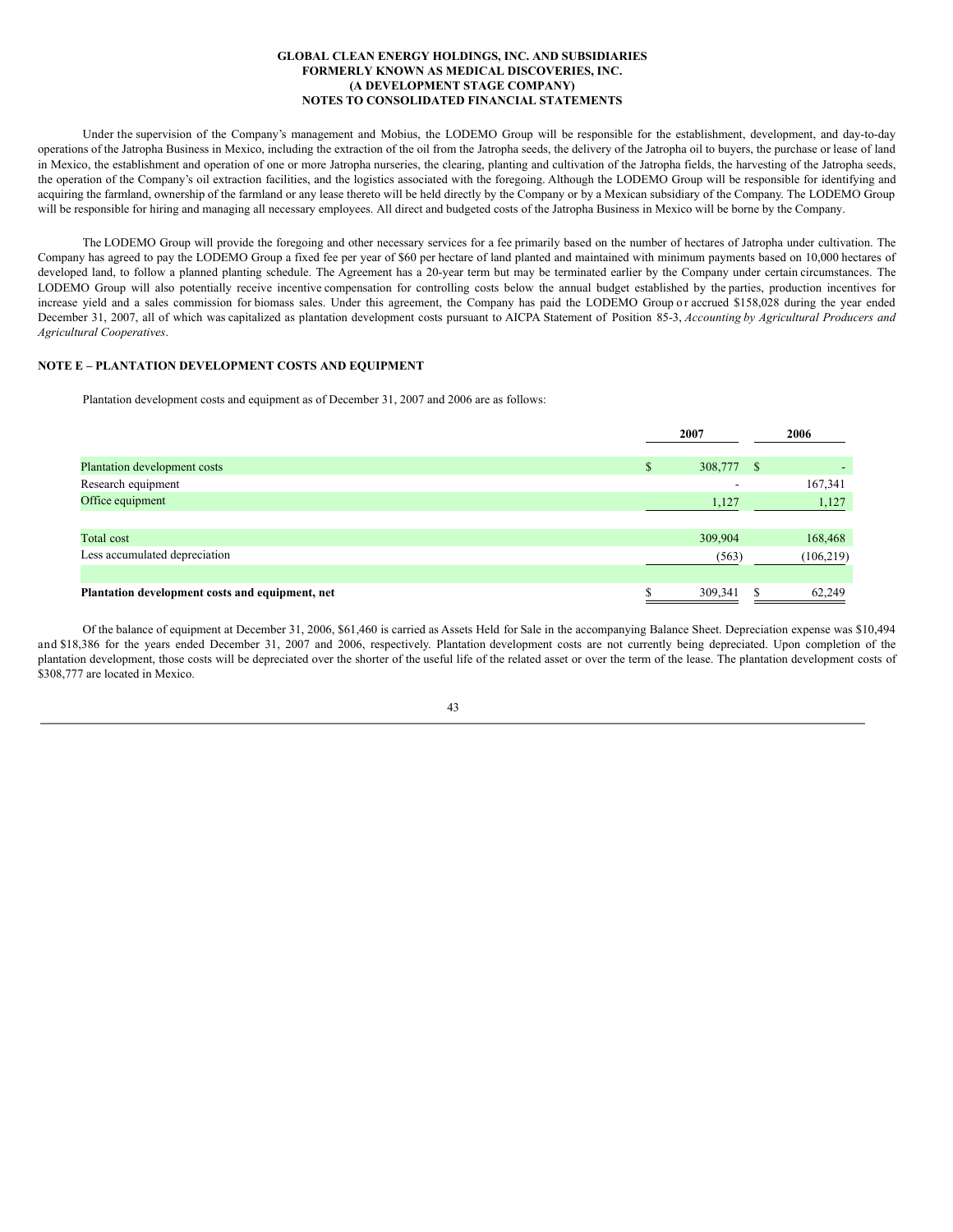Under the supervision of the Company's management and Mobius, the LODEMO Group will be responsible for the establishment, development, and day-to-day operations of the Jatropha Business in Mexico, including the extraction of the oil from the Jatropha seeds, the delivery of the Jatropha oil to buyers, the purchase or lease of land in Mexico, the establishment and operation of one or more Jatropha nurseries, the clearing, planting and cultivation of the Jatropha fields, the harvesting of the Jatropha seeds, the operation of the Company's oil extraction facilities, and the logistics associated with the foregoing. Although the LODEMO Group will be responsible for identifying and acquiring the farmland, ownership of the farmland or any lease thereto will be held directly by the Company or by a Mexican subsidiary of the Company. The LODEMO Group will be responsible for hiring and managing all necessary employees. All direct and budgeted costs of the Jatropha Business in Mexico will be borne by the Company.

The LODEMO Group will provide the foregoing and other necessary services for a fee primarily based on the number of hectares of Jatropha under cultivation. The Company has agreed to pay the LODEMO Group a fixed fee per year of $60 per hectare of land planted and maintained with minimum payments based on 10,000 hectares of developed land, to follow a planned planting schedule. The Agreement has a 20-year term but may be terminated earlier by the Company under certain circumstances. The LODEMO Group will also potentially receive incentive compensation for controlling costs below the annual budget established by the parties, production incentives for increase yield and a sales commission for biomass sales. Under this agreement, the Company has paid the LODEMO Group or accrued $158,028 during the year ended December 31, 2007, all of which was capitalized as plantation development costs pursuant to AICPA Statement of Position 85-3, *Accounting by Agricultural Producers and Agricultural Cooperatives*.

## NOTE E – PLANTATION DEVELOPMENT COSTS AND EQUIPMENT

Plantation development costs and equipment as of December 31, 2007 and 2006 are as follows:

| | 2007 | 2006 |
|---|---|---|
| Plantation development costs | $ 308,777 | $ - |
| Research equipment | - | 167,341 |
| Office equipment | 1,127 | 1,127 |
| Total cost | 309,904 | 168,468 |
| Less accumulated depreciation | (563) | (106,219) |
| **Plantation development costs and equipment, net** | $ 309,341 | $ 62,249 |

Of the balance of equipment at December 31, 2006, $61,460 is carried as Assets Held for Sale in the accompanying Balance Sheet. Depreciation expense was $10,494 and $18,386 for the years ended December 31, 2007 and 2006, respectively. Plantation development costs are not currently being depreciated. Upon completion of the plantation development, those costs will be depreciated over the shorter of the useful life of the related asset or over the term of the lease. The plantation development costs of $308,777 are located in Mexico.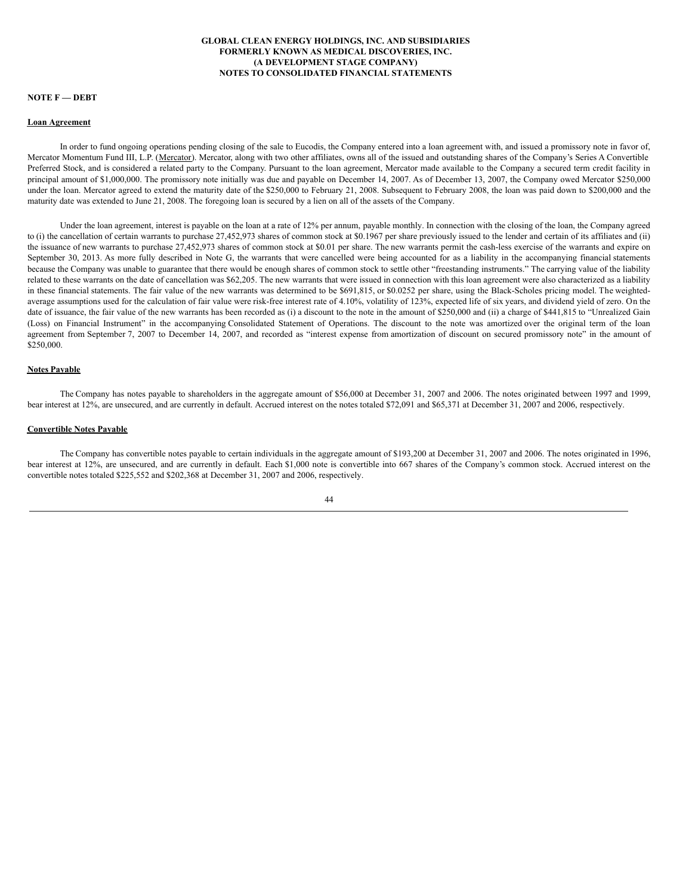**GLOBAL CLEAN ENERGY HOLDINGS, INC. AND SUBSIDIARIES**
**FORMERLY KNOWN AS MEDICAL DISCOVERIES, INC.**
**(A DEVELOPMENT STAGE COMPANY)**
**NOTES TO CONSOLIDATED FINANCIAL STATEMENTS**

**NOTE F — DEBT**

**Loan Agreement**

In order to fund ongoing operations pending closing of the sale to Eucodis, the Company entered into a loan agreement with, and issued a promissory note in favor of, Mercator Momentum Fund III, L.P. (Mercator). Mercator, along with two other affiliates, owns all of the issued and outstanding shares of the Company's Series A Convertible Preferred Stock, and is considered a related party to the Company. Pursuant to the loan agreement, Mercator made available to the Company a secured term credit facility in principal amount of $1,000,000. The promissory note initially was due and payable on December 14, 2007. As of December 13, 2007, the Company owed Mercator $250,000 under the loan. Mercator agreed to extend the maturity date of the $250,000 to February 21, 2008. Subsequent to February 2008, the loan was paid down to $200,000 and the maturity date was extended to June 21, 2008. The foregoing loan is secured by a lien on all of the assets of the Company.

Under the loan agreement, interest is payable on the loan at a rate of 12% per annum, payable monthly. In connection with the closing of the loan, the Company agreed to (i) the cancellation of certain warrants to purchase 27,452,973 shares of common stock at $0.1967 per share previously issued to the lender and certain of its affiliates and (ii) the issuance of new warrants to purchase 27,452,973 shares of common stock at $0.01 per share. The new warrants permit the cash-less exercise of the warrants and expire on September 30, 2013. As more fully described in Note G, the warrants that were cancelled were being accounted for as a liability in the accompanying financial statements because the Company was unable to guarantee that there would be enough shares of common stock to settle other "freestanding instruments." The carrying value of the liability related to these warrants on the date of cancellation was $62,205. The new warrants that were issued in connection with this loan agreement were also characterized as a liability in these financial statements. The fair value of the new warrants was determined to be $691,815, or $0.0252 per share, using the Black-Scholes pricing model. The weighted-average assumptions used for the calculation of fair value were risk-free interest rate of 4.10%, volatility of 123%, expected life of six years, and dividend yield of zero. On the date of issuance, the fair value of the new warrants has been recorded as (i) a discount to the note in the amount of $250,000 and (ii) a charge of $441,815 to "Unrealized Gain (Loss) on Financial Instrument" in the accompanying Consolidated Statement of Operations. The discount to the note was amortized over the original term of the loan agreement from September 7, 2007 to December 14, 2007, and recorded as "interest expense from amortization of discount on secured promissory note" in the amount of $250,000.

**Notes Payable**

The Company has notes payable to shareholders in the aggregate amount of $56,000 at December 31, 2007 and 2006. The notes originated between 1997 and 1999, bear interest at 12%, are unsecured, and are currently in default. Accrued interest on the notes totaled $72,091 and $65,371 at December 31, 2007 and 2006, respectively.

**Convertible Notes Payable**

The Company has convertible notes payable to certain individuals in the aggregate amount of $193,200 at December 31, 2007 and 2006. The notes originated in 1996, bear interest at 12%, are unsecured, and are currently in default. Each $1,000 note is convertible into 667 shares of the Company's common stock. Accrued interest on the convertible notes totaled $225,552 and $202,368 at December 31, 2007 and 2006, respectively.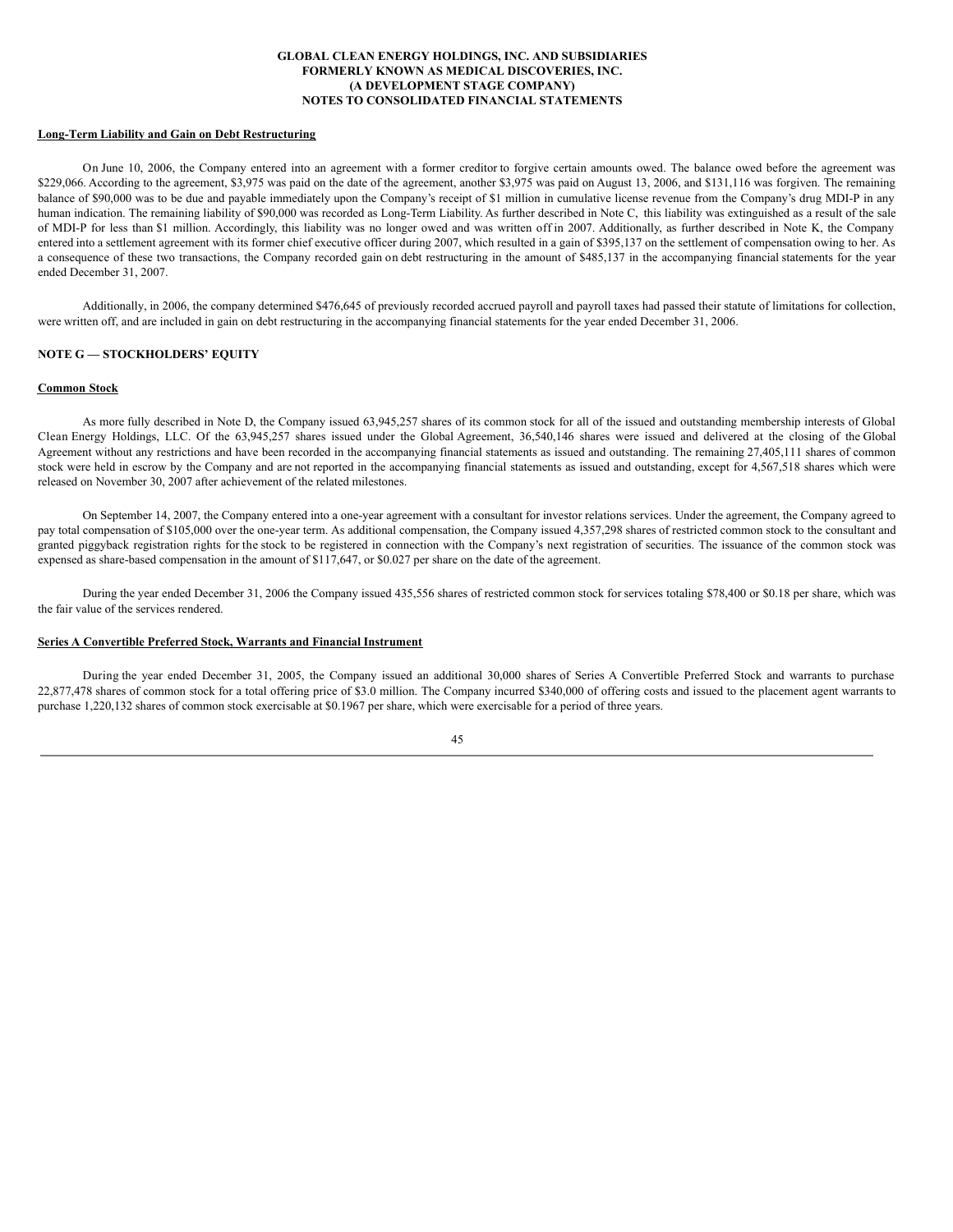### Long-Term Liability and Gain on Debt Restructuring

On June 10, 2006, the Company entered into an agreement with a former creditor to forgive certain amounts owed. The balance owed before the agreement was $229,066. According to the agreement, $3,975 was paid on the date of the agreement, another $3,975 was paid on August 13, 2006, and $131,116 was forgiven. The remaining balance of $90,000 was to be due and payable immediately upon the Company's receipt of $1 million in cumulative license revenue from the Company's drug MDI-P in any human indication. The remaining liability of $90,000 was recorded as Long-Term Liability. As further described in Note C, this liability was extinguished as a result of the sale of MDI-P for less than $1 million. Accordingly, this liability was no longer owed and was written off in 2007. Additionally, as further described in Note K, the Company entered into a settlement agreement with its former chief executive officer during 2007, which resulted in a gain of $395,137 on the settlement of compensation owing to her. As a consequence of these two transactions, the Company recorded gain on debt restructuring in the amount of $485,137 in the accompanying financial statements for the year ended December 31, 2007.

Additionally, in 2006, the company determined $476,645 of previously recorded accrued payroll and payroll taxes had passed their statute of limitations for collection, were written off, and are included in gain on debt restructuring in the accompanying financial statements for the year ended December 31, 2006.

## NOTE G — STOCKHOLDERS' EQUITY

### Common Stock

As more fully described in Note D, the Company issued 63,945,257 shares of its common stock for all of the issued and outstanding membership interests of Global Clean Energy Holdings, LLC. Of the 63,945,257 shares issued under the Global Agreement, 36,540,146 shares were issued and delivered at the closing of the Global Agreement without any restrictions and have been recorded in the accompanying financial statements as issued and outstanding. The remaining 27,405,111 shares of common stock were held in escrow by the Company and are not reported in the accompanying financial statements as issued and outstanding, except for 4,567,518 shares which were released on November 30, 2007 after achievement of the related milestones.

On September 14, 2007, the Company entered into a one-year agreement with a consultant for investor relations services. Under the agreement, the Company agreed to pay total compensation of $105,000 over the one-year term. As additional compensation, the Company issued 4,357,298 shares of restricted common stock to the consultant and granted piggyback registration rights for the stock to be registered in connection with the Company's next registration of securities. The issuance of the common stock was expensed as share-based compensation in the amount of $117,647, or $0.027 per share on the date of the agreement.

During the year ended December 31, 2006 the Company issued 435,556 shares of restricted common stock for services totaling $78,400 or $0.18 per share, which was the fair value of the services rendered.

### Series A Convertible Preferred Stock, Warrants and Financial Instrument

During the year ended December 31, 2005, the Company issued an additional 30,000 shares of Series A Convertible Preferred Stock and warrants to purchase 22,877,478 shares of common stock for a total offering price of $3.0 million. The Company incurred $340,000 of offering costs and issued to the placement agent warrants to purchase 1,220,132 shares of common stock exercisable at $0.1967 per share, which were exercisable for a period of three years.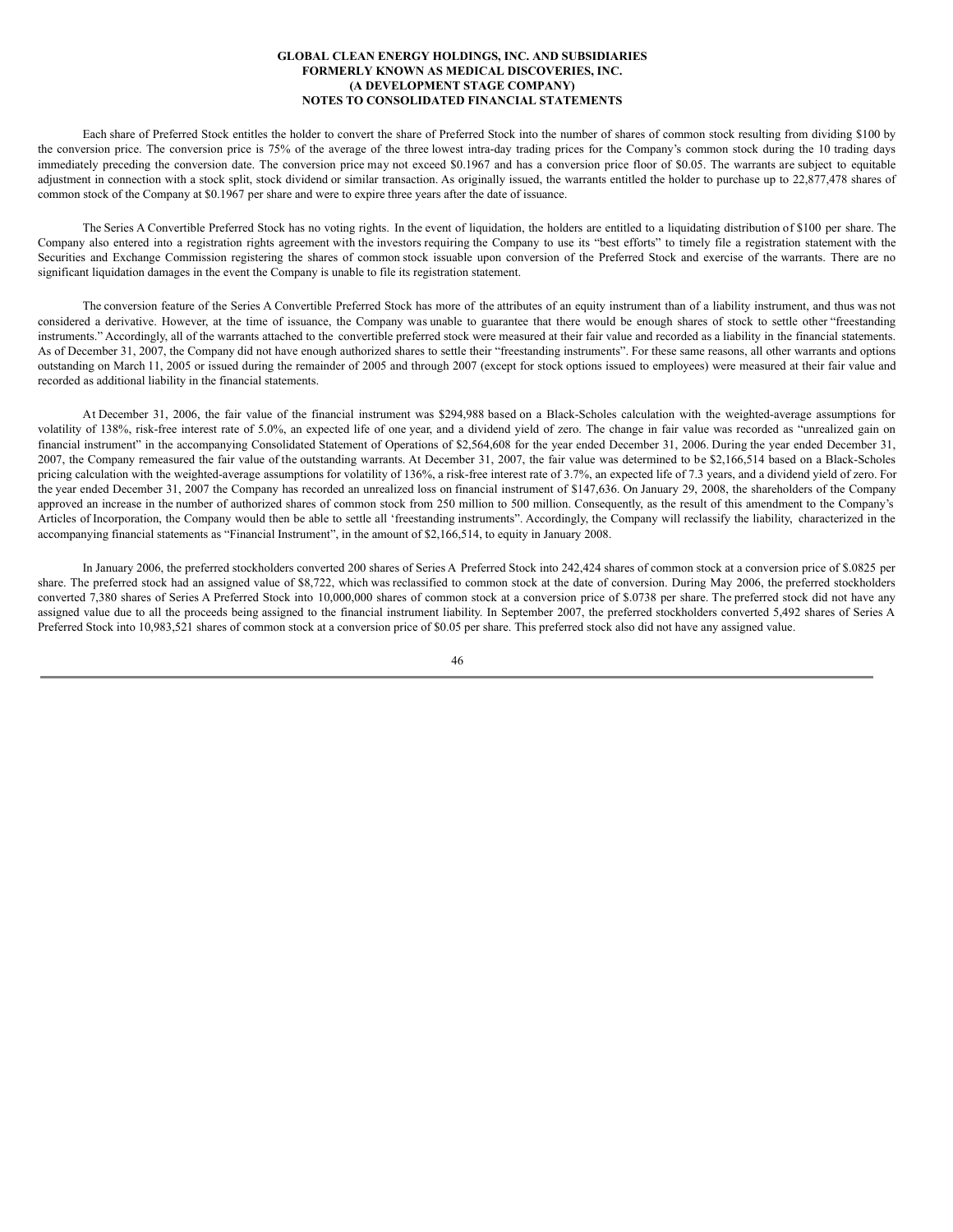Each share of Preferred Stock entitles the holder to convert the share of Preferred Stock into the number of shares of common stock resulting from dividing $100 by the conversion price. The conversion price is 75% of the average of the three lowest intra-day trading prices for the Company's common stock during the 10 trading days immediately preceding the conversion date. The conversion price may not exceed $0.1967 and has a conversion price floor of $0.05. The warrants are subject to equitable adjustment in connection with a stock split, stock dividend or similar transaction. As originally issued, the warrants entitled the holder to purchase up to 22,877,478 shares of common stock of the Company at $0.1967 per share and were to expire three years after the date of issuance.

The Series A Convertible Preferred Stock has no voting rights. In the event of liquidation, the holders are entitled to a liquidating distribution of $100 per share. The Company also entered into a registration rights agreement with the investors requiring the Company to use its "best efforts" to timely file a registration statement with the Securities and Exchange Commission registering the shares of common stock issuable upon conversion of the Preferred Stock and exercise of the warrants. There are no significant liquidation damages in the event the Company is unable to file its registration statement.

The conversion feature of the Series A Convertible Preferred Stock has more of the attributes of an equity instrument than of a liability instrument, and thus was not considered a derivative. However, at the time of issuance, the Company was unable to guarantee that there would be enough shares of stock to settle other "freestanding instruments." Accordingly, all of the warrants attached to the convertible preferred stock were measured at their fair value and recorded as a liability in the financial statements. As of December 31, 2007, the Company did not have enough authorized shares to settle their "freestanding instruments". For these same reasons, all other warrants and options outstanding on March 11, 2005 or issued during the remainder of 2005 and through 2007 (except for stock options issued to employees) were measured at their fair value and recorded as additional liability in the financial statements.

At December 31, 2006, the fair value of the financial instrument was $294,988 based on a Black-Scholes calculation with the weighted-average assumptions for volatility of 138%, risk-free interest rate of 5.0%, an expected life of one year, and a dividend yield of zero. The change in fair value was recorded as "unrealized gain on financial instrument" in the accompanying Consolidated Statement of Operations of $2,564,608 for the year ended December 31, 2006. During the year ended December 31, 2007, the Company remeasured the fair value of the outstanding warrants. At December 31, 2007, the fair value was determined to be $2,166,514 based on a Black-Scholes pricing calculation with the weighted-average assumptions for volatility of 136%, a risk-free interest rate of 3.7%, an expected life of 7.3 years, and a dividend yield of zero. For the year ended December 31, 2007 the Company has recorded an unrealized loss on financial instrument of $147,636. On January 29, 2008, the shareholders of the Company approved an increase in the number of authorized shares of common stock from 250 million to 500 million. Consequently, as the result of this amendment to the Company's Articles of Incorporation, the Company would then be able to settle all 'freestanding instruments". Accordingly, the Company will reclassify the liability, characterized in the accompanying financial statements as "Financial Instrument", in the amount of $2,166,514, to equity in January 2008.

In January 2006, the preferred stockholders converted 200 shares of Series A Preferred Stock into 242,424 shares of common stock at a conversion price of $.0825 per share. The preferred stock had an assigned value of $8,722, which was reclassified to common stock at the date of conversion. During May 2006, the preferred stockholders converted 7,380 shares of Series A Preferred Stock into 10,000,000 shares of common stock at a conversion price of $.0738 per share. The preferred stock did not have any assigned value due to all the proceeds being assigned to the financial instrument liability. In September 2007, the preferred stockholders converted 5,492 shares of Series A Preferred Stock into 10,983,521 shares of common stock at a conversion price of $0.05 per share. This preferred stock also did not have any assigned value.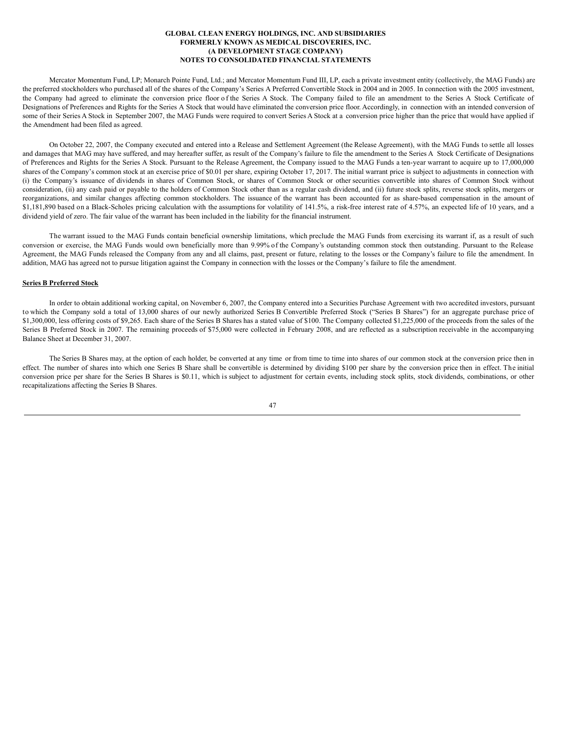Mercator Momentum Fund, LP; Monarch Pointe Fund, Ltd.; and Mercator Momentum Fund III, LP, each a private investment entity (collectively, the MAG Funds) are the preferred stockholders who purchased all of the shares of the Company's Series A Preferred Convertible Stock in 2004 and in 2005. In connection with the 2005 investment, the Company had agreed to eliminate the conversion price floor of the Series A Stock. The Company failed to file an amendment to the Series A Stock Certificate of Designations of Preferences and Rights for the Series A Stock that would have eliminated the conversion price floor. Accordingly, in connection with an intended conversion of some of their Series A Stock in September 2007, the MAG Funds were required to convert Series A Stock at a conversion price higher than the price that would have applied if the Amendment had been filed as agreed.

On October 22, 2007, the Company executed and entered into a Release and Settlement Agreement (the Release Agreement), with the MAG Funds to settle all losses and damages that MAG may have suffered, and may hereafter suffer, as result of the Company's failure to file the amendment to the Series A Stock Certificate of Designations of Preferences and Rights for the Series A Stock. Pursuant to the Release Agreement, the Company issued to the MAG Funds a ten-year warrant to acquire up to 17,000,000 shares of the Company's common stock at an exercise price of $0.01 per share, expiring October 17, 2017. The initial warrant price is subject to adjustments in connection with (i) the Company's issuance of dividends in shares of Common Stock, or shares of Common Stock or other securities convertible into shares of Common Stock without consideration, (ii) any cash paid or payable to the holders of Common Stock other than as a regular cash dividend, and (ii) future stock splits, reverse stock splits, mergers or reorganizations, and similar changes affecting common stockholders. The issuance of the warrant has been accounted for as share-based compensation in the amount of $1,181,890 based on a Black-Scholes pricing calculation with the assumptions for volatility of 141.5%, a risk-free interest rate of 4.57%, an expected life of 10 years, and a dividend yield of zero. The fair value of the warrant has been included in the liability for the financial instrument.

The warrant issued to the MAG Funds contain beneficial ownership limitations, which preclude the MAG Funds from exercising its warrant if, as a result of such conversion or exercise, the MAG Funds would own beneficially more than 9.99% of the Company's outstanding common stock then outstanding. Pursuant to the Release Agreement, the MAG Funds released the Company from any and all claims, past, present or future, relating to the losses or the Company's failure to file the amendment. In addition, MAG has agreed not to pursue litigation against the Company in connection with the losses or the Company's failure to file the amendment.

**Series B Preferred Stock**

In order to obtain additional working capital, on November 6, 2007, the Company entered into a Securities Purchase Agreement with two accredited investors, pursuant to which the Company sold a total of 13,000 shares of our newly authorized Series B Convertible Preferred Stock ("Series B Shares") for an aggregate purchase price of $1,300,000, less offering costs of $9,265. Each share of the Series B Shares has a stated value of $100. The Company collected $1,225,000 of the proceeds from the sales of the Series B Preferred Stock in 2007. The remaining proceeds of $75,000 were collected in February 2008, and are reflected as a subscription receivable in the accompanying Balance Sheet at December 31, 2007.

The Series B Shares may, at the option of each holder, be converted at any time or from time to time into shares of our common stock at the conversion price then in effect. The number of shares into which one Series B Share shall be convertible is determined by dividing $100 per share by the conversion price then in effect. The initial conversion price per share for the Series B Shares is $0.11, which is subject to adjustment for certain events, including stock splits, stock dividends, combinations, or other recapitalizations affecting the Series B Shares.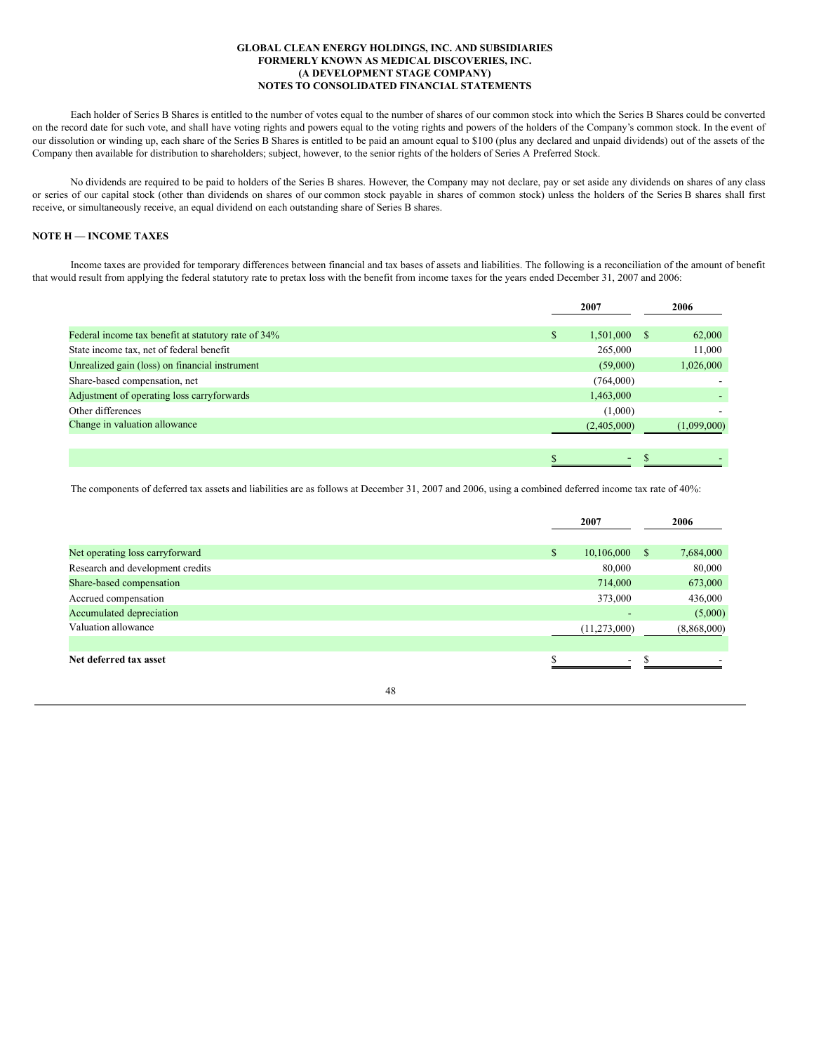Each holder of Series B Shares is entitled to the number of votes equal to the number of shares of our common stock into which the Series B Shares could be converted on the record date for such vote, and shall have voting rights and powers equal to the voting rights and powers of the holders of the Company's common stock. In the event of our dissolution or winding up, each share of the Series B Shares is entitled to be paid an amount equal to $100 (plus any declared and unpaid dividends) out of the assets of the Company then available for distribution to shareholders; subject, however, to the senior rights of the holders of Series A Preferred Stock.

No dividends are required to be paid to holders of the Series B shares. However, the Company may not declare, pay or set aside any dividends on shares of any class or series of our capital stock (other than dividends on shares of our common stock payable in shares of common stock) unless the holders of the Series B shares shall first receive, or simultaneously receive, an equal dividend on each outstanding share of Series B shares.

## NOTE H — INCOME TAXES

Income taxes are provided for temporary differences between financial and tax bases of assets and liabilities. The following is a reconciliation of the amount of benefit that would result from applying the federal statutory rate to pretax loss with the benefit from income taxes for the years ended December 31, 2007 and 2006:

| | 2007 | 2006 |
|---|---|---|
| Federal income tax benefit at statutory rate of 34% | $ 1,501,000 | $ 62,000 |
| State income tax, net of federal benefit | 265,000 | 11,000 |
| Unrealized gain (loss) on financial instrument | (59,000) | 1,026,000 |
| Share-based compensation, net | (764,000) | - |
| Adjustment of operating loss carryforwards | 1,463,000 | - |
| Other differences | (1,000) | - |
| Change in valuation allowance | (2,405,000) | (1,099,000) |
| | $ - | $ - |

The components of deferred tax assets and liabilities are as follows at December 31, 2007 and 2006, using a combined deferred income tax rate of 40%:

| | 2007 | 2006 |
|---|---|---|
| Net operating loss carryforward | $ 10,106,000 | $ 7,684,000 |
| Research and development credits | 80,000 | 80,000 |
| Share-based compensation | 714,000 | 673,000 |
| Accrued compensation | 373,000 | 436,000 |
| Accumulated depreciation | - | (5,000) |
| Valuation allowance | (11,273,000) | (8,868,000) |
| **Net deferred tax asset** | $ - | $ - |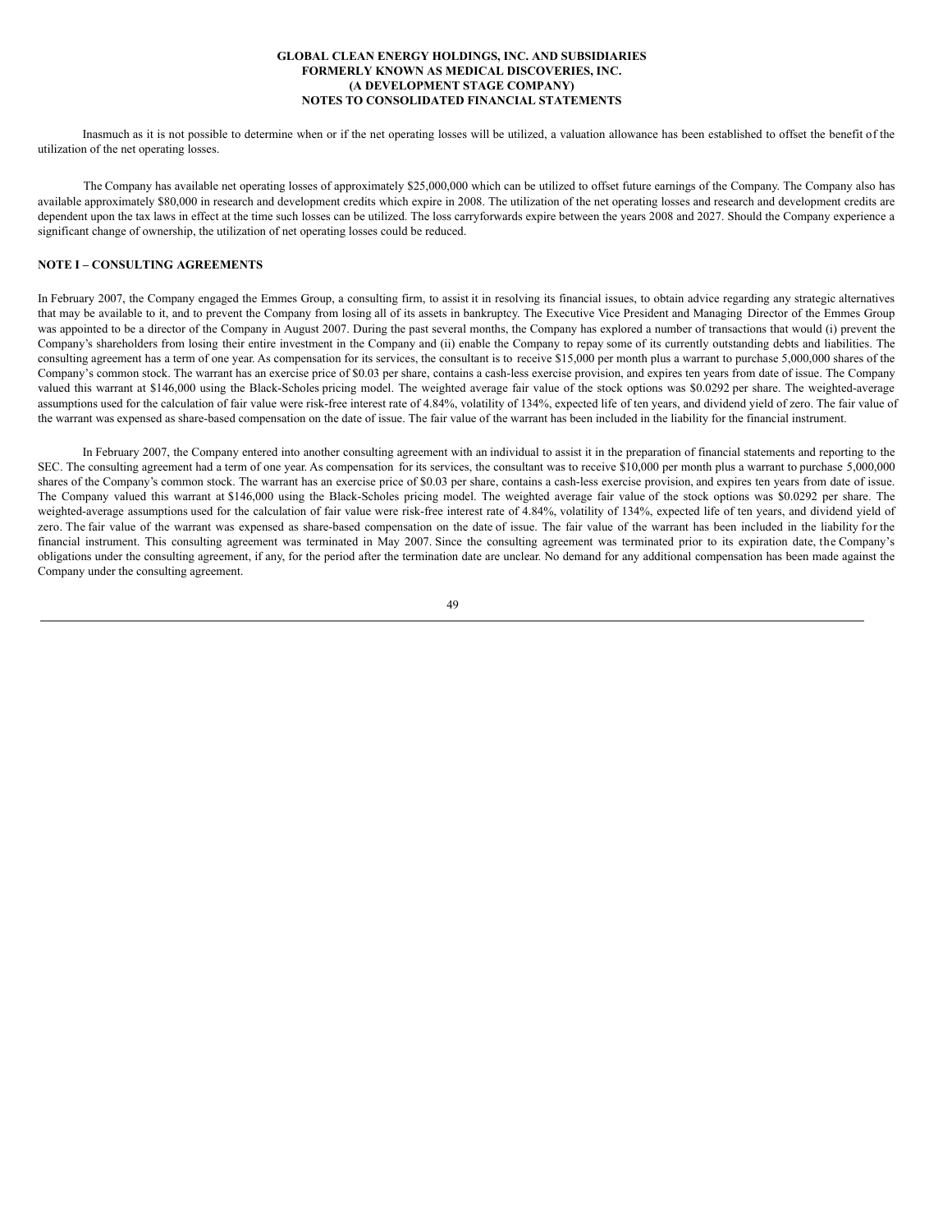Inasmuch as it is not possible to determine when or if the net operating losses will be utilized, a valuation allowance has been established to offset the benefit of the utilization of the net operating losses.

The Company has available net operating losses of approximately $25,000,000 which can be utilized to offset future earnings of the Company. The Company also has available approximately $80,000 in research and development credits which expire in 2008. The utilization of the net operating losses and research and development credits are dependent upon the tax laws in effect at the time such losses can be utilized. The loss carryforwards expire between the years 2008 and 2027. Should the Company experience a significant change of ownership, the utilization of net operating losses could be reduced.

## NOTE I – CONSULTING AGREEMENTS

In February 2007, the Company engaged the Emmes Group, a consulting firm, to assist it in resolving its financial issues, to obtain advice regarding any strategic alternatives that may be available to it, and to prevent the Company from losing all of its assets in bankruptcy. The Executive Vice President and Managing Director of the Emmes Group was appointed to be a director of the Company in August 2007. During the past several months, the Company has explored a number of transactions that would (i) prevent the Company's shareholders from losing their entire investment in the Company and (ii) enable the Company to repay some of its currently outstanding debts and liabilities. The consulting agreement has a term of one year. As compensation for its services, the consultant is to receive $15,000 per month plus a warrant to purchase 5,000,000 shares of the Company's common stock. The warrant has an exercise price of $0.03 per share, contains a cash-less exercise provision, and expires ten years from date of issue. The Company valued this warrant at $146,000 using the Black-Scholes pricing model. The weighted average fair value of the stock options was $0.0292 per share. The weighted-average assumptions used for the calculation of fair value were risk-free interest rate of 4.84%, volatility of 134%, expected life of ten years, and dividend yield of zero. The fair value of the warrant was expensed as share-based compensation on the date of issue. The fair value of the warrant has been included in the liability for the financial instrument.

In February 2007, the Company entered into another consulting agreement with an individual to assist it in the preparation of financial statements and reporting to the SEC. The consulting agreement had a term of one year. As compensation for its services, the consultant was to receive $10,000 per month plus a warrant to purchase 5,000,000 shares of the Company's common stock. The warrant has an exercise price of $0.03 per share, contains a cash-less exercise provision, and expires ten years from date of issue. The Company valued this warrant at $146,000 using the Black-Scholes pricing model. The weighted average fair value of the stock options was $0.0292 per share. The weighted-average assumptions used for the calculation of fair value were risk-free interest rate of 4.84%, volatility of 134%, expected life of ten years, and dividend yield of zero. The fair value of the warrant was expensed as share-based compensation on the date of issue. The fair value of the warrant has been included in the liability for the financial instrument. This consulting agreement was terminated in May 2007. Since the consulting agreement was terminated prior to its expiration date, the Company's obligations under the consulting agreement, if any, for the period after the termination date are unclear. No demand for any additional compensation has been made against the Company under the consulting agreement.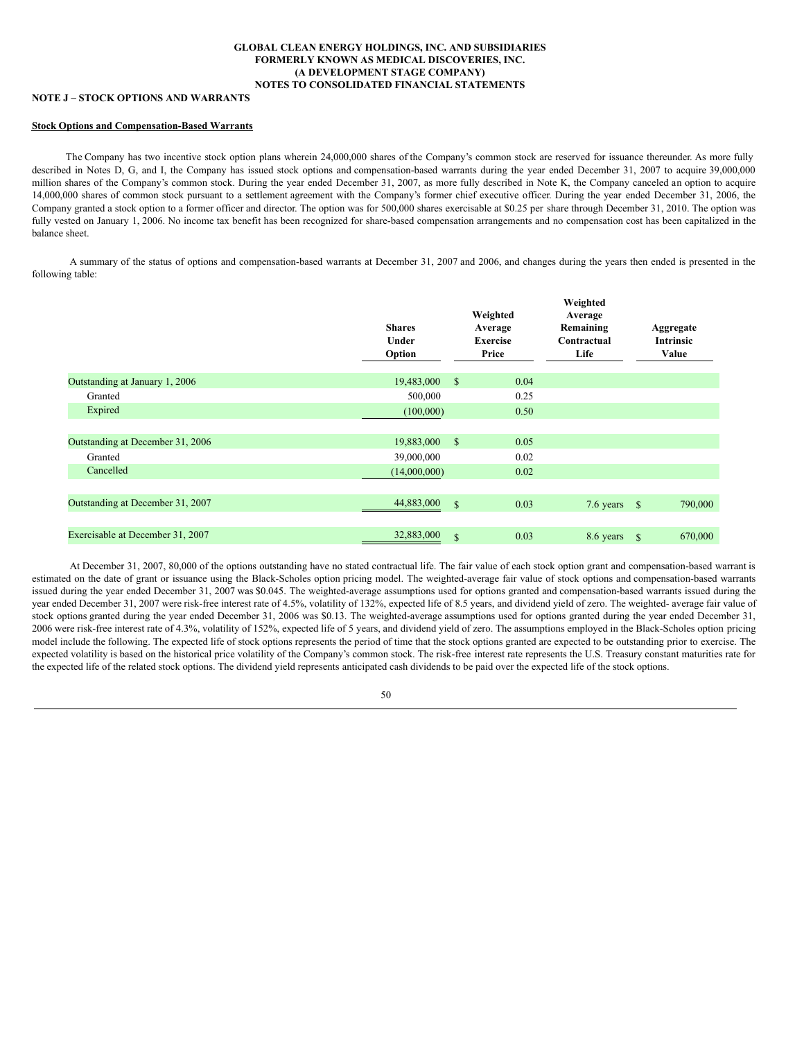GLOBAL CLEAN ENERGY HOLDINGS, INC. AND SUBSIDIARIES
FORMERLY KNOWN AS MEDICAL DISCOVERIES, INC.
(A DEVELOPMENT STAGE COMPANY)
NOTES TO CONSOLIDATED FINANCIAL STATEMENTS

**NOTE J – STOCK OPTIONS AND WARRANTS**

**Stock Options and Compensation-Based Warrants**

The Company has two incentive stock option plans wherein 24,000,000 shares of the Company's common stock are reserved for issuance thereunder. As more fully described in Notes D, G, and I, the Company has issued stock options and compensation-based warrants during the year ended December 31, 2007 to acquire 39,000,000 million shares of the Company's common stock. During the year ended December 31, 2007, as more fully described in Note K, the Company canceled an option to acquire 14,000,000 shares of common stock pursuant to a settlement agreement with the Company's former chief executive officer. During the year ended December 31, 2006, the Company granted a stock option to a former officer and director. The option was for 500,000 shares exercisable at $0.25 per share through December 31, 2010. The option was fully vested on January 1, 2006. No income tax benefit has been recognized for share-based compensation arrangements and no compensation cost has been capitalized in the balance sheet.

A summary of the status of options and compensation-based warrants at December 31, 2007 and 2006, and changes during the years then ended is presented in the following table:

| | Shares Under Option | Weighted Average Exercise Price | Weighted Average Remaining Contractual Life | Aggregate Intrinsic Value |
|---|---|---|---|---|
| Outstanding at January 1, 2006 | 19,483,000 | $ 0.04 | | |
| Granted | 500,000 | 0.25 | | |
| Expired | (100,000) | 0.50 | | |
| Outstanding at December 31, 2006 | 19,883,000 | $ 0.05 | | |
| Granted | 39,000,000 | 0.02 | | |
| Cancelled | (14,000,000) | 0.02 | | |
| Outstanding at December 31, 2007 | 44,883,000 | $ 0.03 | 7.6 years | $ 790,000 |
| Exercisable at December 31, 2007 | 32,883,000 | $ 0.03 | 8.6 years | $ 670,000 |

At December 31, 2007, 80,000 of the options outstanding have no stated contractual life. The fair value of each stock option grant and compensation-based warrant is estimated on the date of grant or issuance using the Black-Scholes option pricing model. The weighted-average fair value of stock options and compensation-based warrants issued during the year ended December 31, 2007 was $0.045. The weighted-average assumptions used for options granted and compensation-based warrants issued during the year ended December 31, 2007 were risk-free interest rate of 4.5%, volatility of 132%, expected life of 8.5 years, and dividend yield of zero. The weighted- average fair value of stock options granted during the year ended December 31, 2006 was $0.13. The weighted-average assumptions used for options granted during the year ended December 31, 2006 were risk-free interest rate of 4.3%, volatility of 152%, expected life of 5 years, and dividend yield of zero. The assumptions employed in the Black-Scholes option pricing model include the following. The expected life of stock options represents the period of time that the stock options granted are expected to be outstanding prior to exercise. The expected volatility is based on the historical price volatility of the Company's common stock. The risk-free interest rate represents the U.S. Treasury constant maturities rate for the expected life of the related stock options. The dividend yield represents anticipated cash dividends to be paid over the expected life of the stock options.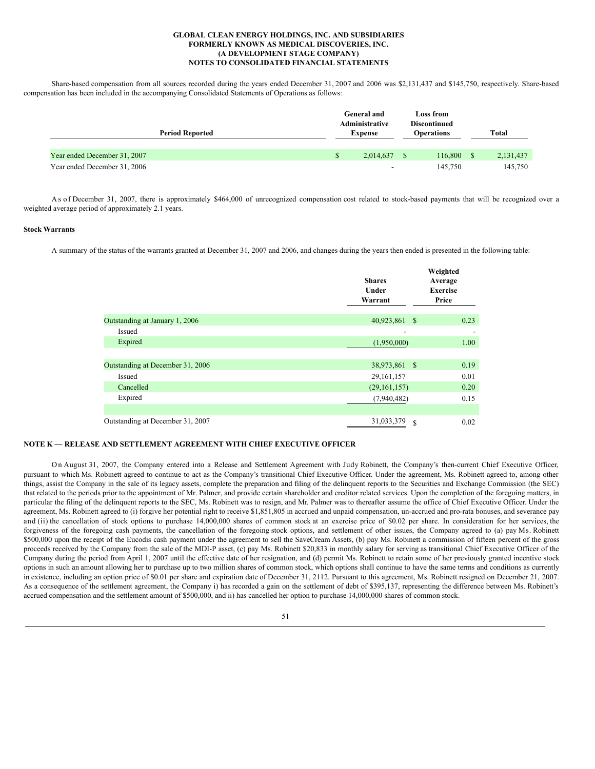**GLOBAL CLEAN ENERGY HOLDINGS, INC. AND SUBSIDIARIES**
**FORMERLY KNOWN AS MEDICAL DISCOVERIES, INC.**
**(A DEVELOPMENT STAGE COMPANY)**
**NOTES TO CONSOLIDATED FINANCIAL STATEMENTS**

Share-based compensation from all sources recorded during the years ended December 31, 2007 and 2006 was $2,131,437 and $145,750, respectively. Share-based compensation has been included in the accompanying Consolidated Statements of Operations as follows:

| Period Reported | General and Administrative Expense | Loss from Discontinued Operations | Total |
|---|---|---|---|
| Year ended December 31, 2007 | $ 2,014,637 | $ 116,800 | $ 2,131,437 |
| Year ended December 31, 2006 | - | 145,750 | 145,750 |

As of December 31, 2007, there is approximately $464,000 of unrecognized compensation cost related to stock-based payments that will be recognized over a weighted average period of approximately 2.1 years.

**Stock Warrants**

A summary of the status of the warrants granted at December 31, 2007 and 2006, and changes during the years then ended is presented in the following table:

| | Shares Under Warrant | Weighted Average Exercise Price |
|---|---|---|
| Outstanding at January 1, 2006 | 40,923,861 | $ 0.23 |
| Issued | - | - |
| Expired | (1,950,000) | 1.00 |
| Outstanding at December 31, 2006 | 38,973,861 | $ 0.19 |
| Issued | 29,161,157 | 0.01 |
| Cancelled | (29,161,157) | 0.20 |
| Expired | (7,940,482) | 0.15 |
| Outstanding at December 31, 2007 | 31,033,379 | $ 0.02 |

## NOTE K — RELEASE AND SETTLEMENT AGREEMENT WITH CHIEF EXECUTIVE OFFICER

On August 31, 2007, the Company entered into a Release and Settlement Agreement with Judy Robinett, the Company's then-current Chief Executive Officer, pursuant to which Ms. Robinett agreed to continue to act as the Company's transitional Chief Executive Officer. Under the agreement, Ms. Robinett agreed to, among other things, assist the Company in the sale of its legacy assets, complete the preparation and filing of the delinquent reports to the Securities and Exchange Commission (the SEC) that related to the periods prior to the appointment of Mr. Palmer, and provide certain shareholder and creditor related services. Upon the completion of the foregoing matters, in particular the filing of the delinquent reports to the SEC, Ms. Robinett was to resign, and Mr. Palmer was to thereafter assume the office of Chief Executive Officer. Under the agreement, Ms. Robinett agreed to (i) forgive her potential right to receive $1,851,805 in accrued and unpaid compensation, un-accrued and pro-rata bonuses, and severance pay and (ii) the cancellation of stock options to purchase 14,000,000 shares of common stock at an exercise price of $0.02 per share. In consideration for her services, the forgiveness of the foregoing cash payments, the cancellation of the foregoing stock options, and settlement of other issues, the Company agreed to (a) pay Ms. Robinett $500,000 upon the receipt of the Eucodis cash payment under the agreement to sell the SaveCream Assets, (b) pay Ms. Robinett a commission of fifteen percent of the gross proceeds received by the Company from the sale of the MDI-P asset, (c) pay Ms. Robinett $20,833 in monthly salary for serving as transitional Chief Executive Officer of the Company during the period from April 1, 2007 until the effective date of her resignation, and (d) permit Ms. Robinett to retain some of her previously granted incentive stock options in such an amount allowing her to purchase up to two million shares of common stock, which options shall continue to have the same terms and conditions as currently in existence, including an option price of $0.01 per share and expiration date of December 31, 2112. Pursuant to this agreement, Ms. Robinett resigned on December 21, 2007. As a consequence of the settlement agreement, the Company i) has recorded a gain on the settlement of debt of $395,137, representing the difference between Ms. Robinett's accrued compensation and the settlement amount of $500,000, and ii) has cancelled her option to purchase 14,000,000 shares of common stock.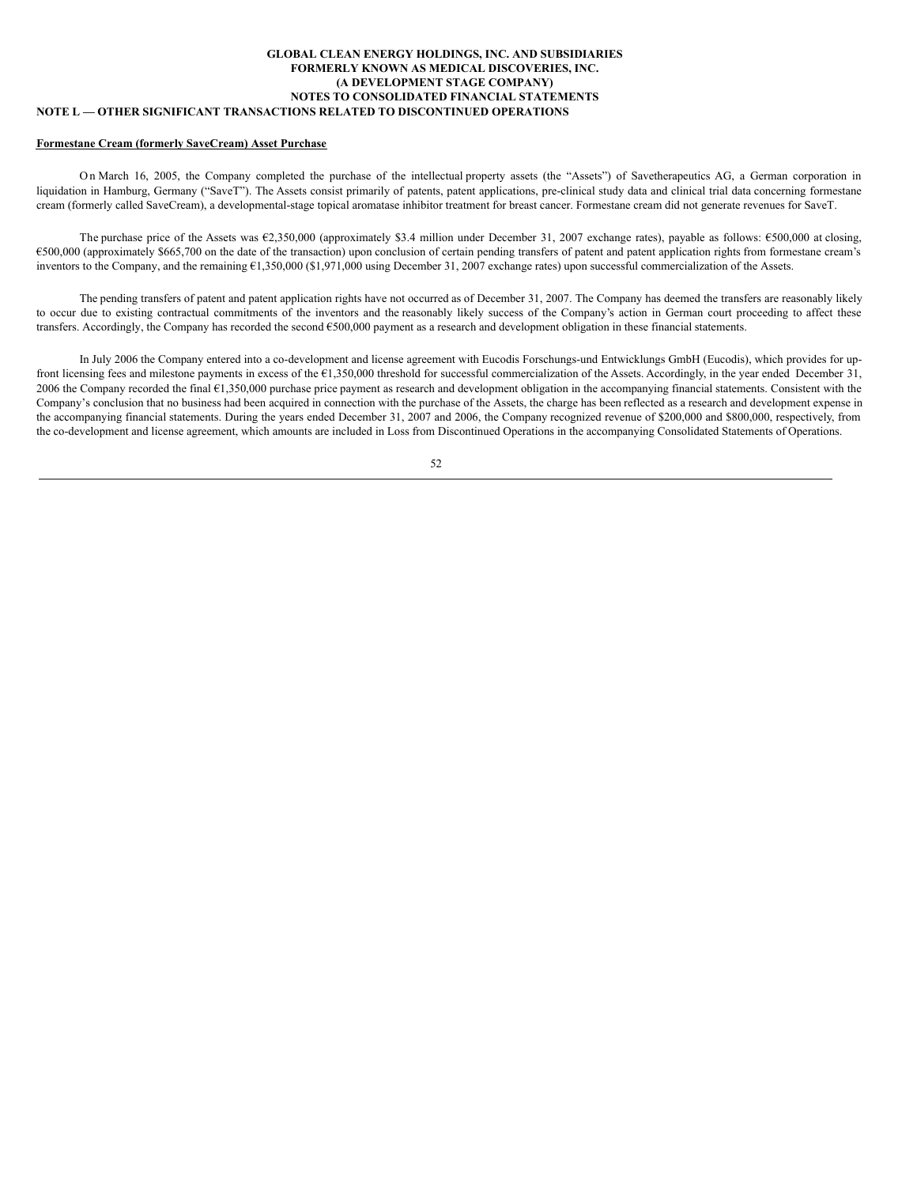# GLOBAL CLEAN ENERGY HOLDINGS, INC. AND SUBSIDIARIES
## FORMERLY KNOWN AS MEDICAL DISCOVERIES, INC.
## (A DEVELOPMENT STAGE COMPANY)
## NOTES TO CONSOLIDATED FINANCIAL STATEMENTS

## NOTE L — OTHER SIGNIFICANT TRANSACTIONS RELATED TO DISCONTINUED OPERATIONS

**Formestane Cream (formerly SaveCream) Asset Purchase**

On March 16, 2005, the Company completed the purchase of the intellectual property assets (the "Assets") of Savetherapeutics AG, a German corporation in liquidation in Hamburg, Germany ("SaveT"). The Assets consist primarily of patents, patent applications, pre-clinical study data and clinical trial data concerning formestane cream (formerly called SaveCream), a developmental-stage topical aromatase inhibitor treatment for breast cancer. Formestane cream did not generate revenues for SaveT.

The purchase price of the Assets was €2,350,000 (approximately $3.4 million under December 31, 2007 exchange rates), payable as follows: €500,000 at closing, €500,000 (approximately $665,700 on the date of the transaction) upon conclusion of certain pending transfers of patent and patent application rights from formestane cream's inventors to the Company, and the remaining €1,350,000 ($1,971,000 using December 31, 2007 exchange rates) upon successful commercialization of the Assets.

The pending transfers of patent and patent application rights have not occurred as of December 31, 2007. The Company has deemed the transfers are reasonably likely to occur due to existing contractual commitments of the inventors and the reasonably likely success of the Company's action in German court proceeding to affect these transfers. Accordingly, the Company has recorded the second €500,000 payment as a research and development obligation in these financial statements.

In July 2006 the Company entered into a co-development and license agreement with Eucodis Forschungs-und Entwicklungs GmbH (Eucodis), which provides for up-front licensing fees and milestone payments in excess of the €1,350,000 threshold for successful commercialization of the Assets. Accordingly, in the year ended December 31, 2006 the Company recorded the final €1,350,000 purchase price payment as research and development obligation in the accompanying financial statements. Consistent with the Company's conclusion that no business had been acquired in connection with the purchase of the Assets, the charge has been reflected as a research and development expense in the accompanying financial statements. During the years ended December 31, 2007 and 2006, the Company recognized revenue of $200,000 and $800,000, respectively, from the co-development and license agreement, which amounts are included in Loss from Discontinued Operations in the accompanying Consolidated Statements of Operations.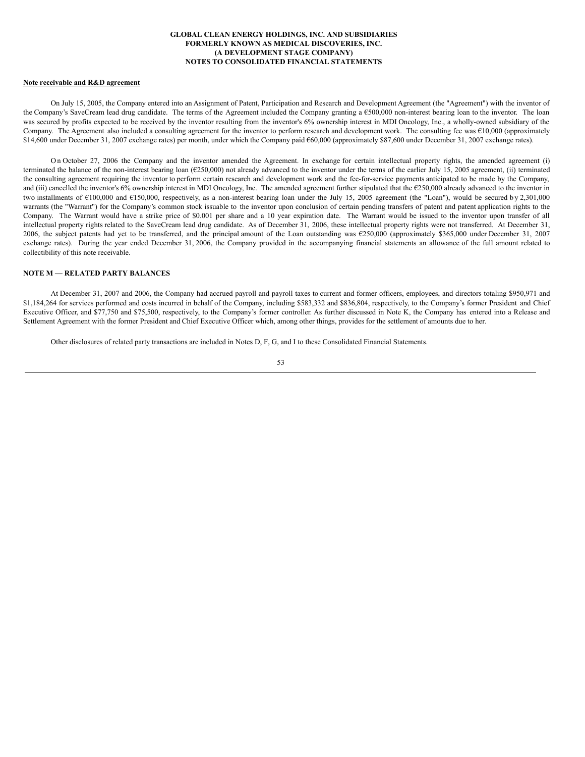**Note receivable and R&D agreement**

On July 15, 2005, the Company entered into an Assignment of Patent, Participation and Research and Development Agreement (the "Agreement") with the inventor of the Company's SaveCream lead drug candidate. The terms of the Agreement included the Company granting a €500,000 non-interest bearing loan to the inventor. The loan was secured by profits expected to be received by the inventor resulting from the inventor's 6% ownership interest in MDI Oncology, Inc., a wholly-owned subsidiary of the Company. The Agreement also included a consulting agreement for the inventor to perform research and development work. The consulting fee was €10,000 (approximately $14,600 under December 31, 2007 exchange rates) per month, under which the Company paid €60,000 (approximately $87,600 under December 31, 2007 exchange rates).

On October 27, 2006 the Company and the inventor amended the Agreement. In exchange for certain intellectual property rights, the amended agreement (i) terminated the balance of the non-interest bearing loan (€250,000) not already advanced to the inventor under the terms of the earlier July 15, 2005 agreement, (ii) terminated the consulting agreement requiring the inventor to perform certain research and development work and the fee-for-service payments anticipated to be made by the Company, and (iii) cancelled the inventor's 6% ownership interest in MDI Oncology, Inc. The amended agreement further stipulated that the €250,000 already advanced to the inventor in two installments of €100,000 and €150,000, respectively, as a non-interest bearing loan under the July 15, 2005 agreement (the "Loan"), would be secured by 2,301,000 warrants (the "Warrant") for the Company's common stock issuable to the inventor upon conclusion of certain pending transfers of patent and patent application rights to the Company. The Warrant would have a strike price of $0.001 per share and a 10 year expiration date. The Warrant would be issued to the inventor upon transfer of all intellectual property rights related to the SaveCream lead drug candidate. As of December 31, 2006, these intellectual property rights were not transferred. At December 31, 2006, the subject patents had yet to be transferred, and the principal amount of the Loan outstanding was €250,000 (approximately $365,000 under December 31, 2007 exchange rates). During the year ended December 31, 2006, the Company provided in the accompanying financial statements an allowance of the full amount related to collectibility of this note receivable.

## NOTE M — RELATED PARTY BALANCES

At December 31, 2007 and 2006, the Company had accrued payroll and payroll taxes to current and former officers, employees, and directors totaling $950,971 and $1,184,264 for services performed and costs incurred in behalf of the Company, including $583,332 and $836,804, respectively, to the Company's former President and Chief Executive Officer, and $77,750 and $75,500, respectively, to the Company's former controller. As further discussed in Note K, the Company has entered into a Release and Settlement Agreement with the former President and Chief Executive Officer which, among other things, provides for the settlement of amounts due to her.

Other disclosures of related party transactions are included in Notes D, F, G, and I to these Consolidated Financial Statements.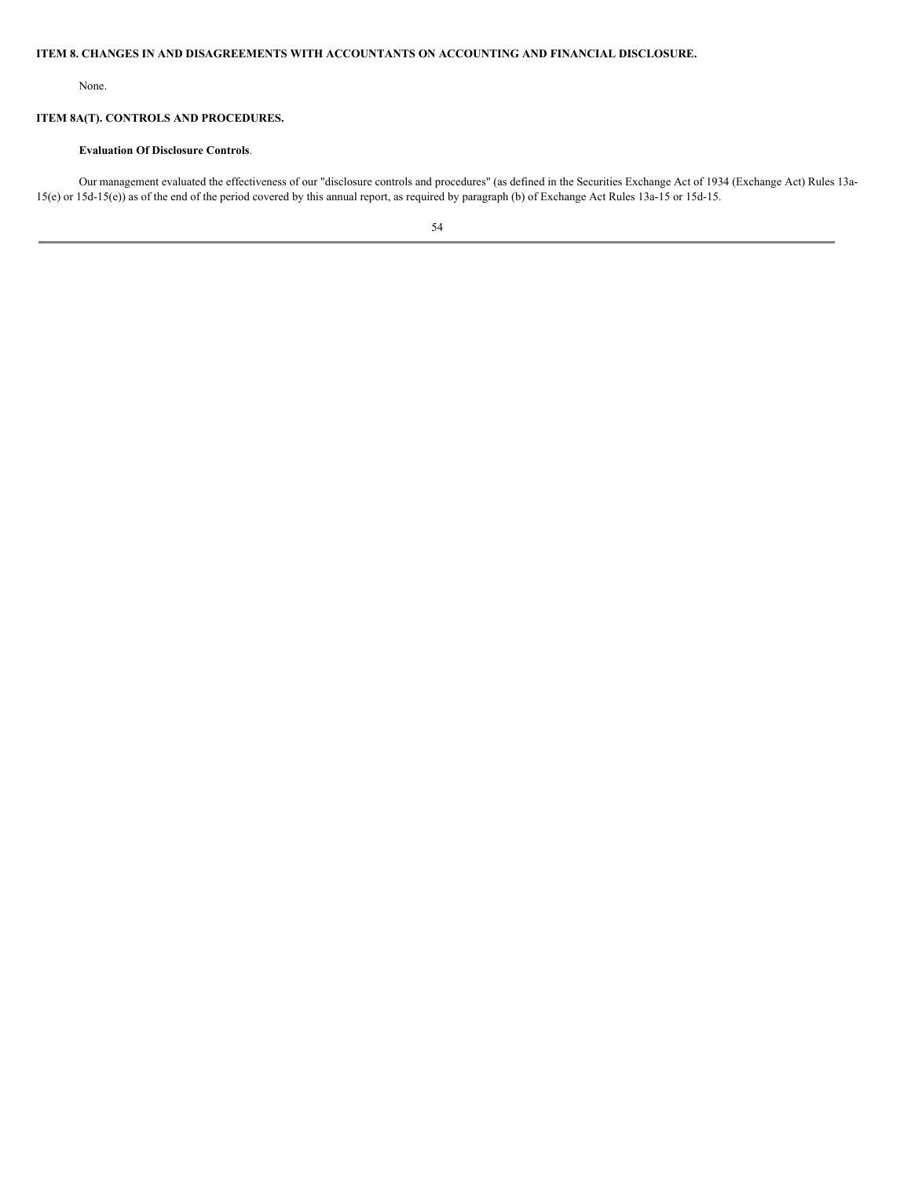**ITEM 8. CHANGES IN AND DISAGREEMENTS WITH ACCOUNTANTS ON ACCOUNTING AND FINANCIAL DISCLOSURE.**

None.

**ITEM 8A(T). CONTROLS AND PROCEDURES.**

**Evaluation Of Disclosure Controls**.

Our management evaluated the effectiveness of our "disclosure controls and procedures" (as defined in the Securities Exchange Act of 1934 (Exchange Act) Rules 13a-15(e) or 15d-15(e)) as of the end of the period covered by this annual report, as required by paragraph (b) of Exchange Act Rules 13a-15 or 15d-15.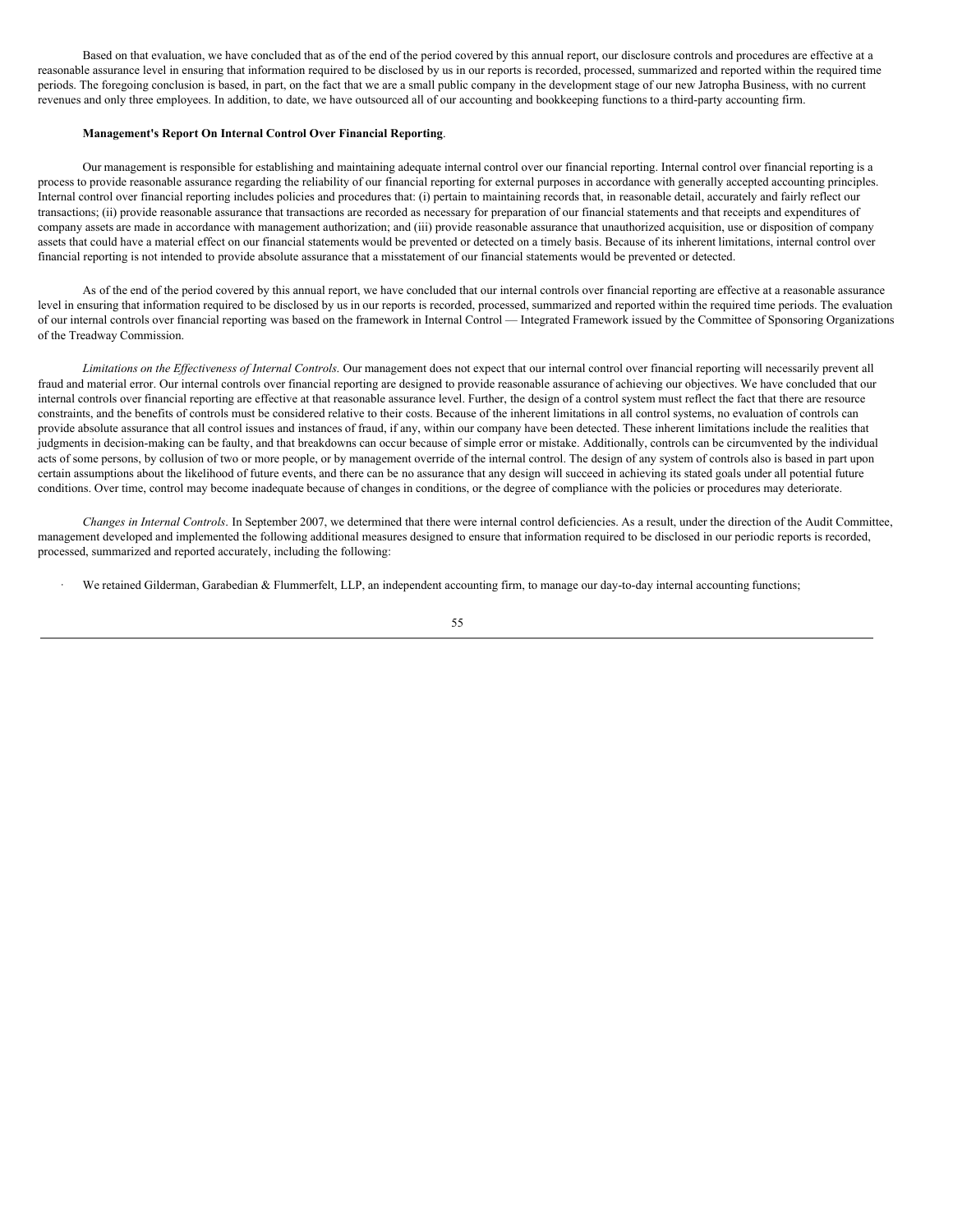Based on that evaluation, we have concluded that as of the end of the period covered by this annual report, our disclosure controls and procedures are effective at a reasonable assurance level in ensuring that information required to be disclosed by us in our reports is recorded, processed, summarized and reported within the required time periods. The foregoing conclusion is based, in part, on the fact that we are a small public company in the development stage of our new Jatropha Business, with no current revenues and only three employees. In addition, to date, we have outsourced all of our accounting and bookkeeping functions to a third-party accounting firm.

**Management's Report On Internal Control Over Financial Reporting**.

Our management is responsible for establishing and maintaining adequate internal control over our financial reporting. Internal control over financial reporting is a process to provide reasonable assurance regarding the reliability of our financial reporting for external purposes in accordance with generally accepted accounting principles. Internal control over financial reporting includes policies and procedures that: (i) pertain to maintaining records that, in reasonable detail, accurately and fairly reflect our transactions; (ii) provide reasonable assurance that transactions are recorded as necessary for preparation of our financial statements and that receipts and expenditures of company assets are made in accordance with management authorization; and (iii) provide reasonable assurance that unauthorized acquisition, use or disposition of company assets that could have a material effect on our financial statements would be prevented or detected on a timely basis. Because of its inherent limitations, internal control over financial reporting is not intended to provide absolute assurance that a misstatement of our financial statements would be prevented or detected.

As of the end of the period covered by this annual report, we have concluded that our internal controls over financial reporting are effective at a reasonable assurance level in ensuring that information required to be disclosed by us in our reports is recorded, processed, summarized and reported within the required time periods. The evaluation of our internal controls over financial reporting was based on the framework in Internal Control — Integrated Framework issued by the Committee of Sponsoring Organizations of the Treadway Commission.

*Limitations on the Effectiveness of Internal Controls*. Our management does not expect that our internal control over financial reporting will necessarily prevent all fraud and material error. Our internal controls over financial reporting are designed to provide reasonable assurance of achieving our objectives. We have concluded that our internal controls over financial reporting are effective at that reasonable assurance level. Further, the design of a control system must reflect the fact that there are resource constraints, and the benefits of controls must be considered relative to their costs. Because of the inherent limitations in all control systems, no evaluation of controls can provide absolute assurance that all control issues and instances of fraud, if any, within our company have been detected. These inherent limitations include the realities that judgments in decision-making can be faulty, and that breakdowns can occur because of simple error or mistake. Additionally, controls can be circumvented by the individual acts of some persons, by collusion of two or more people, or by management override of the internal control. The design of any system of controls also is based in part upon certain assumptions about the likelihood of future events, and there can be no assurance that any design will succeed in achieving its stated goals under all potential future conditions. Over time, control may become inadequate because of changes in conditions, or the degree of compliance with the policies or procedures may deteriorate.

*Changes in Internal Controls*. In September 2007, we determined that there were internal control deficiencies. As a result, under the direction of the Audit Committee, management developed and implemented the following additional measures designed to ensure that information required to be disclosed in our periodic reports is recorded, processed, summarized and reported accurately, including the following:

- We retained Gilderman, Garabedian & Flummerfelt, LLP, an independent accounting firm, to manage our day-to-day internal accounting functions;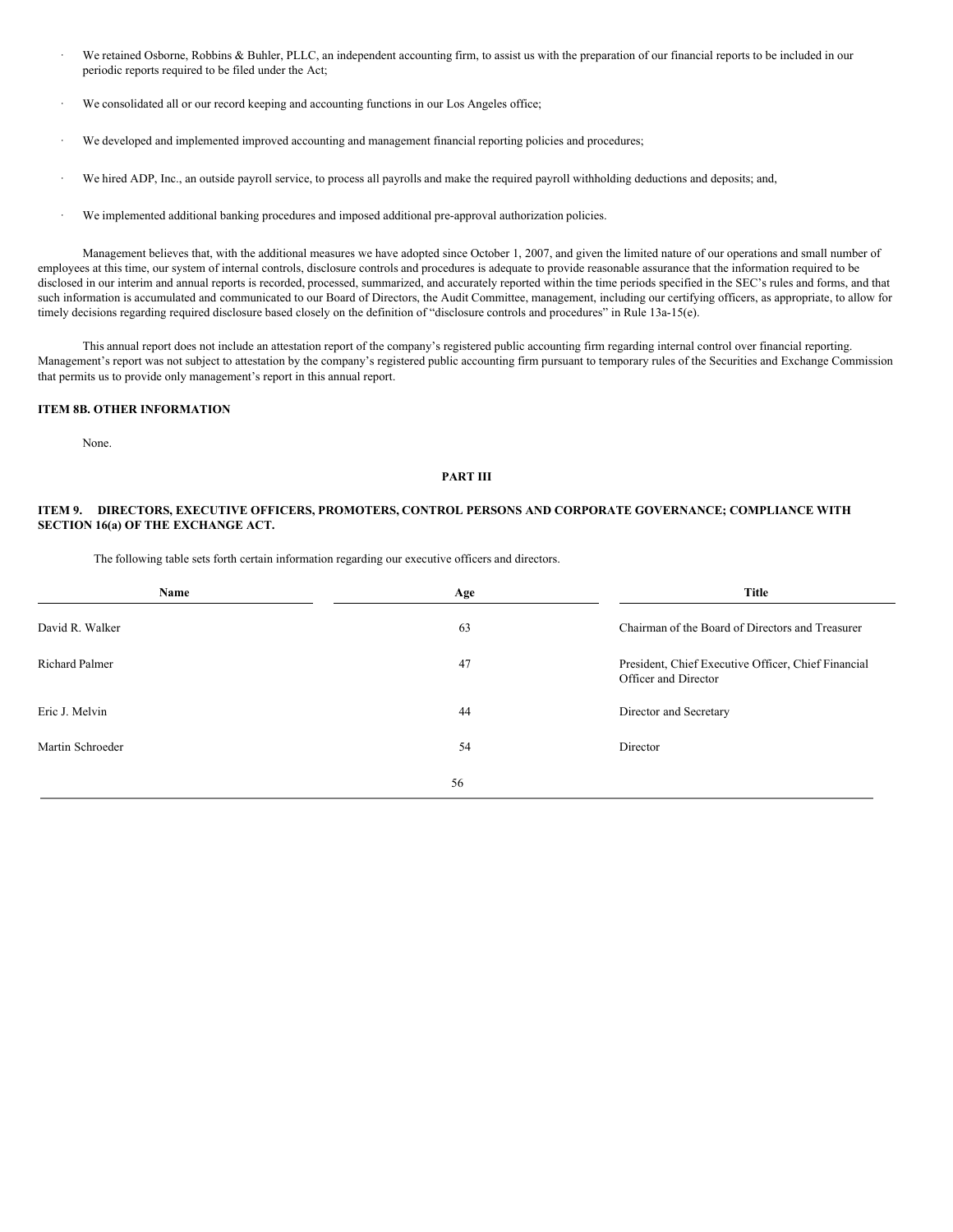- We retained Osborne, Robbins & Buhler, PLLC, an independent accounting firm, to assist us with the preparation of our financial reports to be included in our periodic reports required to be filed under the Act;
- We consolidated all or our record keeping and accounting functions in our Los Angeles office;
- We developed and implemented improved accounting and management financial reporting policies and procedures;
- We hired ADP, Inc., an outside payroll service, to process all payrolls and make the required payroll withholding deductions and deposits; and,
- We implemented additional banking procedures and imposed additional pre-approval authorization policies.

Management believes that, with the additional measures we have adopted since October 1, 2007, and given the limited nature of our operations and small number of employees at this time, our system of internal controls, disclosure controls and procedures is adequate to provide reasonable assurance that the information required to be disclosed in our interim and annual reports is recorded, processed, summarized, and accurately reported within the time periods specified in the SEC's rules and forms, and that such information is accumulated and communicated to our Board of Directors, the Audit Committee, management, including our certifying officers, as appropriate, to allow for timely decisions regarding required disclosure based closely on the definition of "disclosure controls and procedures" in Rule 13a-15(e).

This annual report does not include an attestation report of the company's registered public accounting firm regarding internal control over financial reporting. Management's report was not subject to attestation by the company's registered public accounting firm pursuant to temporary rules of the Securities and Exchange Commission that permits us to provide only management's report in this annual report.

## ITEM 8B. OTHER INFORMATION

None.

## PART III

## ITEM 9. DIRECTORS, EXECUTIVE OFFICERS, PROMOTERS, CONTROL PERSONS AND CORPORATE GOVERNANCE; COMPLIANCE WITH SECTION 16(a) OF THE EXCHANGE ACT.

The following table sets forth certain information regarding our executive officers and directors.

| Name | Age | Title |
|---|---|---|
| David R. Walker | 63 | Chairman of the Board of Directors and Treasurer |
| Richard Palmer | 47 | President, Chief Executive Officer, Chief Financial Officer and Director |
| Eric J. Melvin | 44 | Director and Secretary |
| Martin Schroeder | 54 | Director |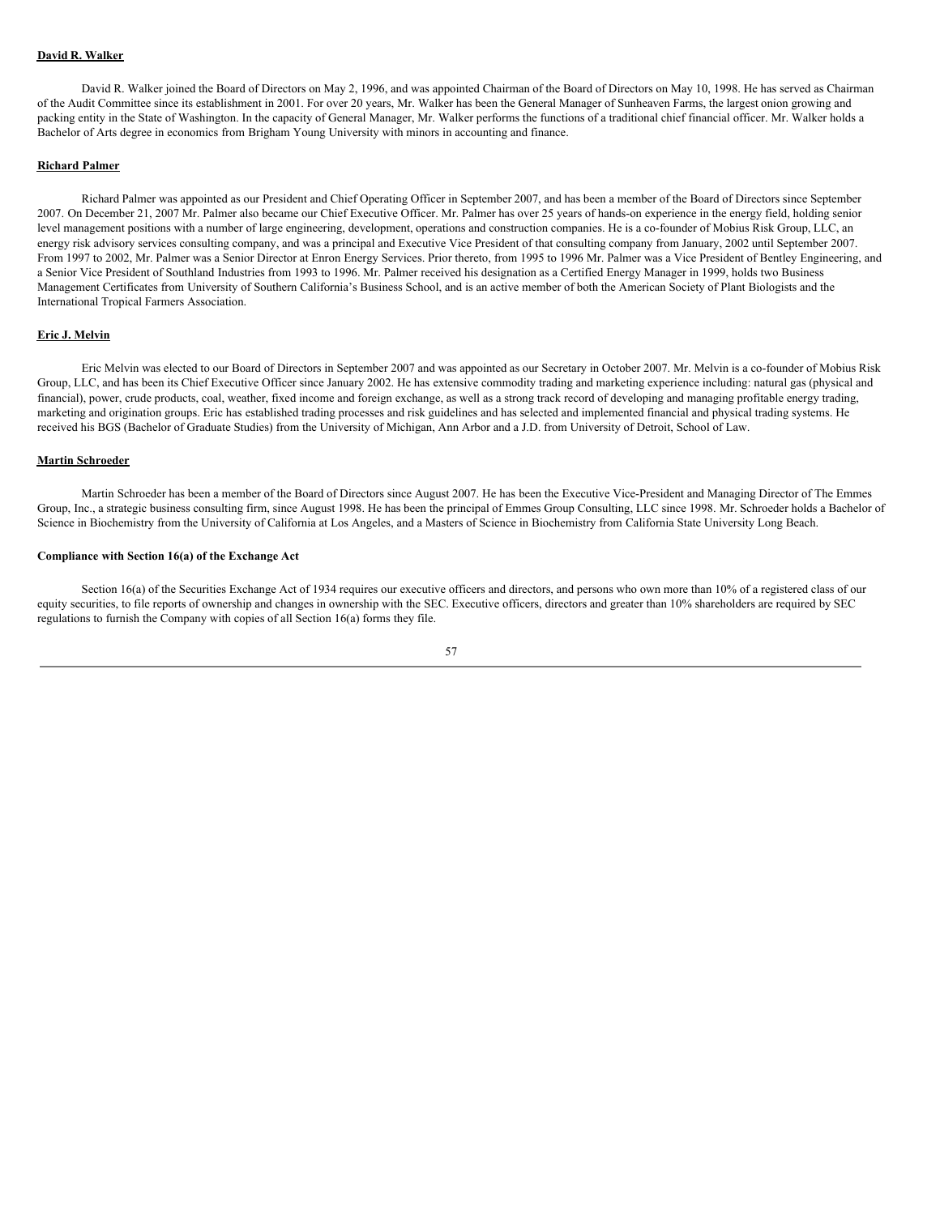**David R. Walker**

David R. Walker joined the Board of Directors on May 2, 1996, and was appointed Chairman of the Board of Directors on May 10, 1998. He has served as Chairman of the Audit Committee since its establishment in 2001. For over 20 years, Mr. Walker has been the General Manager of Sunheaven Farms, the largest onion growing and packing entity in the State of Washington. In the capacity of General Manager, Mr. Walker performs the functions of a traditional chief financial officer. Mr. Walker holds a Bachelor of Arts degree in economics from Brigham Young University with minors in accounting and finance.

**Richard Palmer**

Richard Palmer was appointed as our President and Chief Operating Officer in September 2007, and has been a member of the Board of Directors since September 2007. On December 21, 2007 Mr. Palmer also became our Chief Executive Officer. Mr. Palmer has over 25 years of hands-on experience in the energy field, holding senior level management positions with a number of large engineering, development, operations and construction companies. He is a co-founder of Mobius Risk Group, LLC, an energy risk advisory services consulting company, and was a principal and Executive Vice President of that consulting company from January, 2002 until September 2007. From 1997 to 2002, Mr. Palmer was a Senior Director at Enron Energy Services. Prior thereto, from 1995 to 1996 Mr. Palmer was a Vice President of Bentley Engineering, and a Senior Vice President of Southland Industries from 1993 to 1996. Mr. Palmer received his designation as a Certified Energy Manager in 1999, holds two Business Management Certificates from University of Southern California's Business School, and is an active member of both the American Society of Plant Biologists and the International Tropical Farmers Association.

**Eric J. Melvin**

Eric Melvin was elected to our Board of Directors in September 2007 and was appointed as our Secretary in October 2007. Mr. Melvin is a co-founder of Mobius Risk Group, LLC, and has been its Chief Executive Officer since January 2002. He has extensive commodity trading and marketing experience including: natural gas (physical and financial), power, crude products, coal, weather, fixed income and foreign exchange, as well as a strong track record of developing and managing profitable energy trading, marketing and origination groups. Eric has established trading processes and risk guidelines and has selected and implemented financial and physical trading systems. He received his BGS (Bachelor of Graduate Studies) from the University of Michigan, Ann Arbor and a J.D. from University of Detroit, School of Law.

**Martin Schroeder**

Martin Schroeder has been a member of the Board of Directors since August 2007. He has been the Executive Vice-President and Managing Director of The Emmes Group, Inc., a strategic business consulting firm, since August 1998. He has been the principal of Emmes Group Consulting, LLC since 1998. Mr. Schroeder holds a Bachelor of Science in Biochemistry from the University of California at Los Angeles, and a Masters of Science in Biochemistry from California State University Long Beach.

**Compliance with Section 16(a) of the Exchange Act**

Section 16(a) of the Securities Exchange Act of 1934 requires our executive officers and directors, and persons who own more than 10% of a registered class of our equity securities, to file reports of ownership and changes in ownership with the SEC. Executive officers, directors and greater than 10% shareholders are required by SEC regulations to furnish the Company with copies of all Section 16(a) forms they file.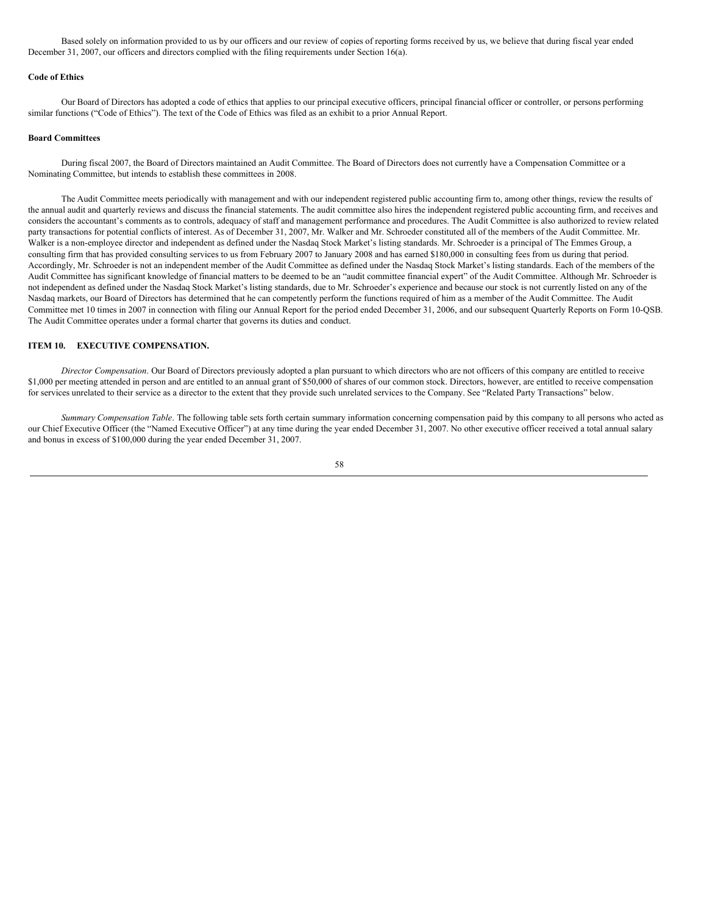Based solely on information provided to us by our officers and our review of copies of reporting forms received by us, we believe that during fiscal year ended December 31, 2007, our officers and directors complied with the filing requirements under Section 16(a).

**Code of Ethics**

Our Board of Directors has adopted a code of ethics that applies to our principal executive officers, principal financial officer or controller, or persons performing similar functions ("Code of Ethics"). The text of the Code of Ethics was filed as an exhibit to a prior Annual Report.

**Board Committees**

During fiscal 2007, the Board of Directors maintained an Audit Committee. The Board of Directors does not currently have a Compensation Committee or a Nominating Committee, but intends to establish these committees in 2008.

The Audit Committee meets periodically with management and with our independent registered public accounting firm to, among other things, review the results of the annual audit and quarterly reviews and discuss the financial statements. The audit committee also hires the independent registered public accounting firm, and receives and considers the accountant's comments as to controls, adequacy of staff and management performance and procedures. The Audit Committee is also authorized to review related party transactions for potential conflicts of interest. As of December 31, 2007, Mr. Walker and Mr. Schroeder constituted all of the members of the Audit Committee. Mr. Walker is a non-employee director and independent as defined under the Nasdaq Stock Market's listing standards. Mr. Schroeder is a principal of The Emmes Group, a consulting firm that has provided consulting services to us from February 2007 to January 2008 and has earned $180,000 in consulting fees from us during that period. Accordingly, Mr. Schroeder is not an independent member of the Audit Committee as defined under the Nasdaq Stock Market's listing standards. Each of the members of the Audit Committee has significant knowledge of financial matters to be deemed to be an "audit committee financial expert" of the Audit Committee. Although Mr. Schroeder is not independent as defined under the Nasdaq Stock Market's listing standards, due to Mr. Schroeder's experience and because our stock is not currently listed on any of the Nasdaq markets, our Board of Directors has determined that he can competently perform the functions required of him as a member of the Audit Committee. The Audit Committee met 10 times in 2007 in connection with filing our Annual Report for the period ended December 31, 2006, and our subsequent Quarterly Reports on Form 10-QSB. The Audit Committee operates under a formal charter that governs its duties and conduct.

## ITEM 10. EXECUTIVE COMPENSATION.

*Director Compensation*. Our Board of Directors previously adopted a plan pursuant to which directors who are not officers of this company are entitled to receive $1,000 per meeting attended in person and are entitled to an annual grant of $50,000 of shares of our common stock. Directors, however, are entitled to receive compensation for services unrelated to their service as a director to the extent that they provide such unrelated services to the Company. See "Related Party Transactions" below.

*Summary Compensation Table*. The following table sets forth certain summary information concerning compensation paid by this company to all persons who acted as our Chief Executive Officer (the "Named Executive Officer") at any time during the year ended December 31, 2007. No other executive officer received a total annual salary and bonus in excess of $100,000 during the year ended December 31, 2007.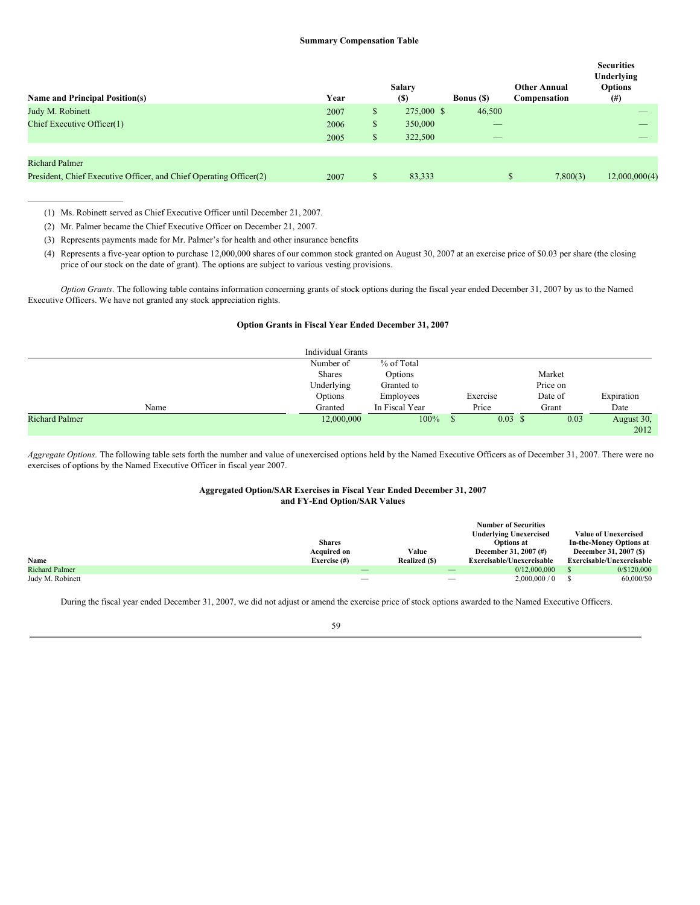**Summary Compensation Table**

| Name and Principal Position(s) | Year | Salary ($) | Bonus ($) | Other Annual Compensation | Securities Underlying Options (#) |
|---|---|---|---|---|---|
| Judy M. Robinett | 2007 | $ 275,000 | $ 46,500 | | — |
| Chief Executive Officer(1) | 2006 | $ 350,000 | — | | — |
| | 2005 | $ 322,500 | — | | — |
| Richard Palmer | | | | | |
| President, Chief Executive Officer, and Chief Operating Officer(2) | 2007 | $ 83,333 | | $ 7,800(3) | 12,000,000(4) |

(1) Ms. Robinett served as Chief Executive Officer until December 21, 2007.

(2) Mr. Palmer became the Chief Executive Officer on December 21, 2007.

(3) Represents payments made for Mr. Palmer's for health and other insurance benefits

(4) Represents a five-year option to purchase 12,000,000 shares of our common stock granted on August 30, 2007 at an exercise price of $0.03 per share (the closing price of our stock on the date of grant). The options are subject to various vesting provisions.

*Option Grants*. The following table contains information concerning grants of stock options during the fiscal year ended December 31, 2007 by us to the Named Executive Officers. We have not granted any stock appreciation rights.

**Option Grants in Fiscal Year Ended December 31, 2007**

| | Individual Grants | | | | |
|---|---|---|---|---|---|
| Name | Number of Shares Underlying Options Granted | % of Total Options Granted to Employees In Fiscal Year | Exercise Price | Market Price on Date of Grant | Expiration Date |
| Richard Palmer | 12,000,000 | 100% | $ 0.03 | $ 0.03 | August 30, 2012 |

*Aggregate Options*. The following table sets forth the number and value of unexercised options held by the Named Executive Officers as of December 31, 2007. There were no exercises of options by the Named Executive Officer in fiscal year 2007.

**Aggregated Option/SAR Exercises in Fiscal Year Ended December 31, 2007 and FY-End Option/SAR Values**

| Name | Shares Acquired on Exercise (#) | Value Realized ($) | Number of Securities Underlying Unexercised Options at December 31, 2007 (#) Exercisable/Unexercisable | Value of Unexercised In-the-Money Options at December 31, 2007 ($) Exercisable/Unexercisable |
|---|---|---|---|---|
| Richard Palmer | — | — | 0/12,000,000 | $ 0/$120,000 |
| Judy M. Robinett | — | — | 2,000,000 / 0 | $ 60,000/$0 |

During the fiscal year ended December 31, 2007, we did not adjust or amend the exercise price of stock options awarded to the Named Executive Officers.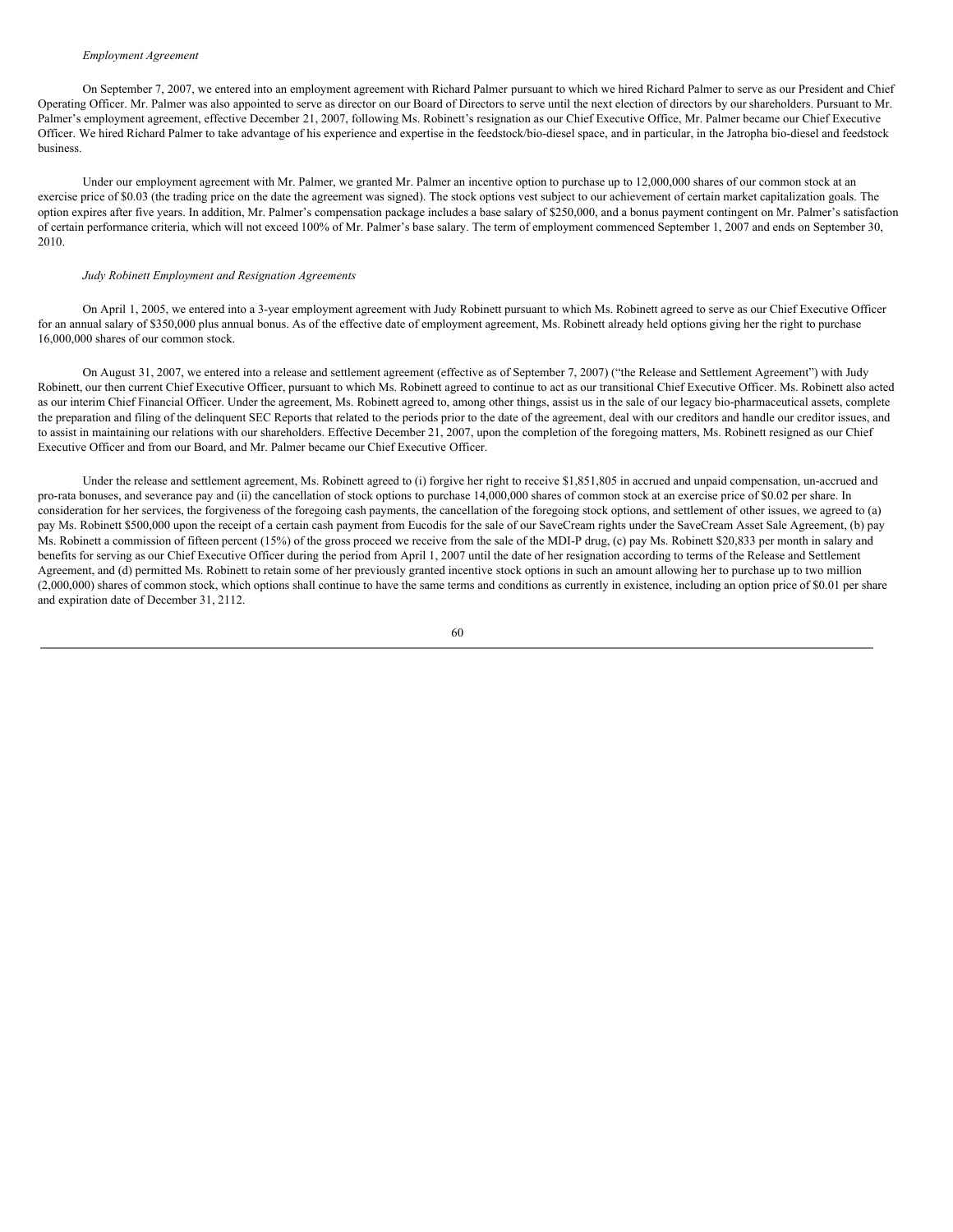*Employment Agreement*

On September 7, 2007, we entered into an employment agreement with Richard Palmer pursuant to which we hired Richard Palmer to serve as our President and Chief Operating Officer. Mr. Palmer was also appointed to serve as director on our Board of Directors to serve until the next election of directors by our shareholders. Pursuant to Mr. Palmer's employment agreement, effective December 21, 2007, following Ms. Robinett's resignation as our Chief Executive Office, Mr. Palmer became our Chief Executive Officer. We hired Richard Palmer to take advantage of his experience and expertise in the feedstock/bio-diesel space, and in particular, in the Jatropha bio-diesel and feedstock business.

Under our employment agreement with Mr. Palmer, we granted Mr. Palmer an incentive option to purchase up to 12,000,000 shares of our common stock at an exercise price of $0.03 (the trading price on the date the agreement was signed). The stock options vest subject to our achievement of certain market capitalization goals. The option expires after five years. In addition, Mr. Palmer's compensation package includes a base salary of $250,000, and a bonus payment contingent on Mr. Palmer's satisfaction of certain performance criteria, which will not exceed 100% of Mr. Palmer's base salary. The term of employment commenced September 1, 2007 and ends on September 30, 2010.

*Judy Robinett Employment and Resignation Agreements*

On April 1, 2005, we entered into a 3-year employment agreement with Judy Robinett pursuant to which Ms. Robinett agreed to serve as our Chief Executive Officer for an annual salary of $350,000 plus annual bonus. As of the effective date of employment agreement, Ms. Robinett already held options giving her the right to purchase 16,000,000 shares of our common stock.

On August 31, 2007, we entered into a release and settlement agreement (effective as of September 7, 2007) ("the Release and Settlement Agreement") with Judy Robinett, our then current Chief Executive Officer, pursuant to which Ms. Robinett agreed to continue to act as our transitional Chief Executive Officer. Ms. Robinett also acted as our interim Chief Financial Officer. Under the agreement, Ms. Robinett agreed to, among other things, assist us in the sale of our legacy bio-pharmaceutical assets, complete the preparation and filing of the delinquent SEC Reports that related to the periods prior to the date of the agreement, deal with our creditors and handle our creditor issues, and to assist in maintaining our relations with our shareholders. Effective December 21, 2007, upon the completion of the foregoing matters, Ms. Robinett resigned as our Chief Executive Officer and from our Board, and Mr. Palmer became our Chief Executive Officer.

Under the release and settlement agreement, Ms. Robinett agreed to (i) forgive her right to receive $1,851,805 in accrued and unpaid compensation, un-accrued and pro-rata bonuses, and severance pay and (ii) the cancellation of stock options to purchase 14,000,000 shares of common stock at an exercise price of $0.02 per share. In consideration for her services, the forgiveness of the foregoing cash payments, the cancellation of the foregoing stock options, and settlement of other issues, we agreed to (a) pay Ms. Robinett $500,000 upon the receipt of a certain cash payment from Eucodis for the sale of our SaveCream rights under the SaveCream Asset Sale Agreement, (b) pay Ms. Robinett a commission of fifteen percent (15%) of the gross proceed we receive from the sale of the MDI-P drug, (c) pay Ms. Robinett $20,833 per month in salary and benefits for serving as our Chief Executive Officer during the period from April 1, 2007 until the date of her resignation according to terms of the Release and Settlement Agreement, and (d) permitted Ms. Robinett to retain some of her previously granted incentive stock options in such an amount allowing her to purchase up to two million (2,000,000) shares of common stock, which options shall continue to have the same terms and conditions as currently in existence, including an option price of $0.01 per share and expiration date of December 31, 2112.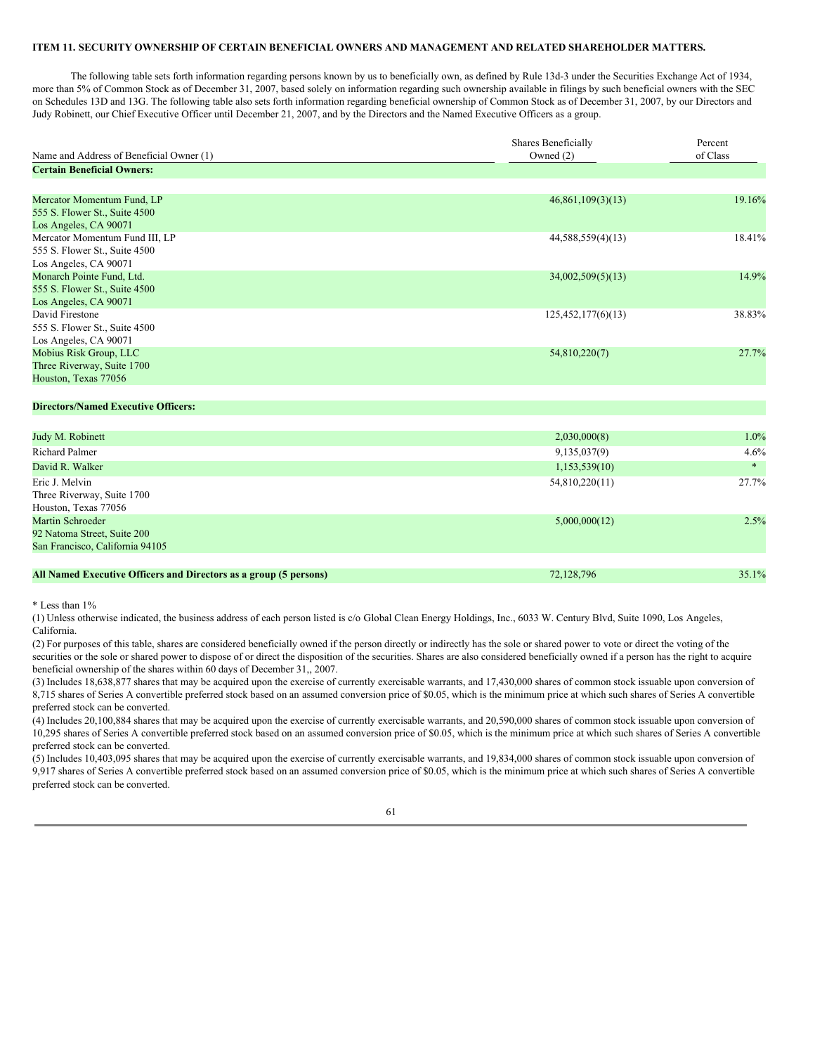**ITEM 11. SECURITY OWNERSHIP OF CERTAIN BENEFICIAL OWNERS AND MANAGEMENT AND RELATED SHAREHOLDER MATTERS.**

The following table sets forth information regarding persons known by us to beneficially own, as defined by Rule 13d-3 under the Securities Exchange Act of 1934, more than 5% of Common Stock as of December 31, 2007, based solely on information regarding such ownership available in filings by such beneficial owners with the SEC on Schedules 13D and 13G. The following table also sets forth information regarding beneficial ownership of Common Stock as of December 31, 2007, by our Directors and Judy Robinett, our Chief Executive Officer until December 21, 2007, and by the Directors and the Named Executive Officers as a group.

| Name and Address of Beneficial Owner (1) | Shares Beneficially Owned (2) | Percent of Class |
|---|---|---|
| **Certain Beneficial Owners:** | | |
| Mercator Momentum Fund, LP<br>555 S. Flower St., Suite 4500<br>Los Angeles, CA 90071 | 46,861,109(3)(13) | 19.16% |
| Mercator Momentum Fund III, LP<br>555 S. Flower St., Suite 4500<br>Los Angeles, CA 90071 | 44,588,559(4)(13) | 18.41% |
| Monarch Pointe Fund, Ltd.<br>555 S. Flower St., Suite 4500<br>Los Angeles, CA 90071 | 34,002,509(5)(13) | 14.9% |
| David Firestone<br>555 S. Flower St., Suite 4500<br>Los Angeles, CA 90071 | 125,452,177(6)(13) | 38.83% |
| Mobius Risk Group, LLC<br>Three Riverway, Suite 1700<br>Houston, Texas 77056 | 54,810,220(7) | 27.7% |
| **Directors/Named Executive Officers:** | | |
| Judy M. Robinett | 2,030,000(8) | 1.0% |
| Richard Palmer | 9,135,037(9) | 4.6% |
| David R. Walker | 1,153,539(10) | * |
| Eric J. Melvin<br>Three Riverway, Suite 1700<br>Houston, Texas 77056 | 54,810,220(11) | 27.7% |
| Martin Schroeder<br>92 Natoma Street, Suite 200<br>San Francisco, California 94105 | 5,000,000(12) | 2.5% |
| **All Named Executive Officers and Directors as a group (5 persons)** | 72,128,796 | 35.1% |

\* Less than 1%

(1) Unless otherwise indicated, the business address of each person listed is c/o Global Clean Energy Holdings, Inc., 6033 W. Century Blvd, Suite 1090, Los Angeles, California.

(2) For purposes of this table, shares are considered beneficially owned if the person directly or indirectly has the sole or shared power to vote or direct the voting of the securities or the sole or shared power to dispose of or direct the disposition of the securities. Shares are also considered beneficially owned if a person has the right to acquire beneficial ownership of the shares within 60 days of December 31,, 2007.

(3) Includes 18,638,877 shares that may be acquired upon the exercise of currently exercisable warrants, and 17,430,000 shares of common stock issuable upon conversion of 8,715 shares of Series A convertible preferred stock based on an assumed conversion price of $0.05, which is the minimum price at which such shares of Series A convertible preferred stock can be converted.

(4) Includes 20,100,884 shares that may be acquired upon the exercise of currently exercisable warrants, and 20,590,000 shares of common stock issuable upon conversion of 10,295 shares of Series A convertible preferred stock based on an assumed conversion price of $0.05, which is the minimum price at which such shares of Series A convertible preferred stock can be converted.

(5) Includes 10,403,095 shares that may be acquired upon the exercise of currently exercisable warrants, and 19,834,000 shares of common stock issuable upon conversion of 9,917 shares of Series A convertible preferred stock based on an assumed conversion price of $0.05, which is the minimum price at which such shares of Series A convertible preferred stock can be converted.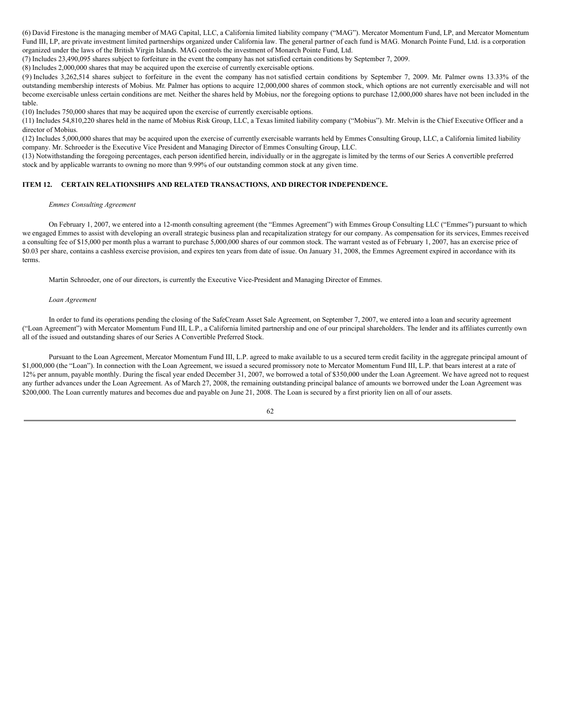(6) David Firestone is the managing member of MAG Capital, LLC, a California limited liability company ("MAG"). Mercator Momentum Fund, LP, and Mercator Momentum Fund III, LP, are private investment limited partnerships organized under California law. The general partner of each fund is MAG. Monarch Pointe Fund, Ltd. is a corporation organized under the laws of the British Virgin Islands. MAG controls the investment of Monarch Pointe Fund, Ltd.

(7) Includes 23,490,095 shares subject to forfeiture in the event the company has not satisfied certain conditions by September 7, 2009.

(8) Includes 2,000,000 shares that may be acquired upon the exercise of currently exercisable options.

(9) Includes 3,262,514 shares subject to forfeiture in the event the company has not satisfied certain conditions by September 7, 2009. Mr. Palmer owns 13.33% of the outstanding membership interests of Mobius. Mr. Palmer has options to acquire 12,000,000 shares of common stock, which options are not currently exercisable and will not become exercisable unless certain conditions are met. Neither the shares held by Mobius, nor the foregoing options to purchase 12,000,000 shares have not been included in the table.

(10) Includes 750,000 shares that may be acquired upon the exercise of currently exercisable options.

(11) Includes 54,810,220 shares held in the name of Mobius Risk Group, LLC, a Texas limited liability company ("Mobius"). Mr. Melvin is the Chief Executive Officer and a director of Mobius.

(12) Includes 5,000,000 shares that may be acquired upon the exercise of currently exercisable warrants held by Emmes Consulting Group, LLC, a California limited liability company. Mr. Schroeder is the Executive Vice President and Managing Director of Emmes Consulting Group, LLC.

(13) Notwithstanding the foregoing percentages, each person identified herein, individually or in the aggregate is limited by the terms of our Series A convertible preferred stock and by applicable warrants to owning no more than 9.99% of our outstanding common stock at any given time.

## ITEM 12. CERTAIN RELATIONSHIPS AND RELATED TRANSACTIONS, AND DIRECTOR INDEPENDENCE.

*Emmes Consulting Agreement*

On February 1, 2007, we entered into a 12-month consulting agreement (the "Emmes Agreement") with Emmes Group Consulting LLC ("Emmes") pursuant to which we engaged Emmes to assist with developing an overall strategic business plan and recapitalization strategy for our company. As compensation for its services, Emmes received a consulting fee of $15,000 per month plus a warrant to purchase 5,000,000 shares of our common stock. The warrant vested as of February 1, 2007, has an exercise price of $0.03 per share, contains a cashless exercise provision, and expires ten years from date of issue. On January 31, 2008, the Emmes Agreement expired in accordance with its terms.

Martin Schroeder, one of our directors, is currently the Executive Vice-President and Managing Director of Emmes.

*Loan Agreement*

In order to fund its operations pending the closing of the SafeCream Asset Sale Agreement, on September 7, 2007, we entered into a loan and security agreement ("Loan Agreement") with Mercator Momentum Fund III, L.P., a California limited partnership and one of our principal shareholders. The lender and its affiliates currently own all of the issued and outstanding shares of our Series A Convertible Preferred Stock.

Pursuant to the Loan Agreement, Mercator Momentum Fund III, L.P. agreed to make available to us a secured term credit facility in the aggregate principal amount of $1,000,000 (the "Loan"). In connection with the Loan Agreement, we issued a secured promissory note to Mercator Momentum Fund III, L.P. that bears interest at a rate of 12% per annum, payable monthly. During the fiscal year ended December 31, 2007, we borrowed a total of $350,000 under the Loan Agreement. We have agreed not to request any further advances under the Loan Agreement. As of March 27, 2008, the remaining outstanding principal balance of amounts we borrowed under the Loan Agreement was $200,000. The Loan currently matures and becomes due and payable on June 21, 2008. The Loan is secured by a first priority lien on all of our assets.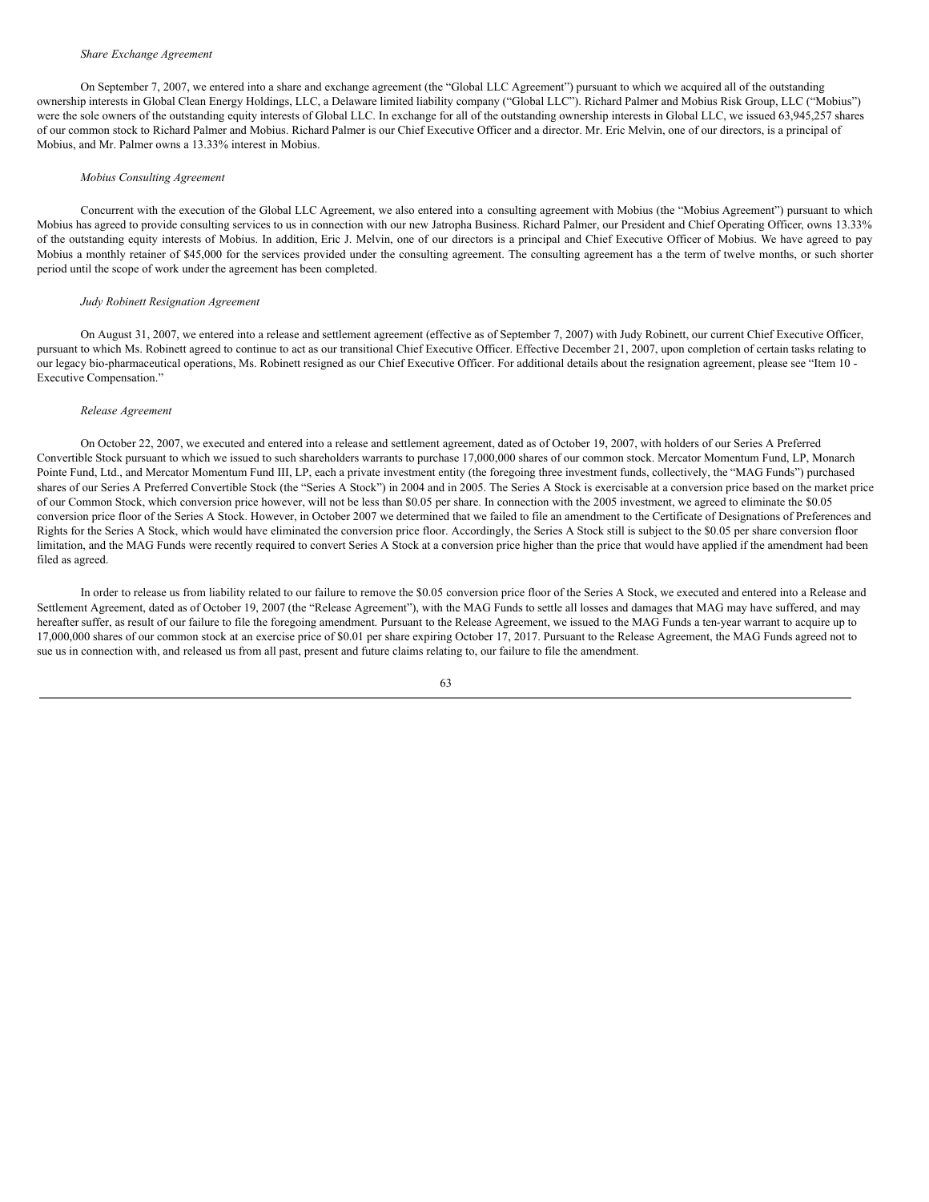*Share Exchange Agreement*

On September 7, 2007, we entered into a share and exchange agreement (the "Global LLC Agreement") pursuant to which we acquired all of the outstanding ownership interests in Global Clean Energy Holdings, LLC, a Delaware limited liability company ("Global LLC"). Richard Palmer and Mobius Risk Group, LLC ("Mobius") were the sole owners of the outstanding equity interests of Global LLC. In exchange for all of the outstanding ownership interests in Global LLC, we issued 63,945,257 shares of our common stock to Richard Palmer and Mobius. Richard Palmer is our Chief Executive Officer and a director. Mr. Eric Melvin, one of our directors, is a principal of Mobius, and Mr. Palmer owns a 13.33% interest in Mobius.

*Mobius Consulting Agreement*

Concurrent with the execution of the Global LLC Agreement, we also entered into a consulting agreement with Mobius (the "Mobius Agreement") pursuant to which Mobius has agreed to provide consulting services to us in connection with our new Jatropha Business. Richard Palmer, our President and Chief Operating Officer, owns 13.33% of the outstanding equity interests of Mobius. In addition, Eric J. Melvin, one of our directors is a principal and Chief Executive Officer of Mobius. We have agreed to pay Mobius a monthly retainer of $45,000 for the services provided under the consulting agreement. The consulting agreement has a the term of twelve months, or such shorter period until the scope of work under the agreement has been completed.

*Judy Robinett Resignation Agreement*

On August 31, 2007, we entered into a release and settlement agreement (effective as of September 7, 2007) with Judy Robinett, our current Chief Executive Officer, pursuant to which Ms. Robinett agreed to continue to act as our transitional Chief Executive Officer. Effective December 21, 2007, upon completion of certain tasks relating to our legacy bio-pharmaceutical operations, Ms. Robinett resigned as our Chief Executive Officer. For additional details about the resignation agreement, please see "Item 10 - Executive Compensation."

*Release Agreement*

On October 22, 2007, we executed and entered into a release and settlement agreement, dated as of October 19, 2007, with holders of our Series A Preferred Convertible Stock pursuant to which we issued to such shareholders warrants to purchase 17,000,000 shares of our common stock. Mercator Momentum Fund, LP, Monarch Pointe Fund, Ltd., and Mercator Momentum Fund III, LP, each a private investment entity (the foregoing three investment funds, collectively, the "MAG Funds") purchased shares of our Series A Preferred Convertible Stock (the "Series A Stock") in 2004 and in 2005. The Series A Stock is exercisable at a conversion price based on the market price of our Common Stock, which conversion price however, will not be less than $0.05 per share. In connection with the 2005 investment, we agreed to eliminate the $0.05 conversion price floor of the Series A Stock. However, in October 2007 we determined that we failed to file an amendment to the Certificate of Designations of Preferences and Rights for the Series A Stock, which would have eliminated the conversion price floor. Accordingly, the Series A Stock still is subject to the $0.05 per share conversion floor limitation, and the MAG Funds were recently required to convert Series A Stock at a conversion price higher than the price that would have applied if the amendment had been filed as agreed.

In order to release us from liability related to our failure to remove the $0.05 conversion price floor of the Series A Stock, we executed and entered into a Release and Settlement Agreement, dated as of October 19, 2007 (the "Release Agreement"), with the MAG Funds to settle all losses and damages that MAG may have suffered, and may hereafter suffer, as result of our failure to file the foregoing amendment. Pursuant to the Release Agreement, we issued to the MAG Funds a ten-year warrant to acquire up to 17,000,000 shares of our common stock at an exercise price of $0.01 per share expiring October 17, 2017. Pursuant to the Release Agreement, the MAG Funds agreed not to sue us in connection with, and released us from all past, present and future claims relating to, our failure to file the amendment.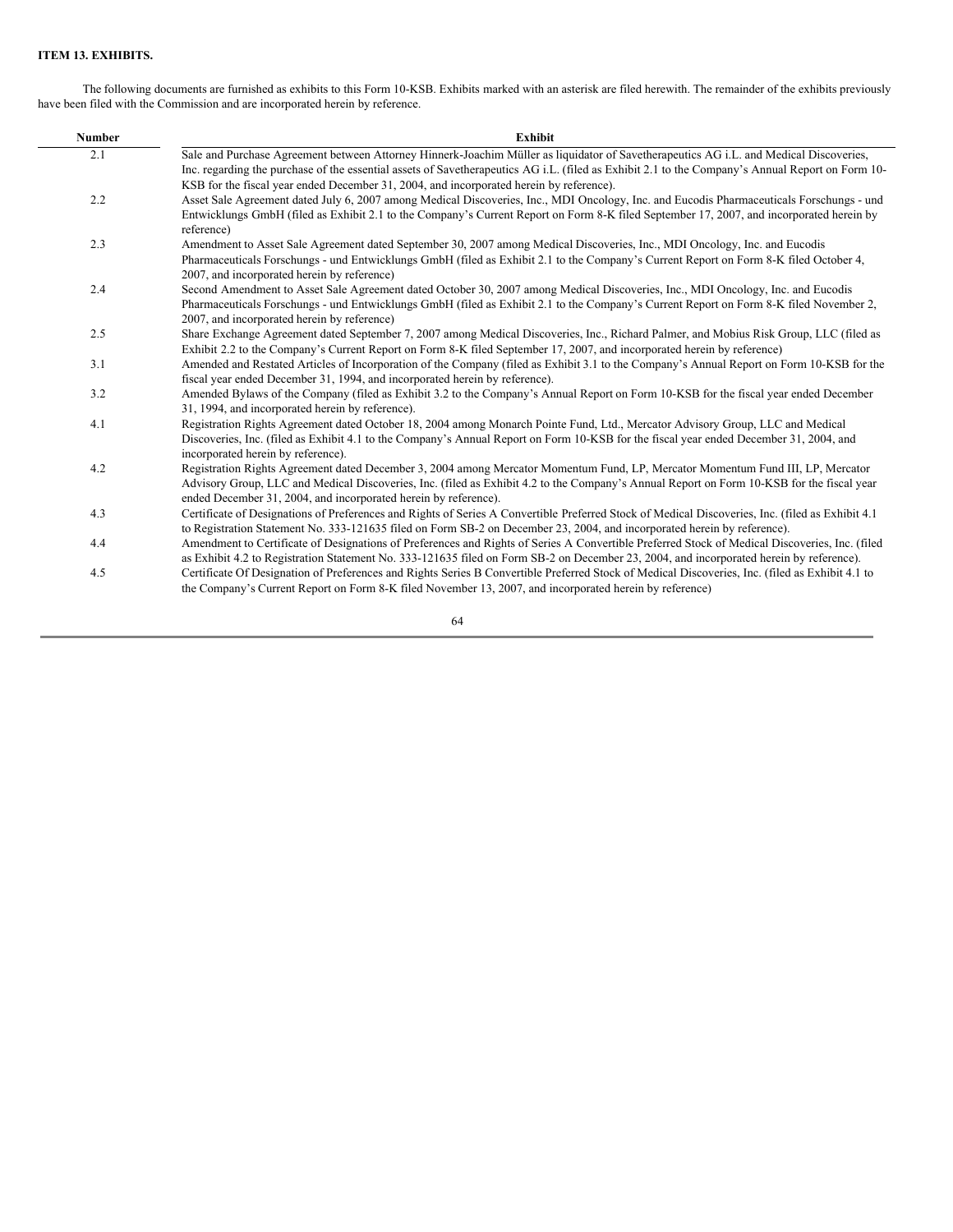**ITEM 13. EXHIBITS.**

The following documents are furnished as exhibits to this Form 10-KSB. Exhibits marked with an asterisk are filed herewith. The remainder of the exhibits previously have been filed with the Commission and are incorporated herein by reference.

| Number | Exhibit |
| --- | --- |
| 2.1 | Sale and Purchase Agreement between Attorney Hinnerk-Joachim Müller as liquidator of Savetherapeutics AG i.L. and Medical Discoveries, Inc. regarding the purchase of the essential assets of Savetherapeutics AG i.L. (filed as Exhibit 2.1 to the Company's Annual Report on Form 10-KSB for the fiscal year ended December 31, 2004, and incorporated herein by reference). |
| 2.2 | Asset Sale Agreement dated July 6, 2007 among Medical Discoveries, Inc., MDI Oncology, Inc. and Eucodis Pharmaceuticals Forschungs - und Entwicklungs GmbH (filed as Exhibit 2.1 to the Company's Current Report on Form 8-K filed September 17, 2007, and incorporated herein by reference) |
| 2.3 | Amendment to Asset Sale Agreement dated September 30, 2007 among Medical Discoveries, Inc., MDI Oncology, Inc. and Eucodis Pharmaceuticals Forschungs - und Entwicklungs GmbH (filed as Exhibit 2.1 to the Company's Current Report on Form 8-K filed October 4, 2007, and incorporated herein by reference) |
| 2.4 | Second Amendment to Asset Sale Agreement dated October 30, 2007 among Medical Discoveries, Inc., MDI Oncology, Inc. and Eucodis Pharmaceuticals Forschungs - und Entwicklungs GmbH (filed as Exhibit 2.1 to the Company's Current Report on Form 8-K filed November 2, 2007, and incorporated herein by reference) |
| 2.5 | Share Exchange Agreement dated September 7, 2007 among Medical Discoveries, Inc., Richard Palmer, and Mobius Risk Group, LLC (filed as Exhibit 2.2 to the Company's Current Report on Form 8-K filed September 17, 2007, and incorporated herein by reference) |
| 3.1 | Amended and Restated Articles of Incorporation of the Company (filed as Exhibit 3.1 to the Company's Annual Report on Form 10-KSB for the fiscal year ended December 31, 1994, and incorporated herein by reference). |
| 3.2 | Amended Bylaws of the Company (filed as Exhibit 3.2 to the Company's Annual Report on Form 10-KSB for the fiscal year ended December 31, 1994, and incorporated herein by reference). |
| 4.1 | Registration Rights Agreement dated October 18, 2004 among Monarch Pointe Fund, Ltd., Mercator Advisory Group, LLC and Medical Discoveries, Inc. (filed as Exhibit 4.1 to the Company's Annual Report on Form 10-KSB for the fiscal year ended December 31, 2004, and incorporated herein by reference). |
| 4.2 | Registration Rights Agreement dated December 3, 2004 among Mercator Momentum Fund, LP, Mercator Momentum Fund III, LP, Mercator Advisory Group, LLC and Medical Discoveries, Inc. (filed as Exhibit 4.2 to the Company's Annual Report on Form 10-KSB for the fiscal year ended December 31, 2004, and incorporated herein by reference). |
| 4.3 | Certificate of Designations of Preferences and Rights of Series A Convertible Preferred Stock of Medical Discoveries, Inc. (filed as Exhibit 4.1 to Registration Statement No. 333-121635 filed on Form SB-2 on December 23, 2004, and incorporated herein by reference). |
| 4.4 | Amendment to Certificate of Designations of Preferences and Rights of Series A Convertible Preferred Stock of Medical Discoveries, Inc. (filed as Exhibit 4.2 to Registration Statement No. 333-121635 filed on Form SB-2 on December 23, 2004, and incorporated herein by reference). |
| 4.5 | Certificate Of Designation of Preferences and Rights Series B Convertible Preferred Stock of Medical Discoveries, Inc. (filed as Exhibit 4.1 to the Company's Current Report on Form 8-K filed November 13, 2007, and incorporated herein by reference) |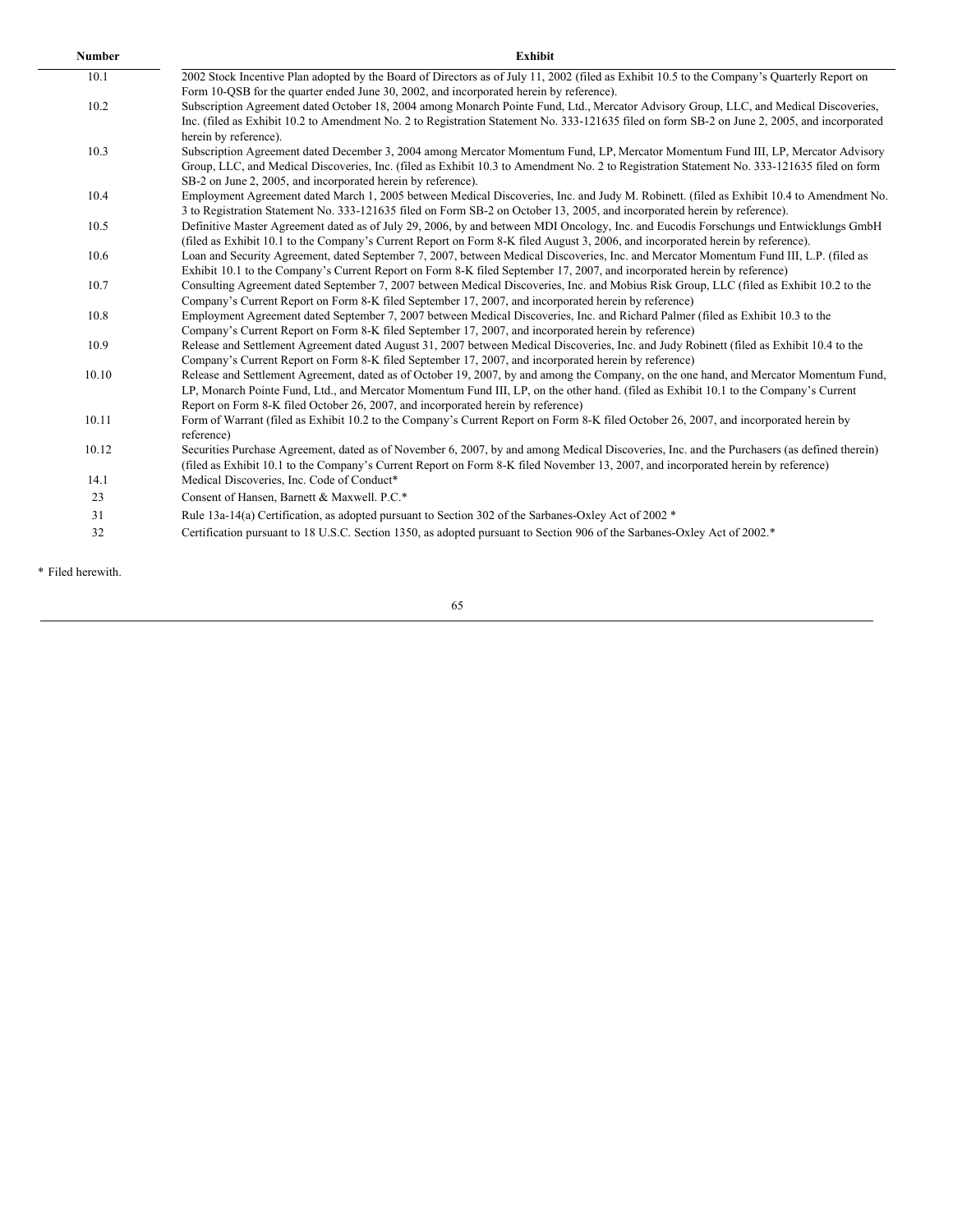| Number | Exhibit |
|---|---|
| 10.1 | 2002 Stock Incentive Plan adopted by the Board of Directors as of July 11, 2002 (filed as Exhibit 10.5 to the Company's Quarterly Report on Form 10-QSB for the quarter ended June 30, 2002, and incorporated herein by reference). |
| 10.2 | Subscription Agreement dated October 18, 2004 among Monarch Pointe Fund, Ltd., Mercator Advisory Group, LLC, and Medical Discoveries, Inc. (filed as Exhibit 10.2 to Amendment No. 2 to Registration Statement No. 333-121635 filed on form SB-2 on June 2, 2005, and incorporated herein by reference). |
| 10.3 | Subscription Agreement dated December 3, 2004 among Mercator Momentum Fund, LP, Mercator Momentum Fund III, LP, Mercator Advisory Group, LLC, and Medical Discoveries, Inc. (filed as Exhibit 10.3 to Amendment No. 2 to Registration Statement No. 333-121635 filed on form SB-2 on June 2, 2005, and incorporated herein by reference). |
| 10.4 | Employment Agreement dated March 1, 2005 between Medical Discoveries, Inc. and Judy M. Robinett. (filed as Exhibit 10.4 to Amendment No. 3 to Registration Statement No. 333-121635 filed on Form SB-2 on October 13, 2005, and incorporated herein by reference). |
| 10.5 | Definitive Master Agreement dated as of July 29, 2006, by and between MDI Oncology, Inc. and Eucodis Forschungs und Entwicklungs GmbH (filed as Exhibit 10.1 to the Company's Current Report on Form 8-K filed August 3, 2006, and incorporated herein by reference). |
| 10.6 | Loan and Security Agreement, dated September 7, 2007, between Medical Discoveries, Inc. and Mercator Momentum Fund III, L.P. (filed as Exhibit 10.1 to the Company's Current Report on Form 8-K filed September 17, 2007, and incorporated herein by reference) |
| 10.7 | Consulting Agreement dated September 7, 2007 between Medical Discoveries, Inc. and Mobius Risk Group, LLC (filed as Exhibit 10.2 to the Company's Current Report on Form 8-K filed September 17, 2007, and incorporated herein by reference) |
| 10.8 | Employment Agreement dated September 7, 2007 between Medical Discoveries, Inc. and Richard Palmer (filed as Exhibit 10.3 to the Company's Current Report on Form 8-K filed September 17, 2007, and incorporated herein by reference) |
| 10.9 | Release and Settlement Agreement dated August 31, 2007 between Medical Discoveries, Inc. and Judy Robinett (filed as Exhibit 10.4 to the Company's Current Report on Form 8-K filed September 17, 2007, and incorporated herein by reference) |
| 10.10 | Release and Settlement Agreement, dated as of October 19, 2007, by and among the Company, on the one hand, and Mercator Momentum Fund, LP, Monarch Pointe Fund, Ltd., and Mercator Momentum Fund III, LP, on the other hand. (filed as Exhibit 10.1 to the Company's Current Report on Form 8-K filed October 26, 2007, and incorporated herein by reference) |
| 10.11 | Form of Warrant (filed as Exhibit 10.2 to the Company's Current Report on Form 8-K filed October 26, 2007, and incorporated herein by reference) |
| 10.12 | Securities Purchase Agreement, dated as of November 6, 2007, by and among Medical Discoveries, Inc. and the Purchasers (as defined therein) (filed as Exhibit 10.1 to the Company's Current Report on Form 8-K filed November 13, 2007, and incorporated herein by reference) |
| 14.1 | Medical Discoveries, Inc. Code of Conduct* |
| 23 | Consent of Hansen, Barnett & Maxwell. P.C.* |
| 31 | Rule 13a-14(a) Certification, as adopted pursuant to Section 302 of the Sarbanes-Oxley Act of 2002 * |
| 32 | Certification pursuant to 18 U.S.C. Section 1350, as adopted pursuant to Section 906 of the Sarbanes-Oxley Act of 2002.* |

\* Filed herewith.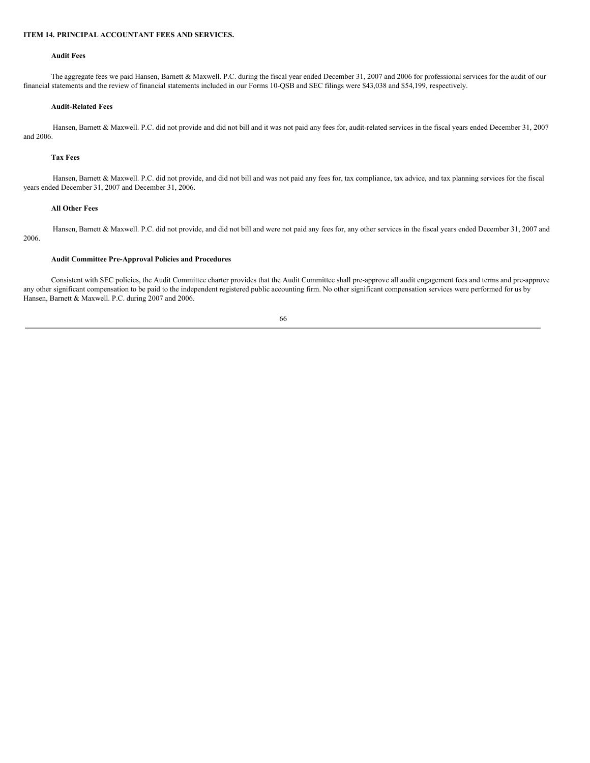## ITEM 14. PRINCIPAL ACCOUNTANT FEES AND SERVICES.

### Audit Fees

The aggregate fees we paid Hansen, Barnett & Maxwell. P.C. during the fiscal year ended December 31, 2007 and 2006 for professional services for the audit of our financial statements and the review of financial statements included in our Forms 10-QSB and SEC filings were $43,038 and $54,199, respectively.

### Audit-Related Fees

Hansen, Barnett & Maxwell. P.C. did not provide and did not bill and it was not paid any fees for, audit-related services in the fiscal years ended December 31, 2007 and 2006.

### Tax Fees

Hansen, Barnett & Maxwell. P.C. did not provide, and did not bill and was not paid any fees for, tax compliance, tax advice, and tax planning services for the fiscal years ended December 31, 2007 and December 31, 2006.

### All Other Fees

Hansen, Barnett & Maxwell. P.C. did not provide, and did not bill and were not paid any fees for, any other services in the fiscal years ended December 31, 2007 and 2006.

### Audit Committee Pre-Approval Policies and Procedures

Consistent with SEC policies, the Audit Committee charter provides that the Audit Committee shall pre-approve all audit engagement fees and terms and pre-approve any other significant compensation to be paid to the independent registered public accounting firm. No other significant compensation services were performed for us by Hansen, Barnett & Maxwell. P.C. during 2007 and 2006.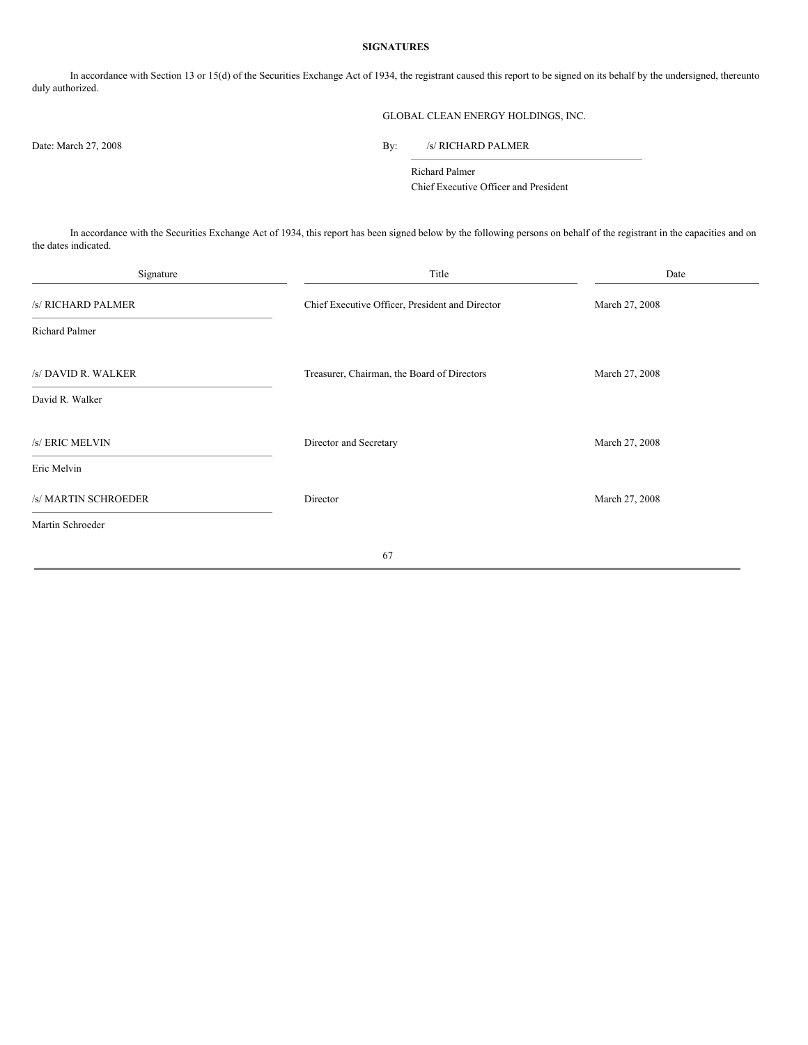## SIGNATURES

In accordance with Section 13 or 15(d) of the Securities Exchange Act of 1934, the registrant caused this report to be signed on its behalf by the undersigned, thereunto duly authorized.

GLOBAL CLEAN ENERGY HOLDINGS, INC.

Date: March 27, 2008

By: /s/ RICHARD PALMER

Richard Palmer
Chief Executive Officer and President

In accordance with the Securities Exchange Act of 1934, this report has been signed below by the following persons on behalf of the registrant in the capacities and on the dates indicated.

| Signature | Title | Date |
|---|---|---|
| /s/ RICHARD PALMER<br>Richard Palmer | Chief Executive Officer, President and Director | March 27, 2008 |
| /s/ DAVID R. WALKER<br>David R. Walker | Treasurer, Chairman, the Board of Directors | March 27, 2008 |
| /s/ ERIC MELVIN<br>Eric Melvin | Director and Secretary | March 27, 2008 |
| /s/ MARTIN SCHROEDER<br>Martin Schroeder | Director | March 27, 2008 |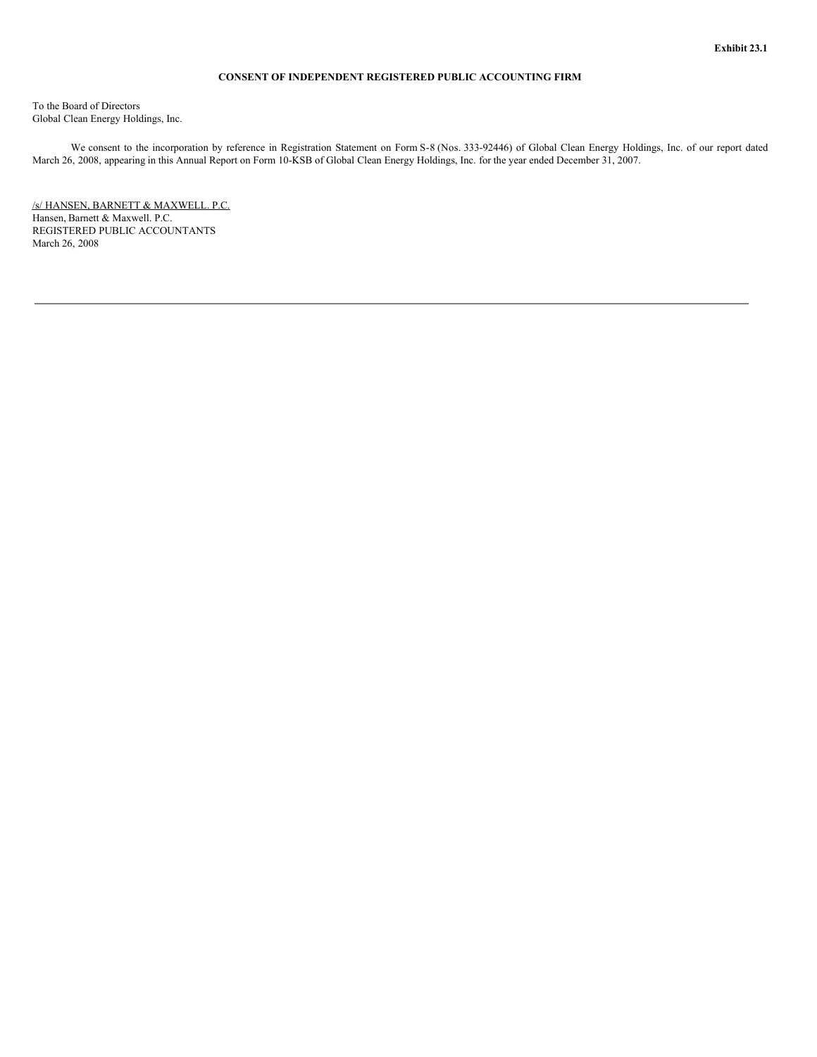**Exhibit 23.1**

**CONSENT OF INDEPENDENT REGISTERED PUBLIC ACCOUNTING FIRM**

To the Board of Directors
Global Clean Energy Holdings, Inc.

We consent to the incorporation by reference in Registration Statement on Form S-8 (Nos. 333-92446) of Global Clean Energy Holdings, Inc. of our report dated March 26, 2008, appearing in this Annual Report on Form 10-KSB of Global Clean Energy Holdings, Inc. for the year ended December 31, 2007.

/s/ HANSEN, BARNETT & MAXWELL. P.C.
Hansen, Barnett & Maxwell. P.C.
REGISTERED PUBLIC ACCOUNTANTS
March 26, 2008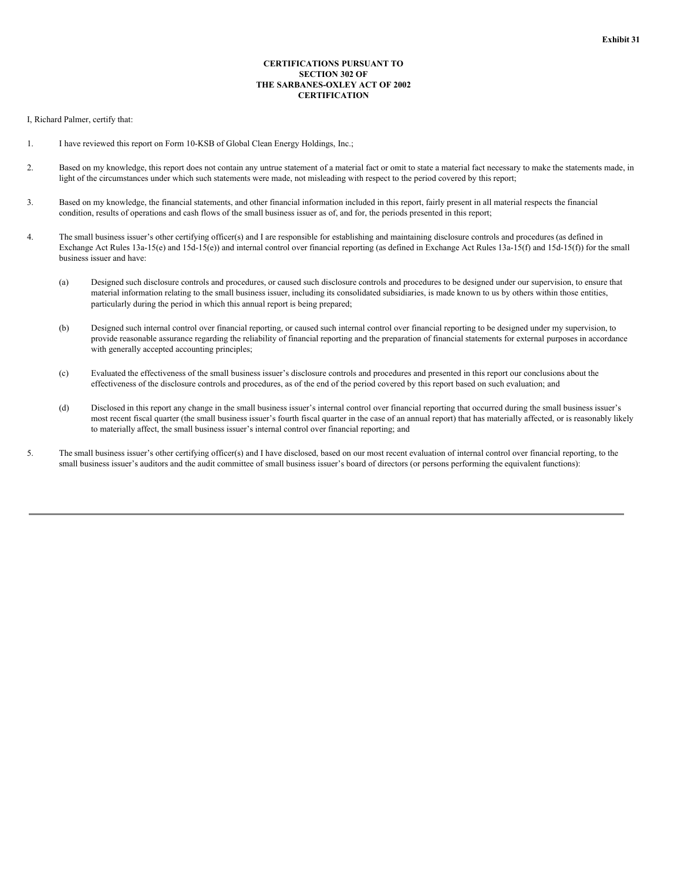**Exhibit 31**

**CERTIFICATIONS PURSUANT TO SECTION 302 OF THE SARBANES-OXLEY ACT OF 2002 CERTIFICATION**

I, Richard Palmer, certify that:

1. I have reviewed this report on Form 10-KSB of Global Clean Energy Holdings, Inc.;

2. Based on my knowledge, this report does not contain any untrue statement of a material fact or omit to state a material fact necessary to make the statements made, in light of the circumstances under which such statements were made, not misleading with respect to the period covered by this report;

3. Based on my knowledge, the financial statements, and other financial information included in this report, fairly present in all material respects the financial condition, results of operations and cash flows of the small business issuer as of, and for, the periods presented in this report;

4. The small business issuer's other certifying officer(s) and I are responsible for establishing and maintaining disclosure controls and procedures (as defined in Exchange Act Rules 13a-15(e) and 15d-15(e)) and internal control over financial reporting (as defined in Exchange Act Rules 13a-15(f) and 15d-15(f)) for the small business issuer and have:

   (a) Designed such disclosure controls and procedures, or caused such disclosure controls and procedures to be designed under our supervision, to ensure that material information relating to the small business issuer, including its consolidated subsidiaries, is made known to us by others within those entities, particularly during the period in which this annual report is being prepared;

   (b) Designed such internal control over financial reporting, or caused such internal control over financial reporting to be designed under my supervision, to provide reasonable assurance regarding the reliability of financial reporting and the preparation of financial statements for external purposes in accordance with generally accepted accounting principles;

   (c) Evaluated the effectiveness of the small business issuer's disclosure controls and procedures and presented in this report our conclusions about the effectiveness of the disclosure controls and procedures, as of the end of the period covered by this report based on such evaluation; and

   (d) Disclosed in this report any change in the small business issuer's internal control over financial reporting that occurred during the small business issuer's most recent fiscal quarter (the small business issuer's fourth fiscal quarter in the case of an annual report) that has materially affected, or is reasonably likely to materially affect, the small business issuer's internal control over financial reporting; and

5. The small business issuer's other certifying officer(s) and I have disclosed, based on our most recent evaluation of internal control over financial reporting, to the small business issuer's auditors and the audit committee of small business issuer's board of directors (or persons performing the equivalent functions):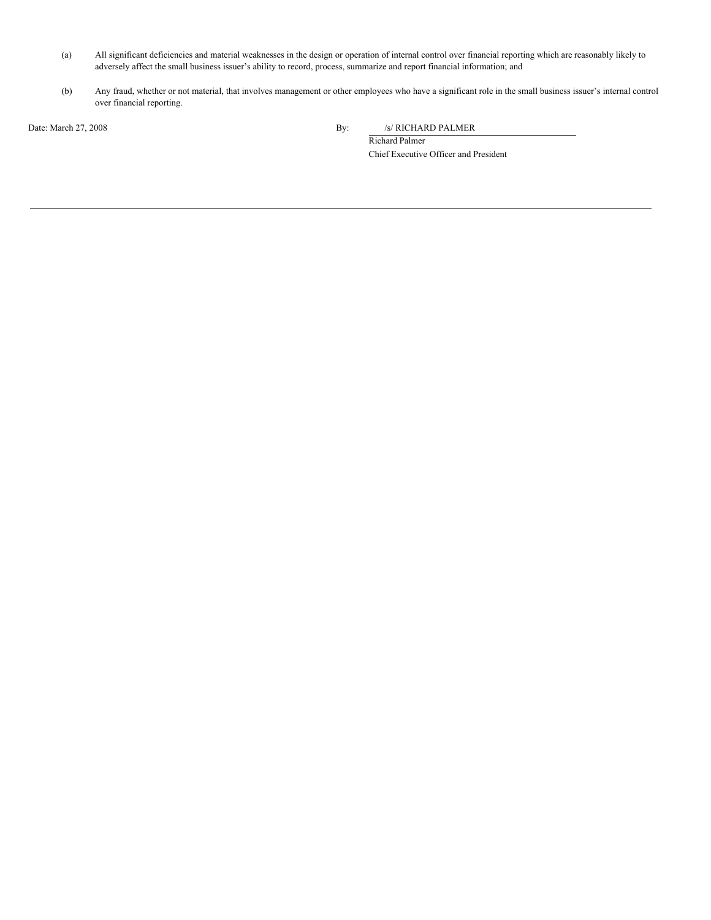(a) All significant deficiencies and material weaknesses in the design or operation of internal control over financial reporting which are reasonably likely to adversely affect the small business issuer's ability to record, process, summarize and report financial information; and

(b) Any fraud, whether or not material, that involves management or other employees who have a significant role in the small business issuer's internal control over financial reporting.

Date: March 27, 2008

By: /s/ RICHARD PALMER

Richard Palmer

Chief Executive Officer and President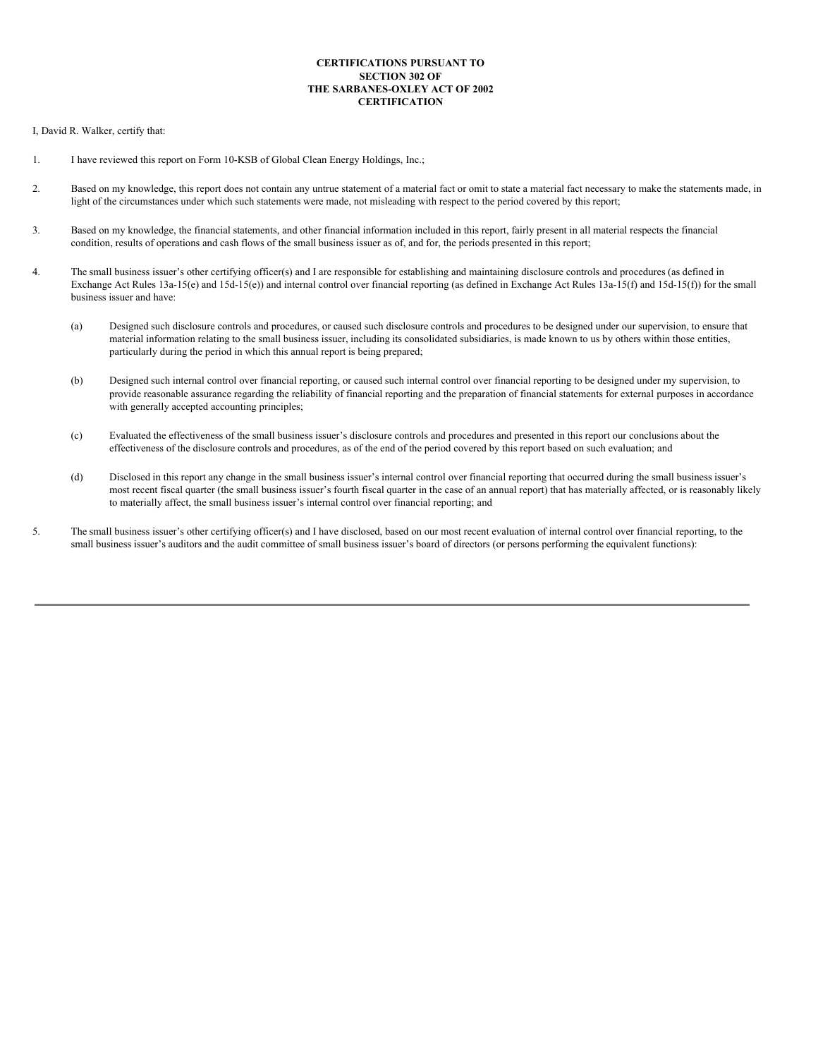**CERTIFICATIONS PURSUANT TO**
**SECTION 302 OF**
**THE SARBANES-OXLEY ACT OF 2002**
**CERTIFICATION**

I, David R. Walker, certify that:

1. I have reviewed this report on Form 10-KSB of Global Clean Energy Holdings, Inc.;

2. Based on my knowledge, this report does not contain any untrue statement of a material fact or omit to state a material fact necessary to make the statements made, in light of the circumstances under which such statements were made, not misleading with respect to the period covered by this report;

3. Based on my knowledge, the financial statements, and other financial information included in this report, fairly present in all material respects the financial condition, results of operations and cash flows of the small business issuer as of, and for, the periods presented in this report;

4. The small business issuer's other certifying officer(s) and I are responsible for establishing and maintaining disclosure controls and procedures (as defined in Exchange Act Rules 13a-15(e) and 15d-15(e)) and internal control over financial reporting (as defined in Exchange Act Rules 13a-15(f) and 15d-15(f)) for the small business issuer and have:

   (a) Designed such disclosure controls and procedures, or caused such disclosure controls and procedures to be designed under our supervision, to ensure that material information relating to the small business issuer, including its consolidated subsidiaries, is made known to us by others within those entities, particularly during the period in which this annual report is being prepared;

   (b) Designed such internal control over financial reporting, or caused such internal control over financial reporting to be designed under my supervision, to provide reasonable assurance regarding the reliability of financial reporting and the preparation of financial statements for external purposes in accordance with generally accepted accounting principles;

   (c) Evaluated the effectiveness of the small business issuer's disclosure controls and procedures and presented in this report our conclusions about the effectiveness of the disclosure controls and procedures, as of the end of the period covered by this report based on such evaluation; and

   (d) Disclosed in this report any change in the small business issuer's internal control over financial reporting that occurred during the small business issuer's most recent fiscal quarter (the small business issuer's fourth fiscal quarter in the case of an annual report) that has materially affected, or is reasonably likely to materially affect, the small business issuer's internal control over financial reporting; and

5. The small business issuer's other certifying officer(s) and I have disclosed, based on our most recent evaluation of internal control over financial reporting, to the small business issuer's auditors and the audit committee of small business issuer's board of directors (or persons performing the equivalent functions):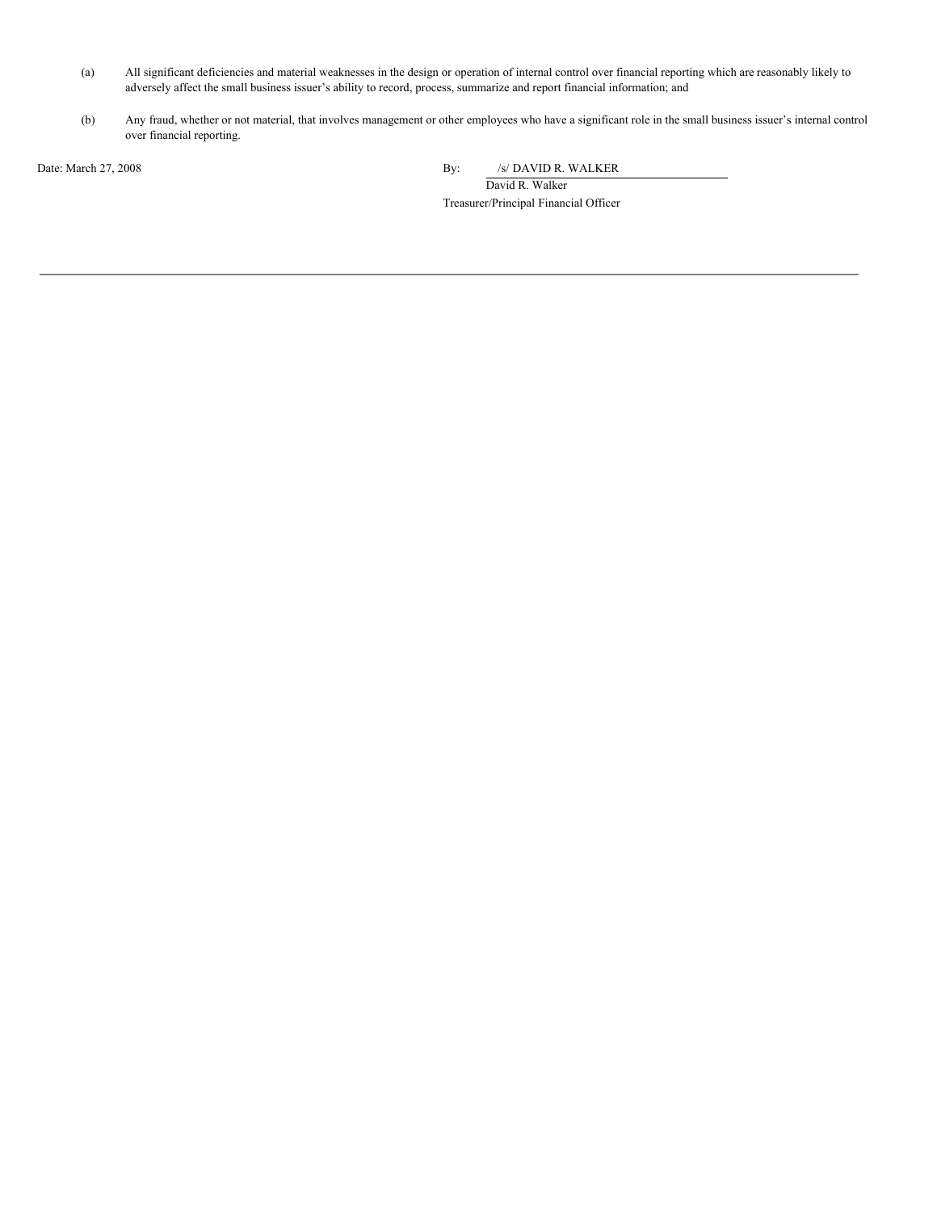(a) All significant deficiencies and material weaknesses in the design or operation of internal control over financial reporting which are reasonably likely to adversely affect the small business issuer's ability to record, process, summarize and report financial information; and

(b) Any fraud, whether or not material, that involves management or other employees who have a significant role in the small business issuer's internal control over financial reporting.

Date: March 27, 2008

By: /s/ DAVID R. WALKER
David R. Walker
Treasurer/Principal Financial Officer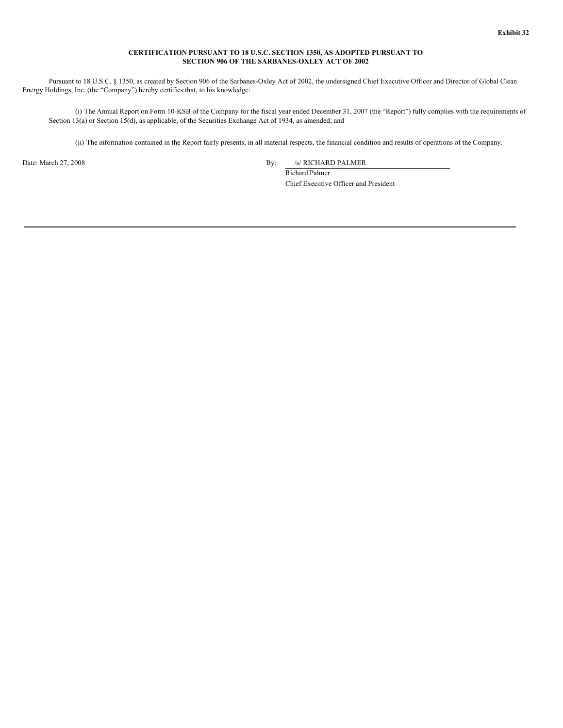**Exhibit 32**

**CERTIFICATION PURSUANT TO 18 U.S.C. SECTION 1350, AS ADOPTED PURSUANT TO SECTION 906 OF THE SARBANES-OXLEY ACT OF 2002**

Pursuant to 18 U.S.C. § 1350, as created by Section 906 of the Sarbanes-Oxley Act of 2002, the undersigned Chief Executive Officer and Director of Global Clean Energy Holdings, Inc. (the "Company") hereby certifies that, to his knowledge:

(i) The Annual Report on Form 10-KSB of the Company for the fiscal year ended December 31, 2007 (the "Report") fully complies with the requirements of Section 13(a) or Section 15(d), as applicable, of the Securities Exchange Act of 1934, as amended; and

(ii) The information contained in the Report fairly presents, in all material respects, the financial condition and results of operations of the Company.

Date: March 27, 2008

By: /s/ RICHARD PALMER

Richard Palmer

Chief Executive Officer and President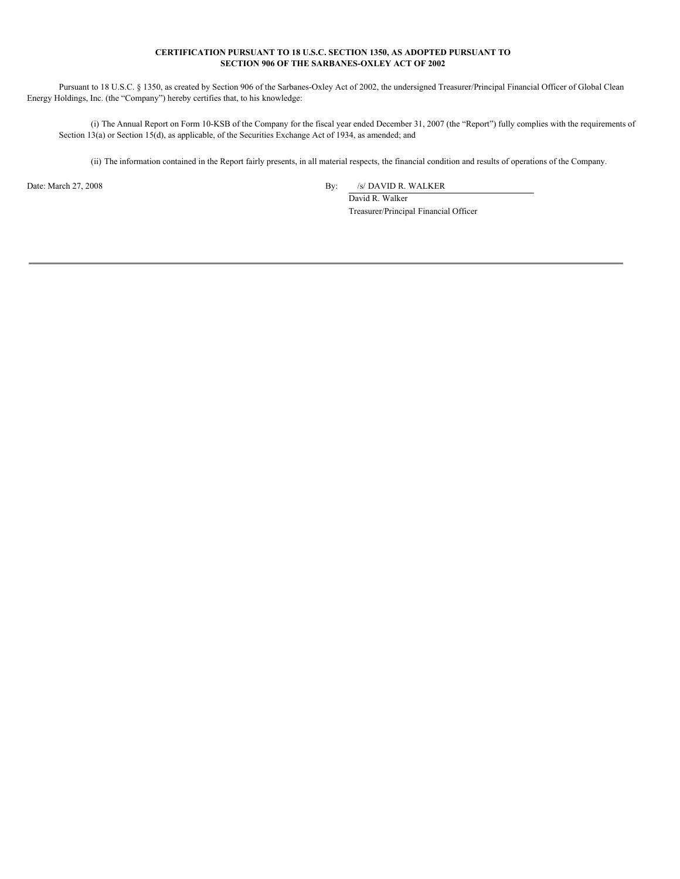**CERTIFICATION PURSUANT TO 18 U.S.C. SECTION 1350, AS ADOPTED PURSUANT TO SECTION 906 OF THE SARBANES-OXLEY ACT OF 2002**

Pursuant to 18 U.S.C. § 1350, as created by Section 906 of the Sarbanes-Oxley Act of 2002, the undersigned Treasurer/Principal Financial Officer of Global Clean Energy Holdings, Inc. (the "Company") hereby certifies that, to his knowledge:

(i) The Annual Report on Form 10-KSB of the Company for the fiscal year ended December 31, 2007 (the "Report") fully complies with the requirements of Section 13(a) or Section 15(d), as applicable, of the Securities Exchange Act of 1934, as amended; and

(ii) The information contained in the Report fairly presents, in all material respects, the financial condition and results of operations of the Company.

Date: March 27, 2008

By: /s/ DAVID R. WALKER
David R. Walker
Treasurer/Principal Financial Officer